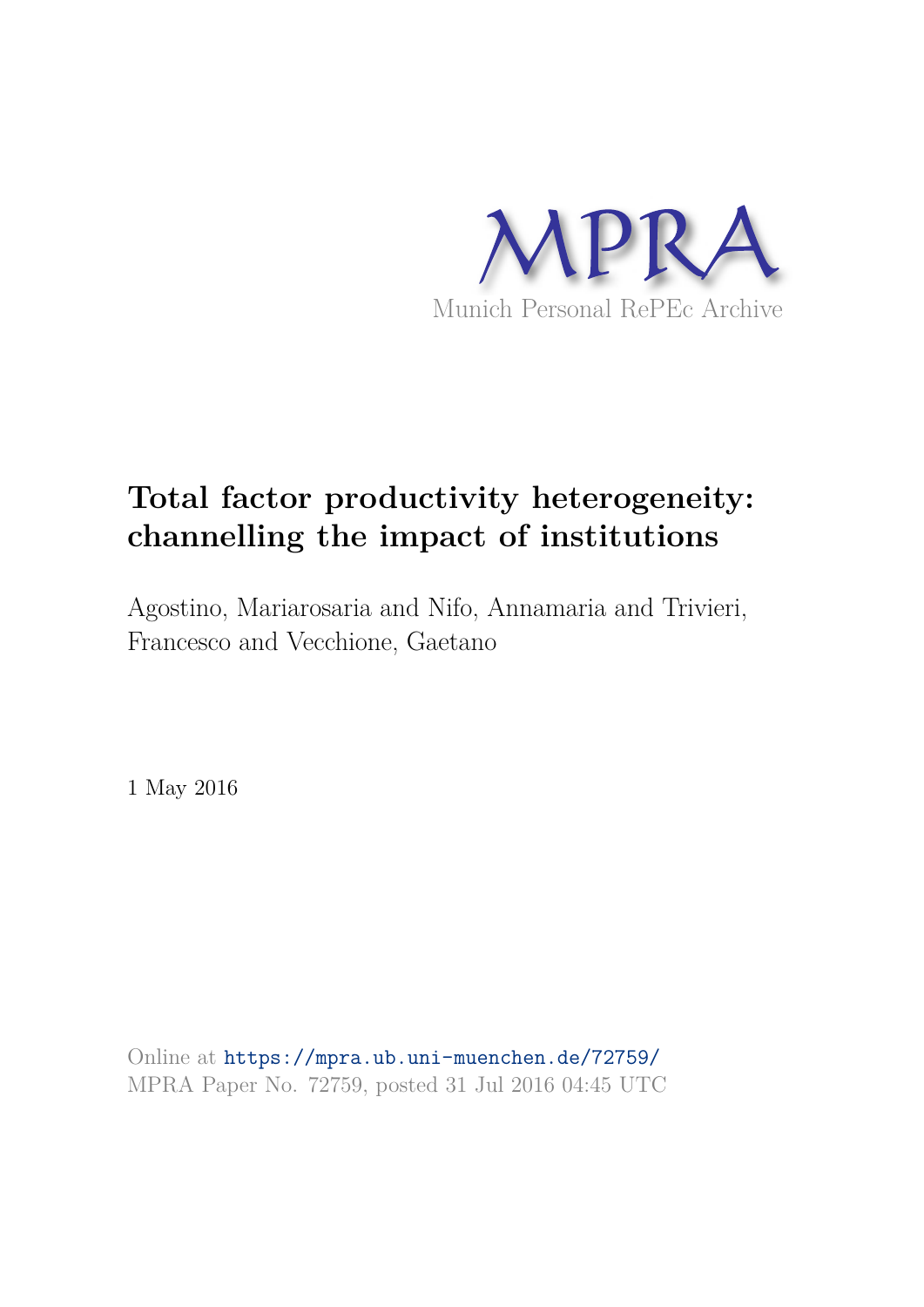MPRA

Munich Personal RePEc Archive

# Total factor productivity heterogeneity: channelling the impact of institutions

Agostino, Mariarosaria and Nifo, Annamaria and Trivieri, Francesco and Vecchione, Gaetano

1 May 2016

Online at https://mpra.ub.uni-muenchen.de/72759/
MPRA Paper No. 72759, posted 31 Jul 2016 04:45 UTC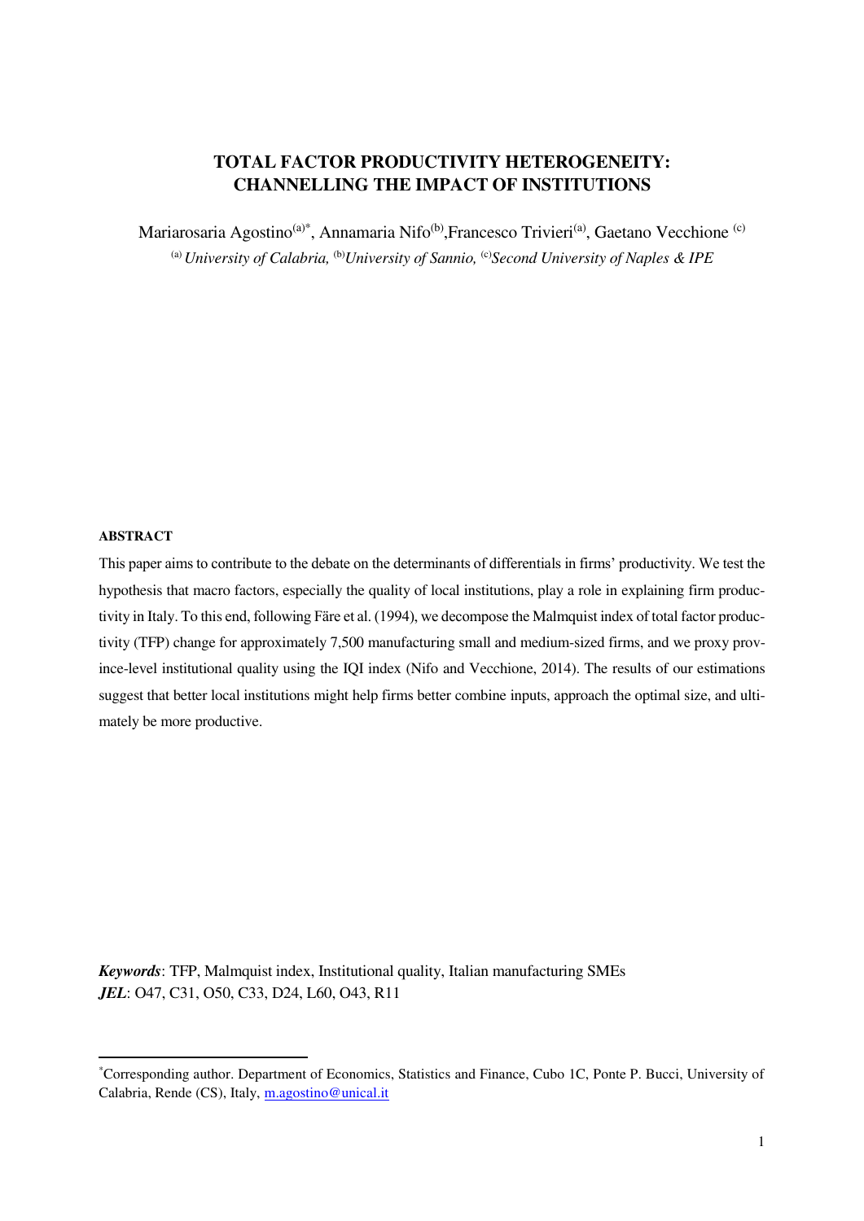# TOTAL FACTOR PRODUCTIVITY HETEROGENEITY: CHANNELLING THE IMPACT OF INSTITUTIONS

Mariarosaria Agostino[(a)*], Annamaria Nifo[(b)], Francesco Trivieri[(a)], Gaetano Vecchione [(c)]

[(a)] *University of Calabria,* [(b)]*University of Sannio,* [(c)]*Second University of Naples & IPE*

#### ABSTRACT

This paper aims to contribute to the debate on the determinants of differentials in firms' productivity. We test the hypothesis that macro factors, especially the quality of local institutions, play a role in explaining firm productivity in Italy. To this end, following Färe et al. (1994), we decompose the Malmquist index of total factor productivity (TFP) change for approximately 7,500 manufacturing small and medium-sized firms, and we proxy province-level institutional quality using the IQI index (Nifo and Vecchione, 2014). The results of our estimations suggest that better local institutions might help firms better combine inputs, approach the optimal size, and ultimately be more productive.

***Keywords***: TFP, Malmquist index, Institutional quality, Italian manufacturing SMEs
***JEL***: O47, C31, O50, C33, D24, L60, O43, R11

[*]Corresponding author. Department of Economics, Statistics and Finance, Cubo 1C, Ponte P. Bucci, University of Calabria, Rende (CS), Italy, m.agostino@unical.it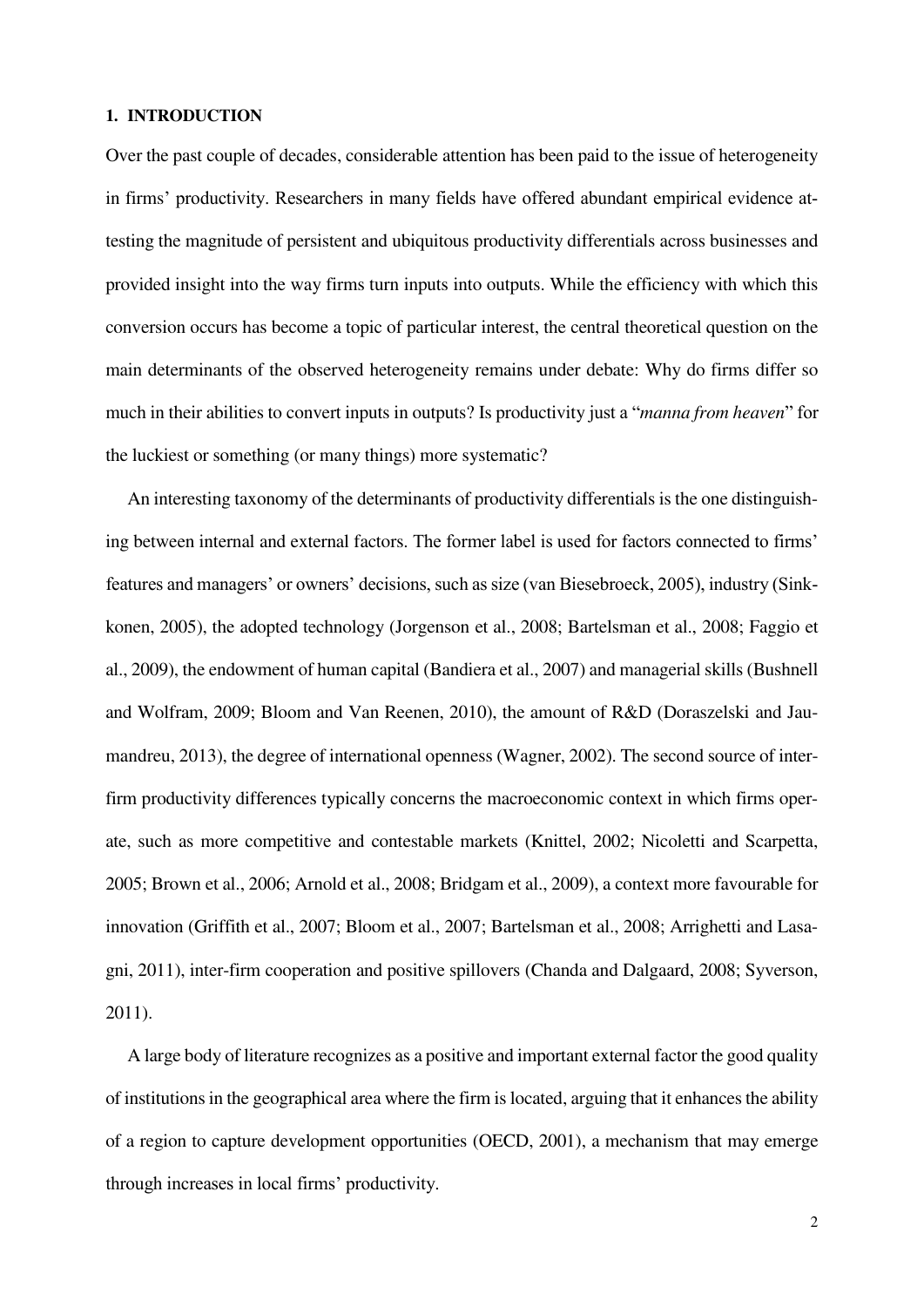## 1. INTRODUCTION

Over the past couple of decades, considerable attention has been paid to the issue of heterogeneity in firms' productivity. Researchers in many fields have offered abundant empirical evidence attesting the magnitude of persistent and ubiquitous productivity differentials across businesses and provided insight into the way firms turn inputs into outputs. While the efficiency with which this conversion occurs has become a topic of particular interest, the central theoretical question on the main determinants of the observed heterogeneity remains under debate: Why do firms differ so much in their abilities to convert inputs in outputs? Is productivity just a "*manna from heaven*" for the luckiest or something (or many things) more systematic?

An interesting taxonomy of the determinants of productivity differentials is the one distinguishing between internal and external factors. The former label is used for factors connected to firms' features and managers' or owners' decisions, such as size (van Biesebroeck, 2005), industry (Sinkkonen, 2005), the adopted technology (Jorgenson et al., 2008; Bartelsman et al., 2008; Faggio et al., 2009), the endowment of human capital (Bandiera et al., 2007) and managerial skills (Bushnell and Wolfram, 2009; Bloom and Van Reenen, 2010), the amount of R&D (Doraszelski and Jaumandreu, 2013), the degree of international openness (Wagner, 2002). The second source of inter-firm productivity differences typically concerns the macroeconomic context in which firms operate, such as more competitive and contestable markets (Knittel, 2002; Nicoletti and Scarpetta, 2005; Brown et al., 2006; Arnold et al., 2008; Bridgam et al., 2009), a context more favourable for innovation (Griffith et al., 2007; Bloom et al., 2007; Bartelsman et al., 2008; Arrighetti and Lasagni, 2011), inter-firm cooperation and positive spillovers (Chanda and Dalgaard, 2008; Syverson, 2011).

A large body of literature recognizes as a positive and important external factor the good quality of institutions in the geographical area where the firm is located, arguing that it enhances the ability of a region to capture development opportunities (OECD, 2001), a mechanism that may emerge through increases in local firms' productivity.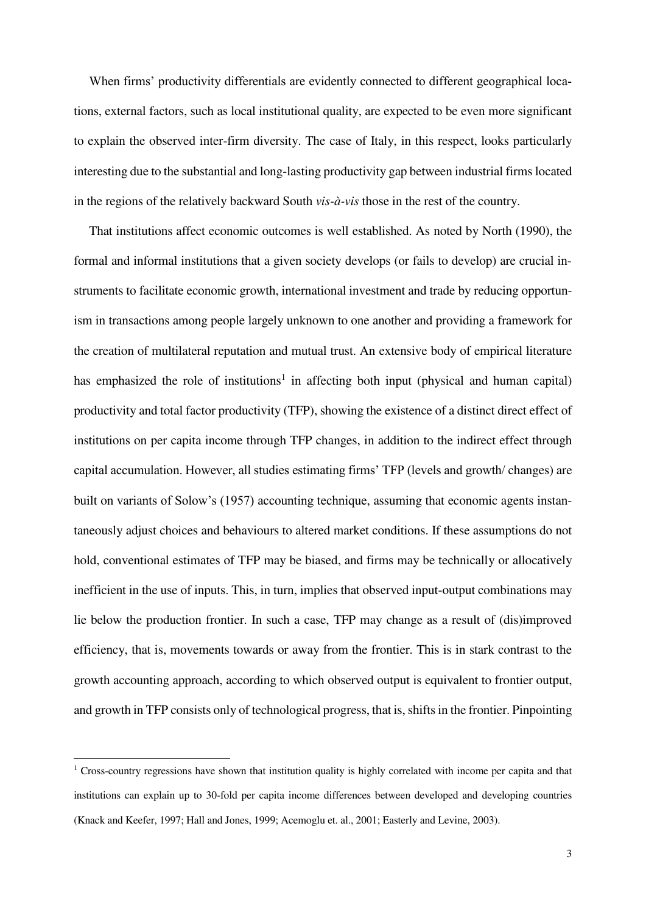When firms' productivity differentials are evidently connected to different geographical locations, external factors, such as local institutional quality, are expected to be even more significant to explain the observed inter-firm diversity. The case of Italy, in this respect, looks particularly interesting due to the substantial and long-lasting productivity gap between industrial firms located in the regions of the relatively backward South *vis-à-vis* those in the rest of the country.

That institutions affect economic outcomes is well established. As noted by North (1990), the formal and informal institutions that a given society develops (or fails to develop) are crucial instruments to facilitate economic growth, international investment and trade by reducing opportunism in transactions among people largely unknown to one another and providing a framework for the creation of multilateral reputation and mutual trust. An extensive body of empirical literature has emphasized the role of institutions[1] in affecting both input (physical and human capital) productivity and total factor productivity (TFP), showing the existence of a distinct direct effect of institutions on per capita income through TFP changes, in addition to the indirect effect through capital accumulation. However, all studies estimating firms' TFP (levels and growth/ changes) are built on variants of Solow's (1957) accounting technique, assuming that economic agents instantaneously adjust choices and behaviours to altered market conditions. If these assumptions do not hold, conventional estimates of TFP may be biased, and firms may be technically or allocatively inefficient in the use of inputs. This, in turn, implies that observed input-output combinations may lie below the production frontier. In such a case, TFP may change as a result of (dis)improved efficiency, that is, movements towards or away from the frontier. This is in stark contrast to the growth accounting approach, according to which observed output is equivalent to frontier output, and growth in TFP consists only of technological progress, that is, shifts in the frontier. Pinpointing

[1] Cross-country regressions have shown that institution quality is highly correlated with income per capita and that institutions can explain up to 30-fold per capita income differences between developed and developing countries (Knack and Keefer, 1997; Hall and Jones, 1999; Acemoglu et. al., 2001; Easterly and Levine, 2003).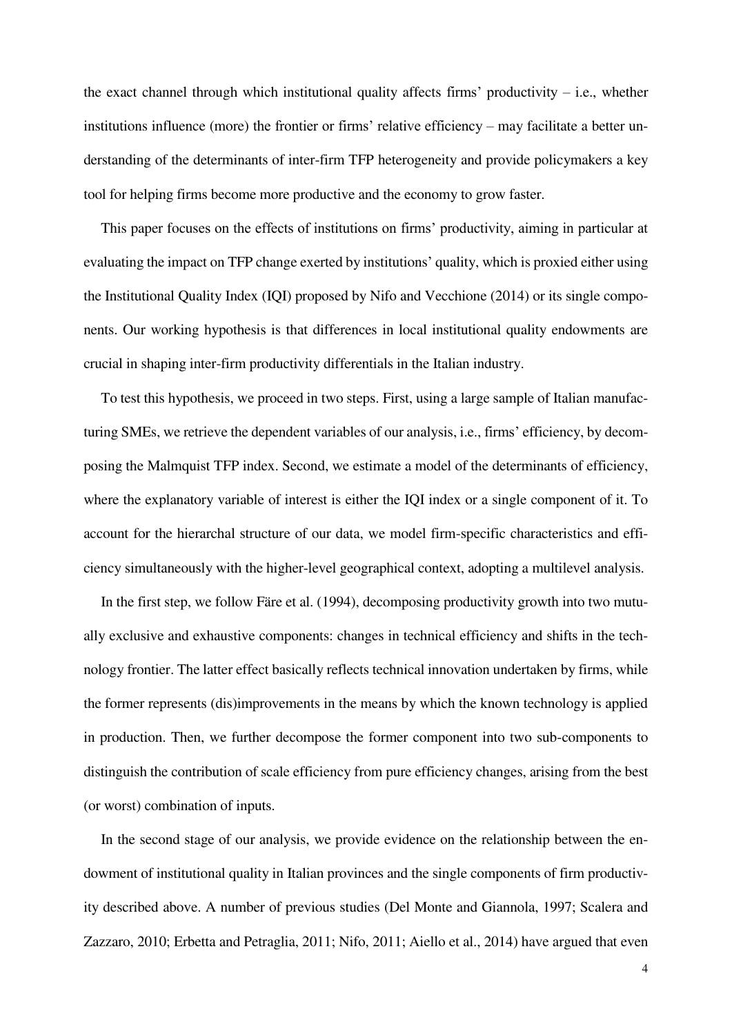the exact channel through which institutional quality affects firms' productivity – i.e., whether institutions influence (more) the frontier or firms' relative efficiency – may facilitate a better understanding of the determinants of inter-firm TFP heterogeneity and provide policymakers a key tool for helping firms become more productive and the economy to grow faster.

This paper focuses on the effects of institutions on firms' productivity, aiming in particular at evaluating the impact on TFP change exerted by institutions' quality, which is proxied either using the Institutional Quality Index (IQI) proposed by Nifo and Vecchione (2014) or its single components. Our working hypothesis is that differences in local institutional quality endowments are crucial in shaping inter-firm productivity differentials in the Italian industry.

To test this hypothesis, we proceed in two steps. First, using a large sample of Italian manufacturing SMEs, we retrieve the dependent variables of our analysis, i.e., firms' efficiency, by decomposing the Malmquist TFP index. Second, we estimate a model of the determinants of efficiency, where the explanatory variable of interest is either the IQI index or a single component of it. To account for the hierarchal structure of our data, we model firm-specific characteristics and efficiency simultaneously with the higher-level geographical context, adopting a multilevel analysis.

In the first step, we follow Färe et al. (1994), decomposing productivity growth into two mutually exclusive and exhaustive components: changes in technical efficiency and shifts in the technology frontier. The latter effect basically reflects technical innovation undertaken by firms, while the former represents (dis)improvements in the means by which the known technology is applied in production. Then, we further decompose the former component into two sub-components to distinguish the contribution of scale efficiency from pure efficiency changes, arising from the best (or worst) combination of inputs.

In the second stage of our analysis, we provide evidence on the relationship between the endowment of institutional quality in Italian provinces and the single components of firm productivity described above. A number of previous studies (Del Monte and Giannola, 1997; Scalera and Zazzaro, 2010; Erbetta and Petraglia, 2011; Nifo, 2011; Aiello et al., 2014) have argued that even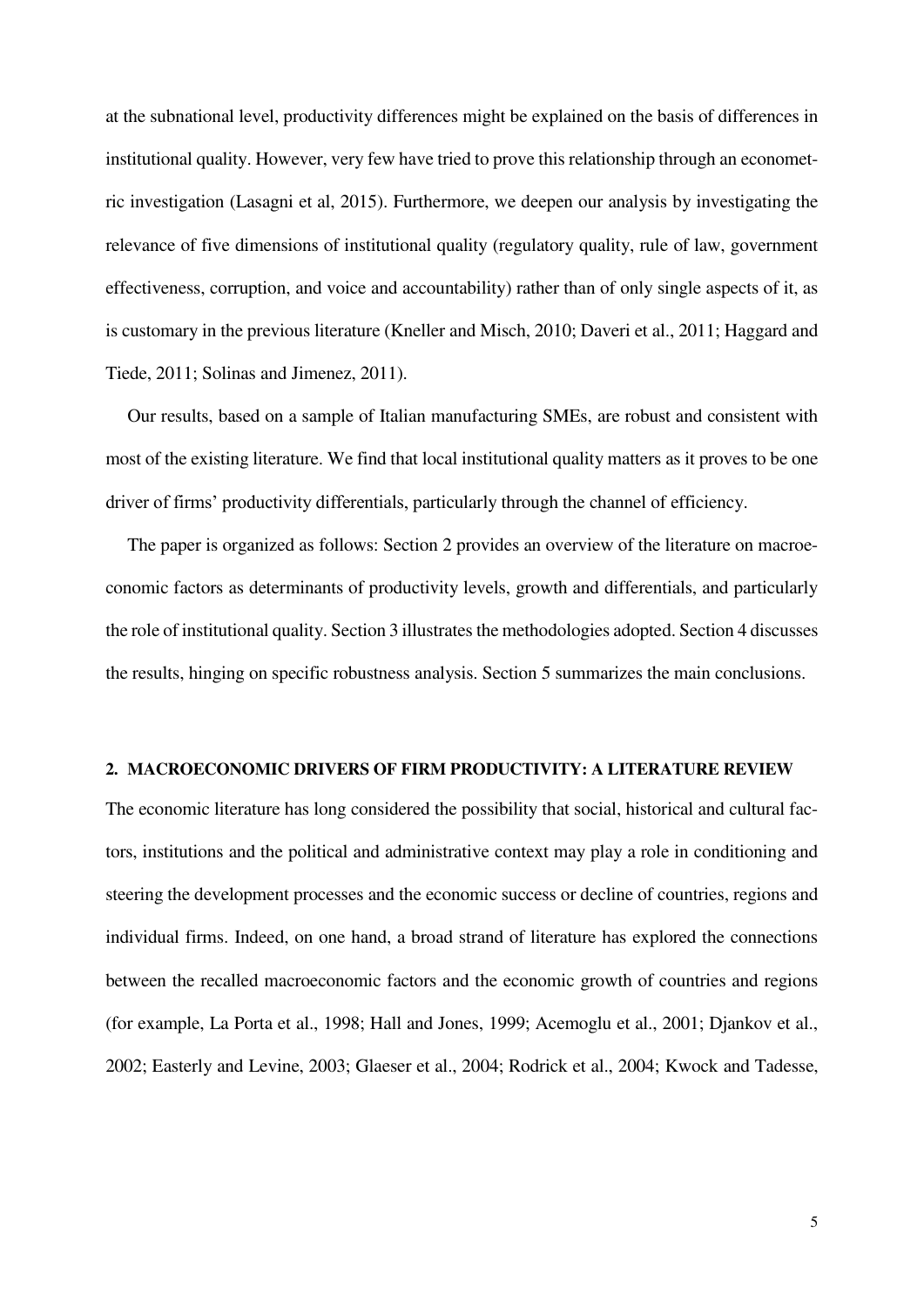at the subnational level, productivity differences might be explained on the basis of differences in institutional quality. However, very few have tried to prove this relationship through an econometric investigation (Lasagni et al, 2015). Furthermore, we deepen our analysis by investigating the relevance of five dimensions of institutional quality (regulatory quality, rule of law, government effectiveness, corruption, and voice and accountability) rather than of only single aspects of it, as is customary in the previous literature (Kneller and Misch, 2010; Daveri et al., 2011; Haggard and Tiede, 2011; Solinas and Jimenez, 2011).

Our results, based on a sample of Italian manufacturing SMEs, are robust and consistent with most of the existing literature. We find that local institutional quality matters as it proves to be one driver of firms' productivity differentials, particularly through the channel of efficiency.

The paper is organized as follows: Section 2 provides an overview of the literature on macroeconomic factors as determinants of productivity levels, growth and differentials, and particularly the role of institutional quality. Section 3 illustrates the methodologies adopted. Section 4 discusses the results, hinging on specific robustness analysis. Section 5 summarizes the main conclusions.

## 2. MACROECONOMIC DRIVERS OF FIRM PRODUCTIVITY: A LITERATURE REVIEW

The economic literature has long considered the possibility that social, historical and cultural factors, institutions and the political and administrative context may play a role in conditioning and steering the development processes and the economic success or decline of countries, regions and individual firms. Indeed, on one hand, a broad strand of literature has explored the connections between the recalled macroeconomic factors and the economic growth of countries and regions (for example, La Porta et al., 1998; Hall and Jones, 1999; Acemoglu et al., 2001; Djankov et al., 2002; Easterly and Levine, 2003; Glaeser et al., 2004; Rodrick et al., 2004; Kwock and Tadesse,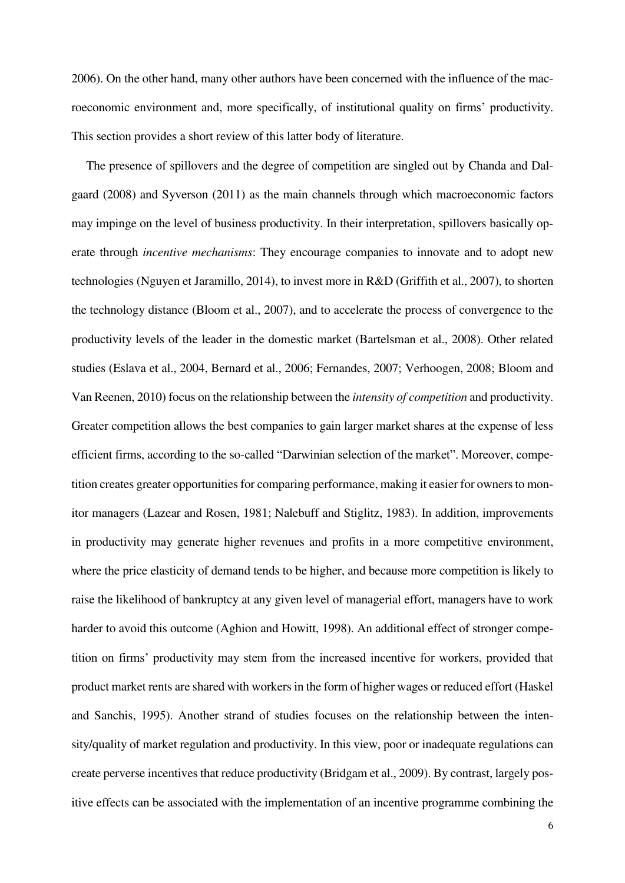2006). On the other hand, many other authors have been concerned with the influence of the macroeconomic environment and, more specifically, of institutional quality on firms' productivity. This section provides a short review of this latter body of literature.

The presence of spillovers and the degree of competition are singled out by Chanda and Dalgaard (2008) and Syverson (2011) as the main channels through which macroeconomic factors may impinge on the level of business productivity. In their interpretation, spillovers basically operate through *incentive mechanisms*: They encourage companies to innovate and to adopt new technologies (Nguyen et Jaramillo, 2014), to invest more in R&D (Griffith et al., 2007), to shorten the technology distance (Bloom et al., 2007), and to accelerate the process of convergence to the productivity levels of the leader in the domestic market (Bartelsman et al., 2008). Other related studies (Eslava et al., 2004, Bernard et al., 2006; Fernandes, 2007; Verhoogen, 2008; Bloom and Van Reenen, 2010) focus on the relationship between the *intensity of competition* and productivity. Greater competition allows the best companies to gain larger market shares at the expense of less efficient firms, according to the so-called "Darwinian selection of the market". Moreover, competition creates greater opportunities for comparing performance, making it easier for owners to monitor managers (Lazear and Rosen, 1981; Nalebuff and Stiglitz, 1983). In addition, improvements in productivity may generate higher revenues and profits in a more competitive environment, where the price elasticity of demand tends to be higher, and because more competition is likely to raise the likelihood of bankruptcy at any given level of managerial effort, managers have to work harder to avoid this outcome (Aghion and Howitt, 1998). An additional effect of stronger competition on firms' productivity may stem from the increased incentive for workers, provided that product market rents are shared with workers in the form of higher wages or reduced effort (Haskel and Sanchis, 1995). Another strand of studies focuses on the relationship between the intensity/quality of market regulation and productivity. In this view, poor or inadequate regulations can create perverse incentives that reduce productivity (Bridgam et al., 2009). By contrast, largely positive effects can be associated with the implementation of an incentive programme combining the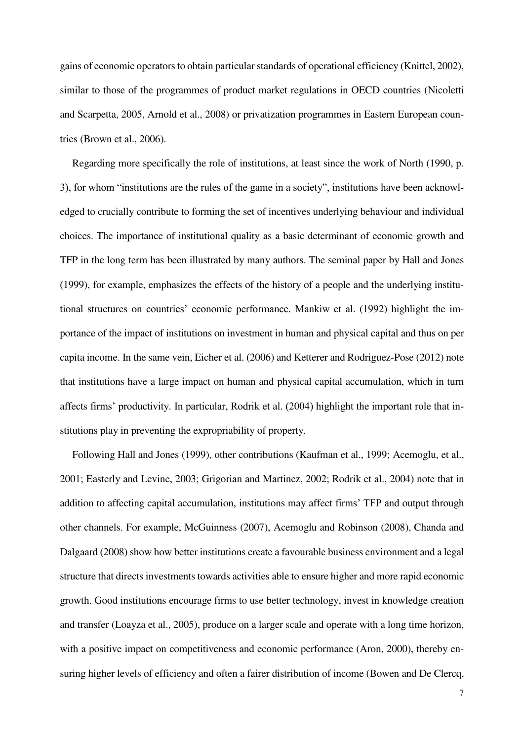gains of economic operators to obtain particular standards of operational efficiency (Knittel, 2002), similar to those of the programmes of product market regulations in OECD countries (Nicoletti and Scarpetta, 2005, Arnold et al., 2008) or privatization programmes in Eastern European countries (Brown et al., 2006).

Regarding more specifically the role of institutions, at least since the work of North (1990, p. 3), for whom "institutions are the rules of the game in a society", institutions have been acknowledged to crucially contribute to forming the set of incentives underlying behaviour and individual choices. The importance of institutional quality as a basic determinant of economic growth and TFP in the long term has been illustrated by many authors. The seminal paper by Hall and Jones (1999), for example, emphasizes the effects of the history of a people and the underlying institutional structures on countries' economic performance. Mankiw et al. (1992) highlight the importance of the impact of institutions on investment in human and physical capital and thus on per capita income. In the same vein, Eicher et al. (2006) and Ketterer and Rodriguez-Pose (2012) note that institutions have a large impact on human and physical capital accumulation, which in turn affects firms' productivity. In particular, Rodrik et al. (2004) highlight the important role that institutions play in preventing the expropriability of property.

Following Hall and Jones (1999), other contributions (Kaufman et al., 1999; Acemoglu, et al., 2001; Easterly and Levine, 2003; Grigorian and Martinez, 2002; Rodrik et al., 2004) note that in addition to affecting capital accumulation, institutions may affect firms' TFP and output through other channels. For example, McGuinness (2007), Acemoglu and Robinson (2008), Chanda and Dalgaard (2008) show how better institutions create a favourable business environment and a legal structure that directs investments towards activities able to ensure higher and more rapid economic growth. Good institutions encourage firms to use better technology, invest in knowledge creation and transfer (Loayza et al., 2005), produce on a larger scale and operate with a long time horizon, with a positive impact on competitiveness and economic performance (Aron, 2000), thereby ensuring higher levels of efficiency and often a fairer distribution of income (Bowen and De Clercq,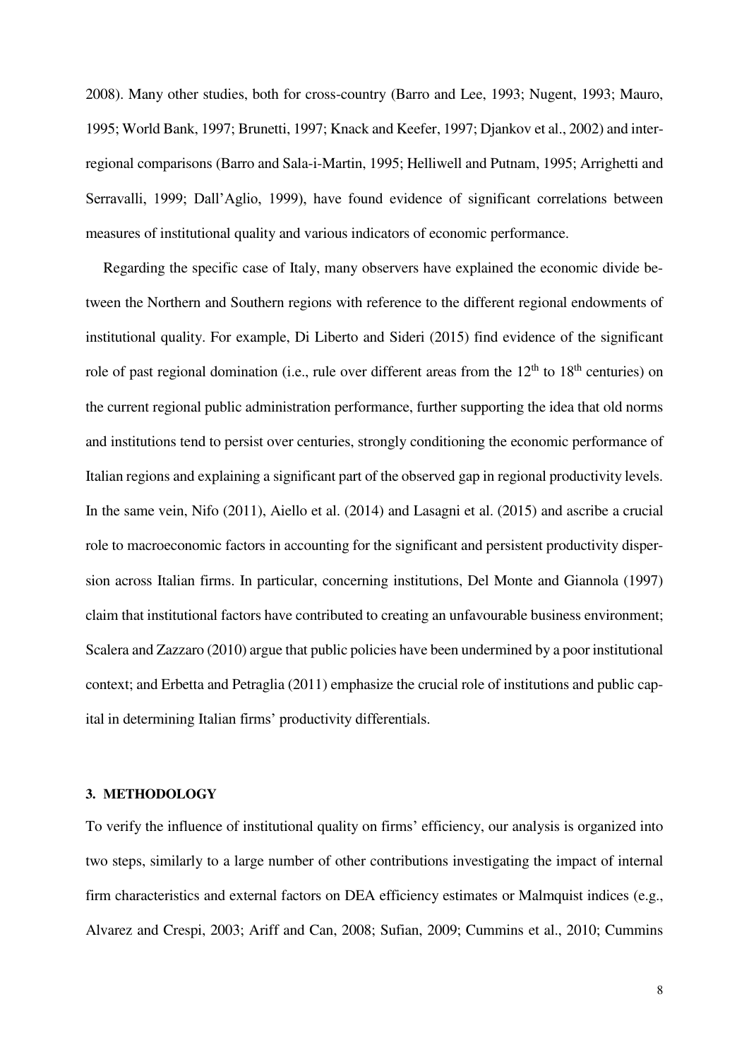2008). Many other studies, both for cross-country (Barro and Lee, 1993; Nugent, 1993; Mauro, 1995; World Bank, 1997; Brunetti, 1997; Knack and Keefer, 1997; Djankov et al., 2002) and inter-regional comparisons (Barro and Sala-i-Martin, 1995; Helliwell and Putnam, 1995; Arrighetti and Serravalli, 1999; Dall'Aglio, 1999), have found evidence of significant correlations between measures of institutional quality and various indicators of economic performance.

Regarding the specific case of Italy, many observers have explained the economic divide between the Northern and Southern regions with reference to the different regional endowments of institutional quality. For example, Di Liberto and Sideri (2015) find evidence of the significant role of past regional domination (i.e., rule over different areas from the 12th to 18th centuries) on the current regional public administration performance, further supporting the idea that old norms and institutions tend to persist over centuries, strongly conditioning the economic performance of Italian regions and explaining a significant part of the observed gap in regional productivity levels. In the same vein, Nifo (2011), Aiello et al. (2014) and Lasagni et al. (2015) and ascribe a crucial role to macroeconomic factors in accounting for the significant and persistent productivity dispersion across Italian firms. In particular, concerning institutions, Del Monte and Giannola (1997) claim that institutional factors have contributed to creating an unfavourable business environment; Scalera and Zazzaro (2010) argue that public policies have been undermined by a poor institutional context; and Erbetta and Petraglia (2011) emphasize the crucial role of institutions and public capital in determining Italian firms' productivity differentials.

## 3. METHODOLOGY

To verify the influence of institutional quality on firms' efficiency, our analysis is organized into two steps, similarly to a large number of other contributions investigating the impact of internal firm characteristics and external factors on DEA efficiency estimates or Malmquist indices (e.g., Alvarez and Crespi, 2003; Ariff and Can, 2008; Sufian, 2009; Cummins et al., 2010; Cummins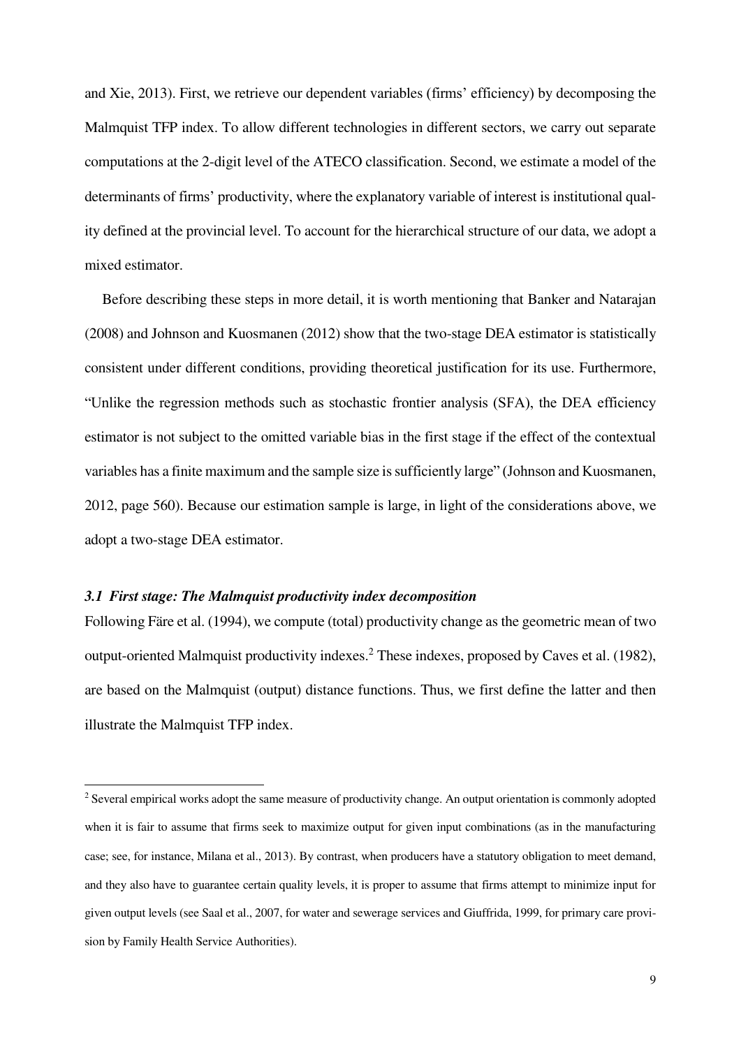and Xie, 2013). First, we retrieve our dependent variables (firms' efficiency) by decomposing the Malmquist TFP index. To allow different technologies in different sectors, we carry out separate computations at the 2-digit level of the ATECO classification. Second, we estimate a model of the determinants of firms' productivity, where the explanatory variable of interest is institutional quality defined at the provincial level. To account for the hierarchical structure of our data, we adopt a mixed estimator.

Before describing these steps in more detail, it is worth mentioning that Banker and Natarajan (2008) and Johnson and Kuosmanen (2012) show that the two-stage DEA estimator is statistically consistent under different conditions, providing theoretical justification for its use. Furthermore, "Unlike the regression methods such as stochastic frontier analysis (SFA), the DEA efficiency estimator is not subject to the omitted variable bias in the first stage if the effect of the contextual variables has a finite maximum and the sample size is sufficiently large" (Johnson and Kuosmanen, 2012, page 560). Because our estimation sample is large, in light of the considerations above, we adopt a two-stage DEA estimator.

### *3.1 First stage: The Malmquist productivity index decomposition*

Following Färe et al. (1994), we compute (total) productivity change as the geometric mean of two output-oriented Malmquist productivity indexes.[2] These indexes, proposed by Caves et al. (1982), are based on the Malmquist (output) distance functions. Thus, we first define the latter and then illustrate the Malmquist TFP index.

---

[2] Several empirical works adopt the same measure of productivity change. An output orientation is commonly adopted when it is fair to assume that firms seek to maximize output for given input combinations (as in the manufacturing case; see, for instance, Milana et al., 2013). By contrast, when producers have a statutory obligation to meet demand, and they also have to guarantee certain quality levels, it is proper to assume that firms attempt to minimize input for given output levels (see Saal et al., 2007, for water and sewerage services and Giuffrida, 1999, for primary care provision by Family Health Service Authorities).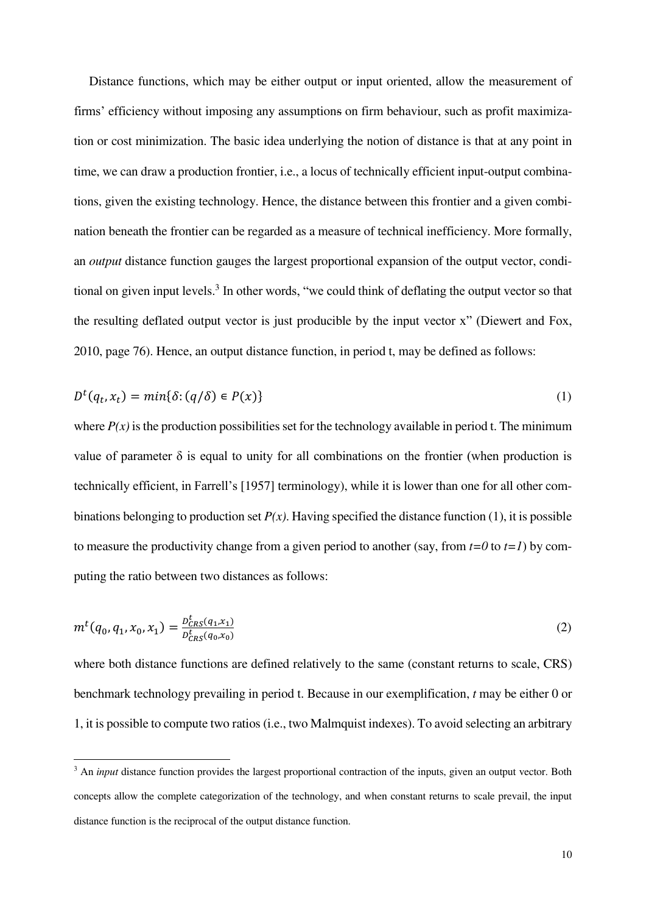Distance functions, which may be either output or input oriented, allow the measurement of firms' efficiency without imposing any assumptions on firm behaviour, such as profit maximization or cost minimization. The basic idea underlying the notion of distance is that at any point in time, we can draw a production frontier, i.e., a locus of technically efficient input-output combinations, given the existing technology. Hence, the distance between this frontier and a given combination beneath the frontier can be regarded as a measure of technical inefficiency. More formally, an *output* distance function gauges the largest proportional expansion of the output vector, conditional on given input levels.[3] In other words, "we could think of deflating the output vector so that the resulting deflated output vector is just producible by the input vector x" (Diewert and Fox, 2010, page 76). Hence, an output distance function, in period t, may be defined as follows:

$$D^t(q_t, x_t) = min\{\delta : (q/\delta) \in P(x)\} \tag{1}$$

where *P(x)* is the production possibilities set for the technology available in period t. The minimum value of parameter δ is equal to unity for all combinations on the frontier (when production is technically efficient, in Farrell's [1957] terminology), while it is lower than one for all other combinations belonging to production set *P(x)*. Having specified the distance function (1), it is possible to measure the productivity change from a given period to another (say, from $t=0$ to $t=1$) by computing the ratio between two distances as follows:

$$m^t(q_0, q_1, x_0, x_1) = \frac{D^t_{CRS}(q_1, x_1)}{D^t_{CRS}(q_0, x_0)} \tag{2}$$

where both distance functions are defined relatively to the same (constant returns to scale, CRS) benchmark technology prevailing in period t. Because in our exemplification, $t$ may be either 0 or 1, it is possible to compute two ratios (i.e., two Malmquist indexes). To avoid selecting an arbitrary

[3] An *input* distance function provides the largest proportional contraction of the inputs, given an output vector. Both concepts allow the complete categorization of the technology, and when constant returns to scale prevail, the input distance function is the reciprocal of the output distance function.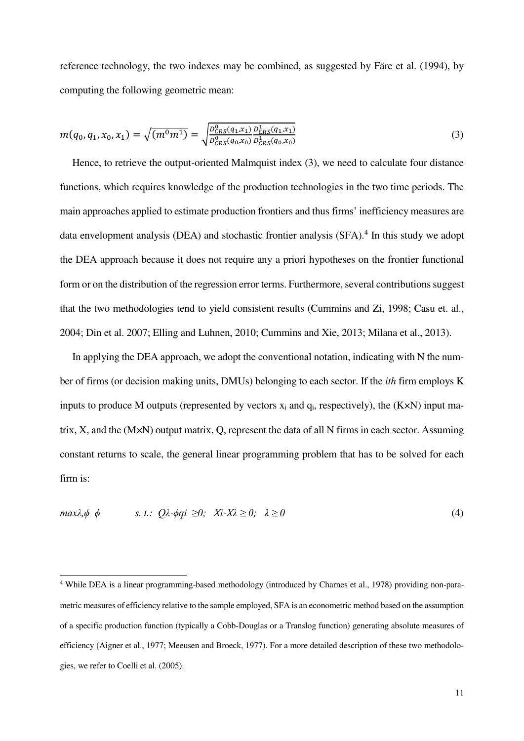reference technology, the two indexes may be combined, as suggested by Färe et al. (1994), by computing the following geometric mean:

$$m(q_0, q_1, x_0, x_1) = \sqrt{(m^0 m^1)} = \sqrt{\frac{D^0_{CRS}(q_1, x_1)}{D^0_{CRS}(q_0, x_0)} \frac{D^1_{CRS}(q_1, x_1)}{D^1_{CRS}(q_0, x_0)}} \tag{3}$$

Hence, to retrieve the output-oriented Malmquist index (3), we need to calculate four distance functions, which requires knowledge of the production technologies in the two time periods. The main approaches applied to estimate production frontiers and thus firms' inefficiency measures are data envelopment analysis (DEA) and stochastic frontier analysis (SFA).[4] In this study we adopt the DEA approach because it does not require any a priori hypotheses on the frontier functional form or on the distribution of the regression error terms. Furthermore, several contributions suggest that the two methodologies tend to yield consistent results (Cummins and Zi, 1998; Casu et. al., 2004; Din et al. 2007; Elling and Luhnen, 2010; Cummins and Xie, 2013; Milana et al., 2013).

In applying the DEA approach, we adopt the conventional notation, indicating with N the number of firms (or decision making units, DMUs) belonging to each sector. If the *ith* firm employs K inputs to produce M outputs (represented by vectors $x_i$ and $q_i$, respectively), the (K×N) input matrix, X, and the (M×N) output matrix, Q, represent the data of all N firms in each sector. Assuming constant returns to scale, the general linear programming problem that has to be solved for each firm is:

$$\max_{\lambda,\phi} \ \phi \qquad s.t.: \ Q\lambda - \phi q_i \geq 0; \ \ X_i - X\lambda \geq 0; \ \ \lambda \geq 0 \tag{4}$$

---

[4] While DEA is a linear programming-based methodology (introduced by Charnes et al., 1978) providing non-parametric measures of efficiency relative to the sample employed, SFA is an econometric method based on the assumption of a specific production function (typically a Cobb-Douglas or a Translog function) generating absolute measures of efficiency (Aigner et al., 1977; Meeusen and Broeck, 1977). For a more detailed description of these two methodologies, we refer to Coelli et al. (2005).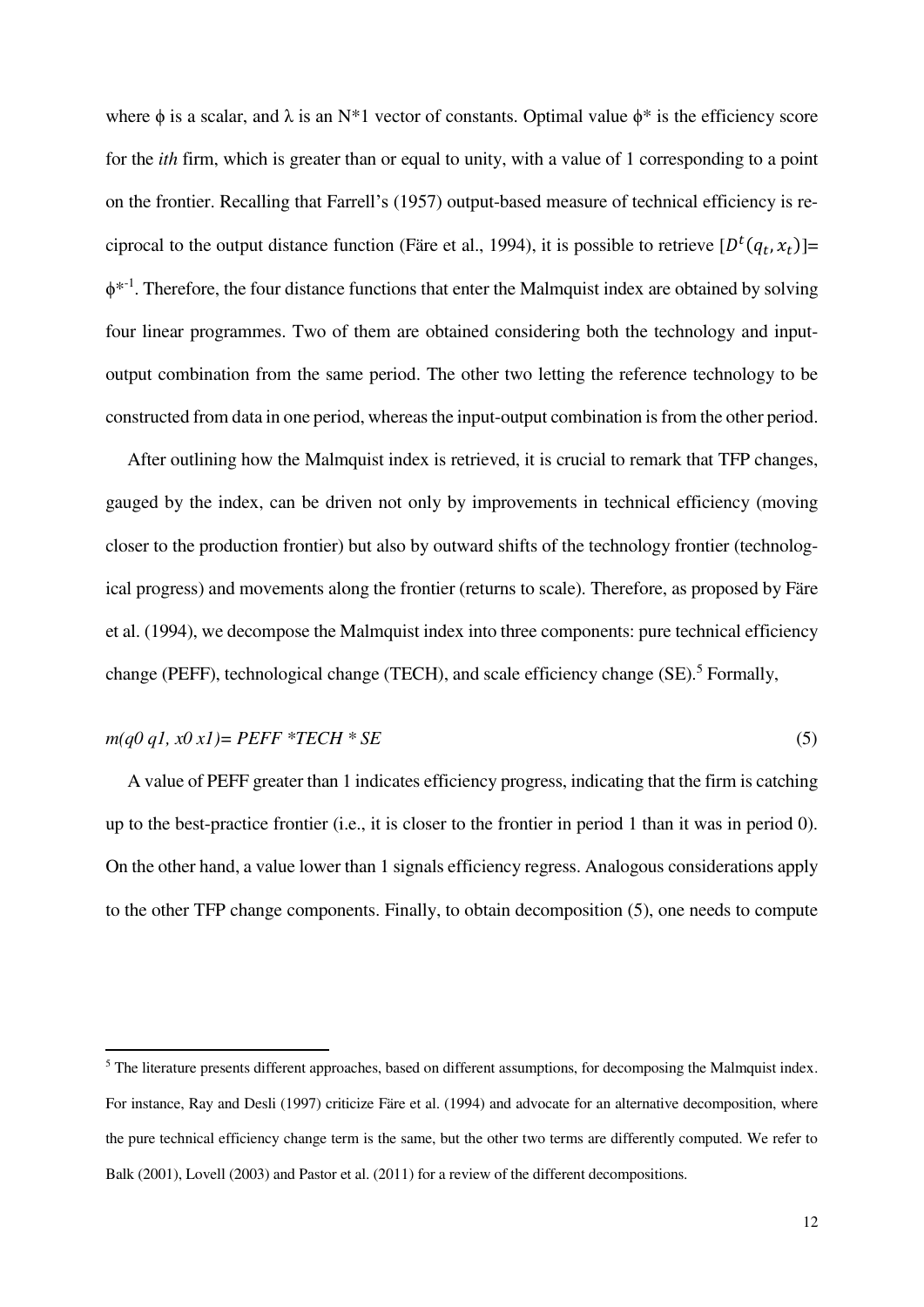where $\phi$ is a scalar, and $\lambda$ is an N*1 vector of constants. Optimal value $\phi^*$ is the efficiency score for the *ith* firm, which is greater than or equal to unity, with a value of 1 corresponding to a point on the frontier. Recalling that Farrell's (1957) output-based measure of technical efficiency is reciprocal to the output distance function (Färe et al., 1994), it is possible to retrieve $[D^t(q_t, x_t)]= \phi^{*-1}$. Therefore, the four distance functions that enter the Malmquist index are obtained by solving four linear programmes. Two of them are obtained considering both the technology and input-output combination from the same period. The other two letting the reference technology to be constructed from data in one period, whereas the input-output combination is from the other period.

After outlining how the Malmquist index is retrieved, it is crucial to remark that TFP changes, gauged by the index, can be driven not only by improvements in technical efficiency (moving closer to the production frontier) but also by outward shifts of the technology frontier (technological progress) and movements along the frontier (returns to scale). Therefore, as proposed by Färe et al. (1994), we decompose the Malmquist index into three components: pure technical efficiency change (PEFF), technological change (TECH), and scale efficiency change (SE).[5] Formally,

$$m(q0\ q1,\ x0\ x1) = PEFF * TECH * SE \tag{5}$$

A value of PEFF greater than 1 indicates efficiency progress, indicating that the firm is catching up to the best-practice frontier (i.e., it is closer to the frontier in period 1 than it was in period 0). On the other hand, a value lower than 1 signals efficiency regress. Analogous considerations apply to the other TFP change components. Finally, to obtain decomposition (5), one needs to compute

[5] The literature presents different approaches, based on different assumptions, for decomposing the Malmquist index. For instance, Ray and Desli (1997) criticize Färe et al. (1994) and advocate for an alternative decomposition, where the pure technical efficiency change term is the same, but the other two terms are differently computed. We refer to Balk (2001), Lovell (2003) and Pastor et al. (2011) for a review of the different decompositions.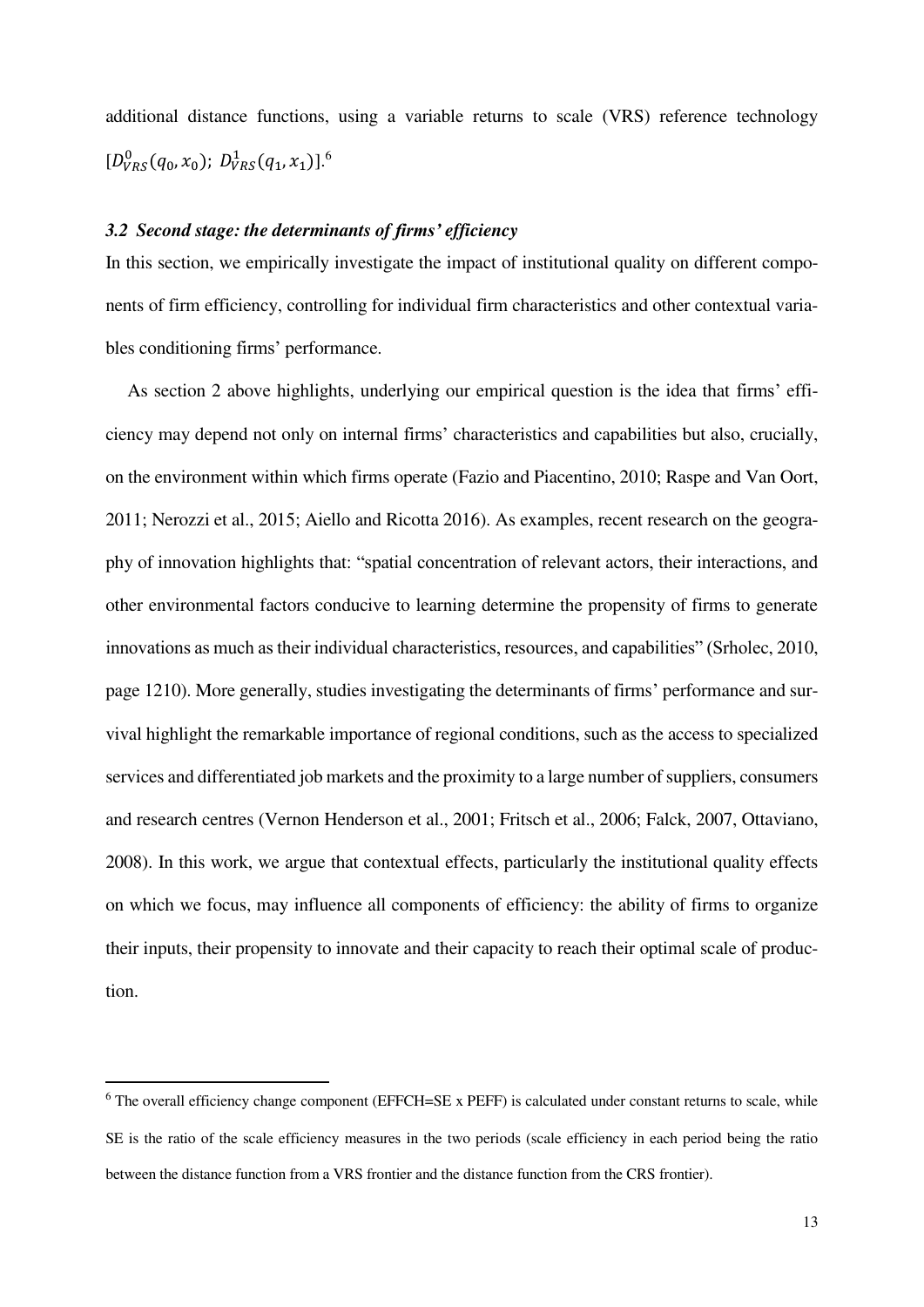additional distance functions, using a variable returns to scale (VRS) reference technology $[D^0_{VRS}(q_0, x_0);\ D^1_{VRS}(q_1, x_1)]$.[6]

### *3.2 Second stage: the determinants of firms' efficiency*

In this section, we empirically investigate the impact of institutional quality on different components of firm efficiency, controlling for individual firm characteristics and other contextual variables conditioning firms' performance.

As section 2 above highlights, underlying our empirical question is the idea that firms' efficiency may depend not only on internal firms' characteristics and capabilities but also, crucially, on the environment within which firms operate (Fazio and Piacentino, 2010; Raspe and Van Oort, 2011; Nerozzi et al., 2015; Aiello and Ricotta 2016). As examples, recent research on the geography of innovation highlights that: "spatial concentration of relevant actors, their interactions, and other environmental factors conducive to learning determine the propensity of firms to generate innovations as much as their individual characteristics, resources, and capabilities" (Srholec, 2010, page 1210). More generally, studies investigating the determinants of firms' performance and survival highlight the remarkable importance of regional conditions, such as the access to specialized services and differentiated job markets and the proximity to a large number of suppliers, consumers and research centres (Vernon Henderson et al., 2001; Fritsch et al., 2006; Falck, 2007, Ottaviano, 2008). In this work, we argue that contextual effects, particularly the institutional quality effects on which we focus, may influence all components of efficiency: the ability of firms to organize their inputs, their propensity to innovate and their capacity to reach their optimal scale of production.

---

[6] The overall efficiency change component (EFFCH=SE x PEFF) is calculated under constant returns to scale, while SE is the ratio of the scale efficiency measures in the two periods (scale efficiency in each period being the ratio between the distance function from a VRS frontier and the distance function from the CRS frontier).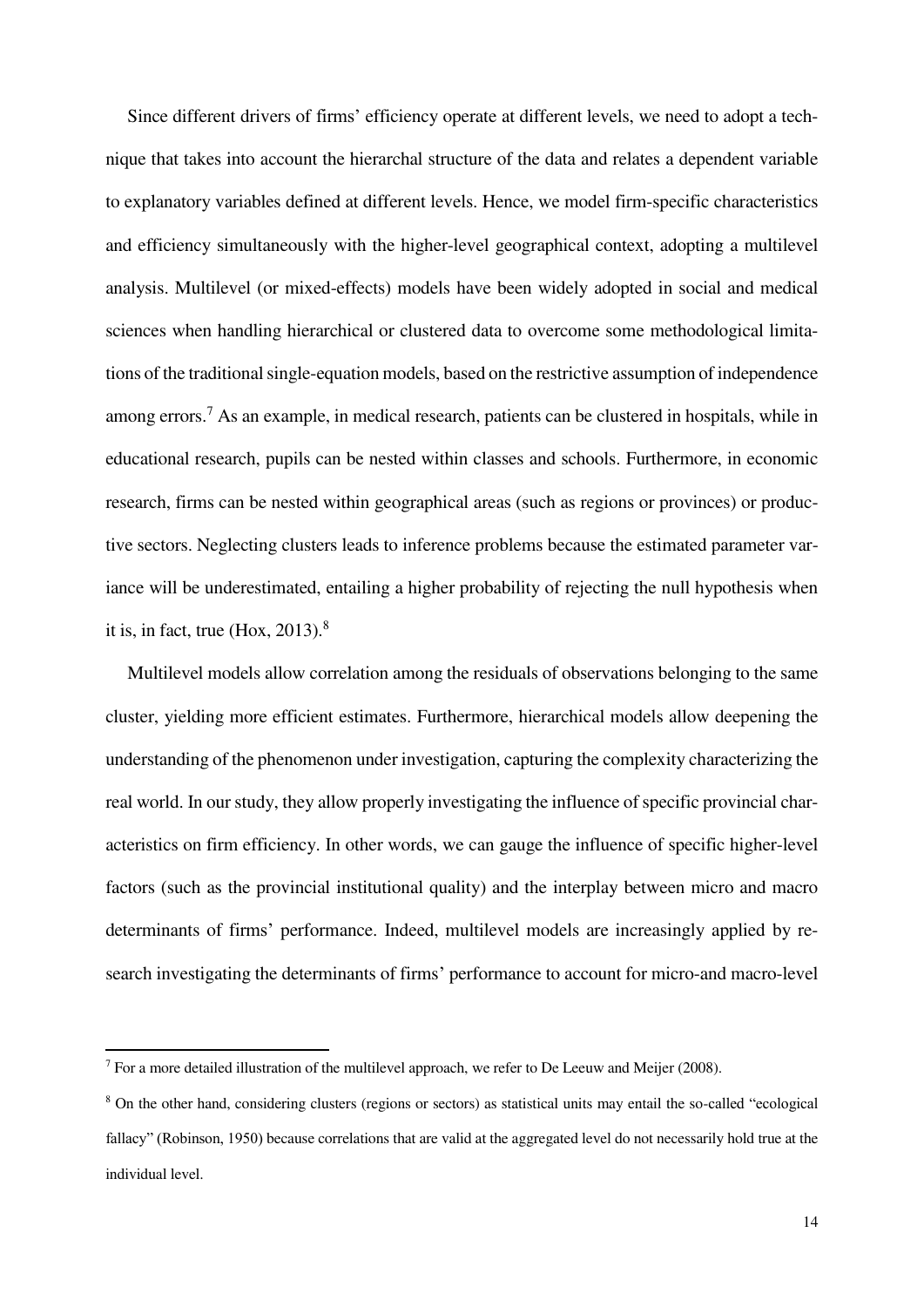Since different drivers of firms' efficiency operate at different levels, we need to adopt a technique that takes into account the hierarchal structure of the data and relates a dependent variable to explanatory variables defined at different levels. Hence, we model firm-specific characteristics and efficiency simultaneously with the higher-level geographical context, adopting a multilevel analysis. Multilevel (or mixed-effects) models have been widely adopted in social and medical sciences when handling hierarchical or clustered data to overcome some methodological limitations of the traditional single-equation models, based on the restrictive assumption of independence among errors.[7] As an example, in medical research, patients can be clustered in hospitals, while in educational research, pupils can be nested within classes and schools. Furthermore, in economic research, firms can be nested within geographical areas (such as regions or provinces) or productive sectors. Neglecting clusters leads to inference problems because the estimated parameter variance will be underestimated, entailing a higher probability of rejecting the null hypothesis when it is, in fact, true (Hox, 2013).[8]

Multilevel models allow correlation among the residuals of observations belonging to the same cluster, yielding more efficient estimates. Furthermore, hierarchical models allow deepening the understanding of the phenomenon under investigation, capturing the complexity characterizing the real world. In our study, they allow properly investigating the influence of specific provincial characteristics on firm efficiency. In other words, we can gauge the influence of specific higher-level factors (such as the provincial institutional quality) and the interplay between micro and macro determinants of firms' performance. Indeed, multilevel models are increasingly applied by research investigating the determinants of firms' performance to account for micro-and macro-level

---

[7] For a more detailed illustration of the multilevel approach, we refer to De Leeuw and Meijer (2008).

[8] On the other hand, considering clusters (regions or sectors) as statistical units may entail the so-called "ecological fallacy" (Robinson, 1950) because correlations that are valid at the aggregated level do not necessarily hold true at the individual level.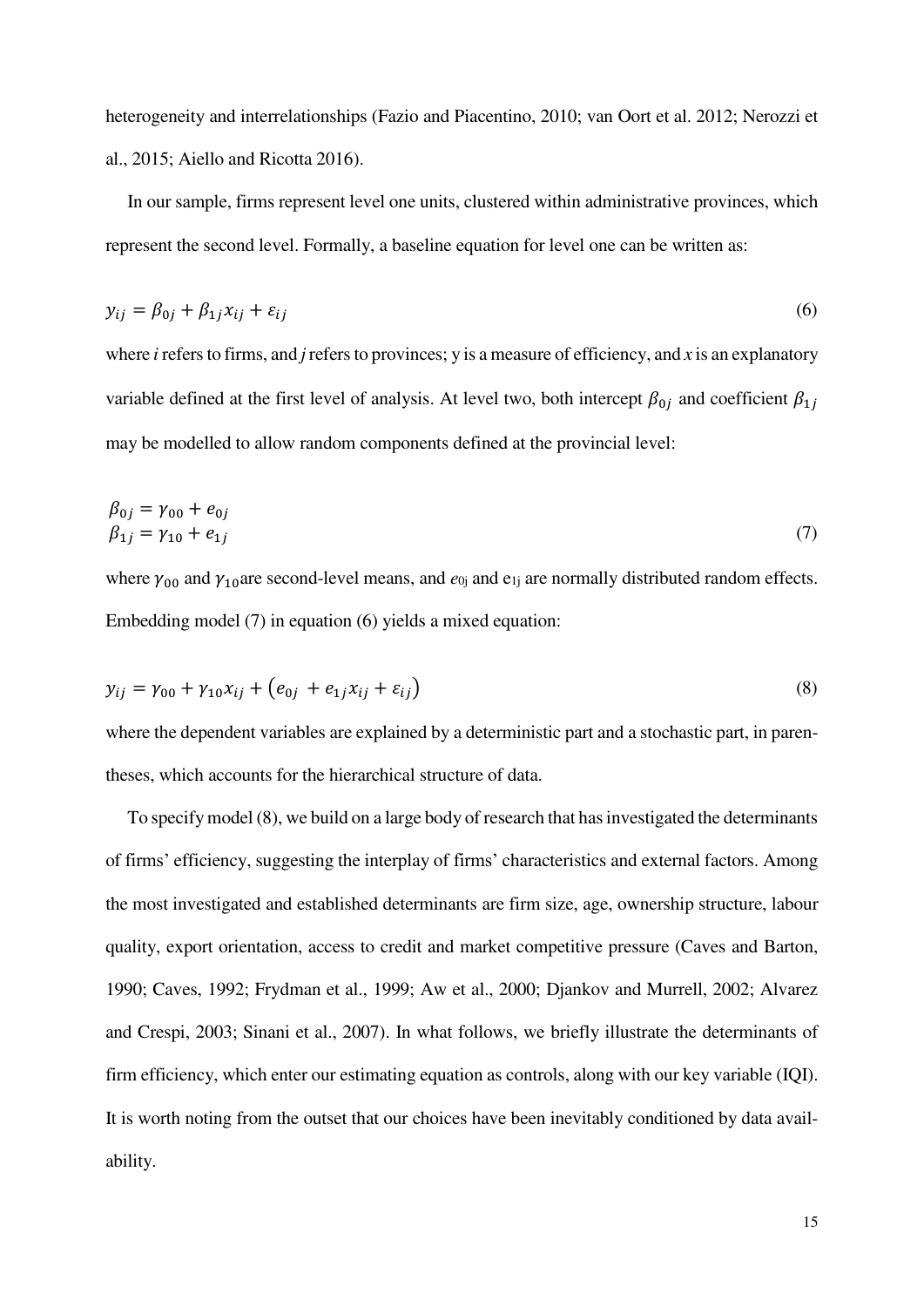heterogeneity and interrelationships (Fazio and Piacentino, 2010; van Oort et al. 2012; Nerozzi et al., 2015; Aiello and Ricotta 2016).

In our sample, firms represent level one units, clustered within administrative provinces, which represent the second level. Formally, a baseline equation for level one can be written as:

$$y_{ij} = \beta_{0j} + \beta_{1j} x_{ij} + \varepsilon_{ij} \tag{6}$$

where $i$ refers to firms, and $j$ refers to provinces; y is a measure of efficiency, and $x$ is an explanatory variable defined at the first level of analysis. At level two, both intercept $\beta_{0j}$ and coefficient $\beta_{1j}$ may be modelled to allow random components defined at the provincial level:

$$\begin{aligned} \beta_{0j} &= \gamma_{00} + e_{0j} \\ \beta_{1j} &= \gamma_{10} + e_{1j} \end{aligned} \tag{7}$$

where $\gamma_{00}$ and $\gamma_{10}$are second-level means, and $e_{0j}$ and $e_{1j}$ are normally distributed random effects. Embedding model (7) in equation (6) yields a mixed equation:

$$y_{ij} = \gamma_{00} + \gamma_{10} x_{ij} + \left(e_{0j} + e_{1j} x_{ij} + \varepsilon_{ij}\right) \tag{8}$$

where the dependent variables are explained by a deterministic part and a stochastic part, in parentheses, which accounts for the hierarchical structure of data.

To specify model (8), we build on a large body of research that has investigated the determinants of firms' efficiency, suggesting the interplay of firms' characteristics and external factors. Among the most investigated and established determinants are firm size, age, ownership structure, labour quality, export orientation, access to credit and market competitive pressure (Caves and Barton, 1990; Caves, 1992; Frydman et al., 1999; Aw et al., 2000; Djankov and Murrell, 2002; Alvarez and Crespi, 2003; Sinani et al., 2007). In what follows, we briefly illustrate the determinants of firm efficiency, which enter our estimating equation as controls, along with our key variable (IQI). It is worth noting from the outset that our choices have been inevitably conditioned by data availability.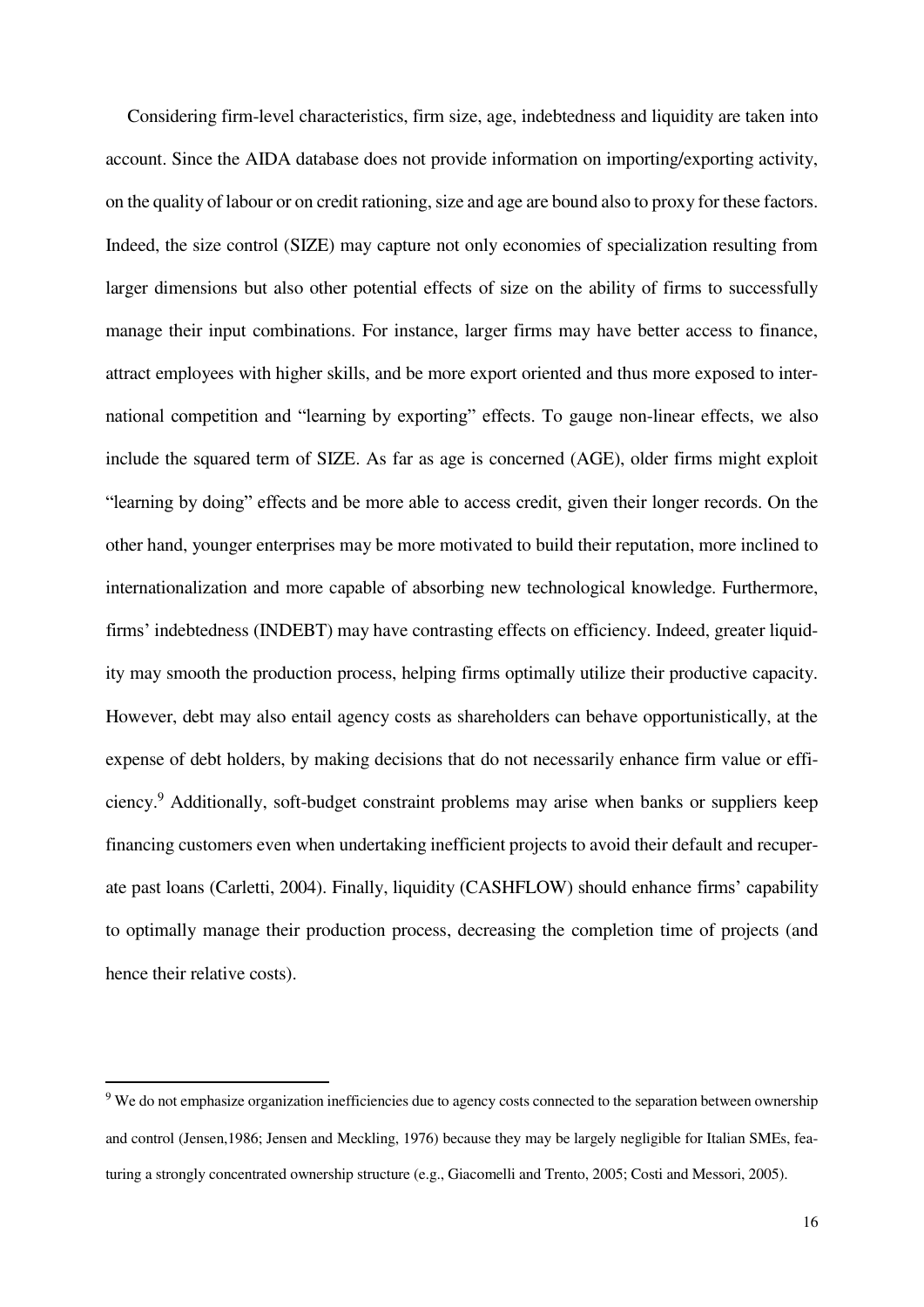Considering firm-level characteristics, firm size, age, indebtedness and liquidity are taken into account. Since the AIDA database does not provide information on importing/exporting activity, on the quality of labour or on credit rationing, size and age are bound also to proxy for these factors. Indeed, the size control (SIZE) may capture not only economies of specialization resulting from larger dimensions but also other potential effects of size on the ability of firms to successfully manage their input combinations. For instance, larger firms may have better access to finance, attract employees with higher skills, and be more export oriented and thus more exposed to international competition and "learning by exporting" effects. To gauge non-linear effects, we also include the squared term of SIZE. As far as age is concerned (AGE), older firms might exploit "learning by doing" effects and be more able to access credit, given their longer records. On the other hand, younger enterprises may be more motivated to build their reputation, more inclined to internationalization and more capable of absorbing new technological knowledge. Furthermore, firms' indebtedness (INDEBT) may have contrasting effects on efficiency. Indeed, greater liquidity may smooth the production process, helping firms optimally utilize their productive capacity. However, debt may also entail agency costs as shareholders can behave opportunistically, at the expense of debt holders, by making decisions that do not necessarily enhance firm value or efficiency.[9] Additionally, soft-budget constraint problems may arise when banks or suppliers keep financing customers even when undertaking inefficient projects to avoid their default and recuperate past loans (Carletti, 2004). Finally, liquidity (CASHFLOW) should enhance firms' capability to optimally manage their production process, decreasing the completion time of projects (and hence their relative costs).

---

[9] We do not emphasize organization inefficiencies due to agency costs connected to the separation between ownership and control (Jensen,1986; Jensen and Meckling, 1976) because they may be largely negligible for Italian SMEs, featuring a strongly concentrated ownership structure (e.g., Giacomelli and Trento, 2005; Costi and Messori, 2005).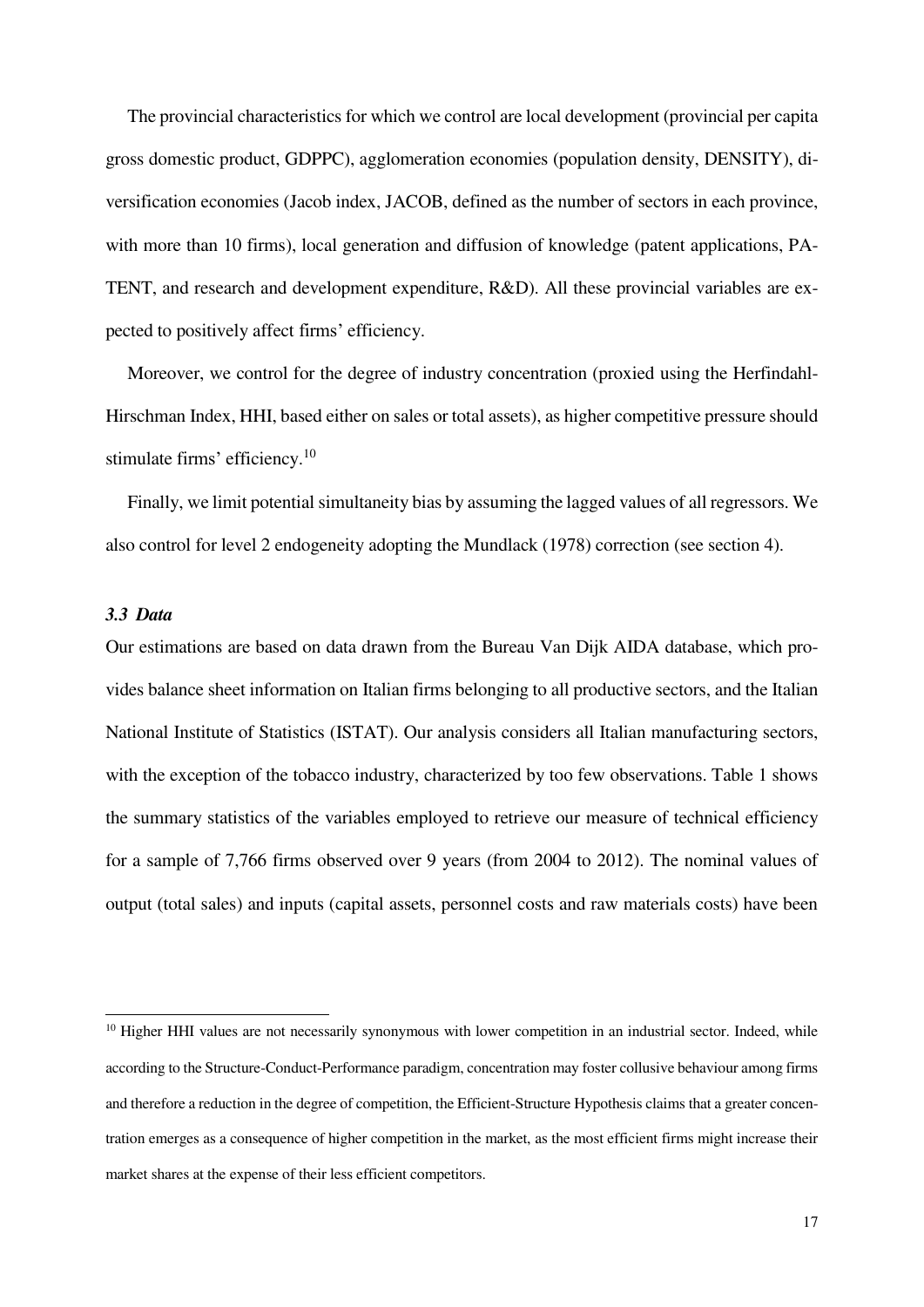The provincial characteristics for which we control are local development (provincial per capita gross domestic product, GDPPC), agglomeration economies (population density, DENSITY), diversification economies (Jacob index, JACOB, defined as the number of sectors in each province, with more than 10 firms), local generation and diffusion of knowledge (patent applications, PATENT, and research and development expenditure, R&D). All these provincial variables are expected to positively affect firms' efficiency.

Moreover, we control for the degree of industry concentration (proxied using the Herfindahl-Hirschman Index, HHI, based either on sales or total assets), as higher competitive pressure should stimulate firms' efficiency.[10]

Finally, we limit potential simultaneity bias by assuming the lagged values of all regressors. We also control for level 2 endogeneity adopting the Mundlack (1978) correction (see section 4).

### *3.3 Data*

Our estimations are based on data drawn from the Bureau Van Dijk AIDA database, which provides balance sheet information on Italian firms belonging to all productive sectors, and the Italian National Institute of Statistics (ISTAT). Our analysis considers all Italian manufacturing sectors, with the exception of the tobacco industry, characterized by too few observations. Table 1 shows the summary statistics of the variables employed to retrieve our measure of technical efficiency for a sample of 7,766 firms observed over 9 years (from 2004 to 2012). The nominal values of output (total sales) and inputs (capital assets, personnel costs and raw materials costs) have been

[10] Higher HHI values are not necessarily synonymous with lower competition in an industrial sector. Indeed, while according to the Structure-Conduct-Performance paradigm, concentration may foster collusive behaviour among firms and therefore a reduction in the degree of competition, the Efficient-Structure Hypothesis claims that a greater concentration emerges as a consequence of higher competition in the market, as the most efficient firms might increase their market shares at the expense of their less efficient competitors.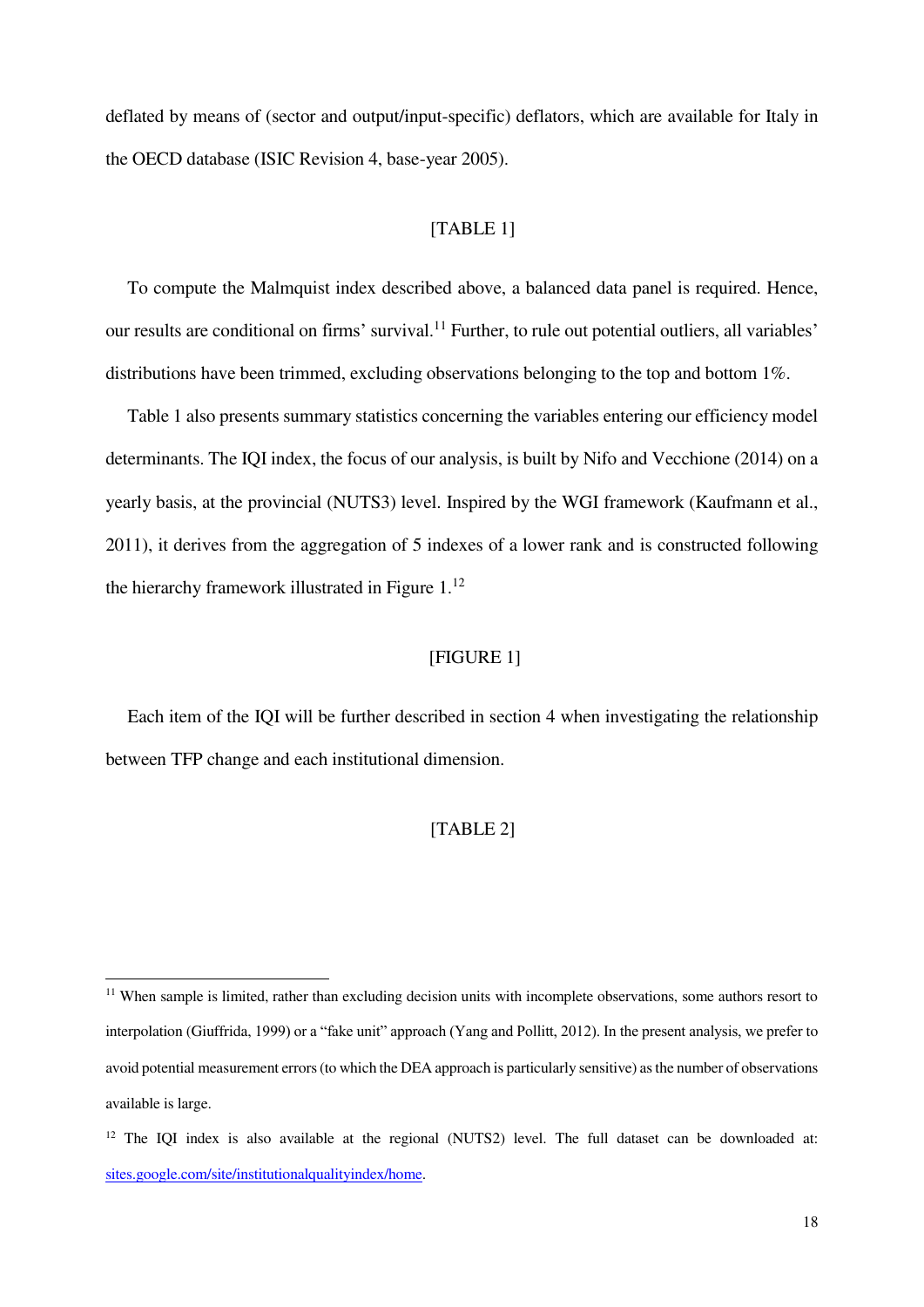deflated by means of (sector and output/input-specific) deflators, which are available for Italy in the OECD database (ISIC Revision 4, base-year 2005).

[TABLE 1]

To compute the Malmquist index described above, a balanced data panel is required. Hence, our results are conditional on firms' survival.[11] Further, to rule out potential outliers, all variables' distributions have been trimmed, excluding observations belonging to the top and bottom 1%.

Table 1 also presents summary statistics concerning the variables entering our efficiency model determinants. The IQI index, the focus of our analysis, is built by Nifo and Vecchione (2014) on a yearly basis, at the provincial (NUTS3) level. Inspired by the WGI framework (Kaufmann et al., 2011), it derives from the aggregation of 5 indexes of a lower rank and is constructed following the hierarchy framework illustrated in Figure 1.[12]

[FIGURE 1]

Each item of the IQI will be further described in section 4 when investigating the relationship between TFP change and each institutional dimension.

[TABLE 2]

---

[11] When sample is limited, rather than excluding decision units with incomplete observations, some authors resort to interpolation (Giuffrida, 1999) or a "fake unit" approach (Yang and Pollitt, 2012). In the present analysis, we prefer to avoid potential measurement errors (to which the DEA approach is particularly sensitive) as the number of observations available is large.

[12] The IQI index is also available at the regional (NUTS2) level. The full dataset can be downloaded at: sites.google.com/site/institutionalqualityindex/home.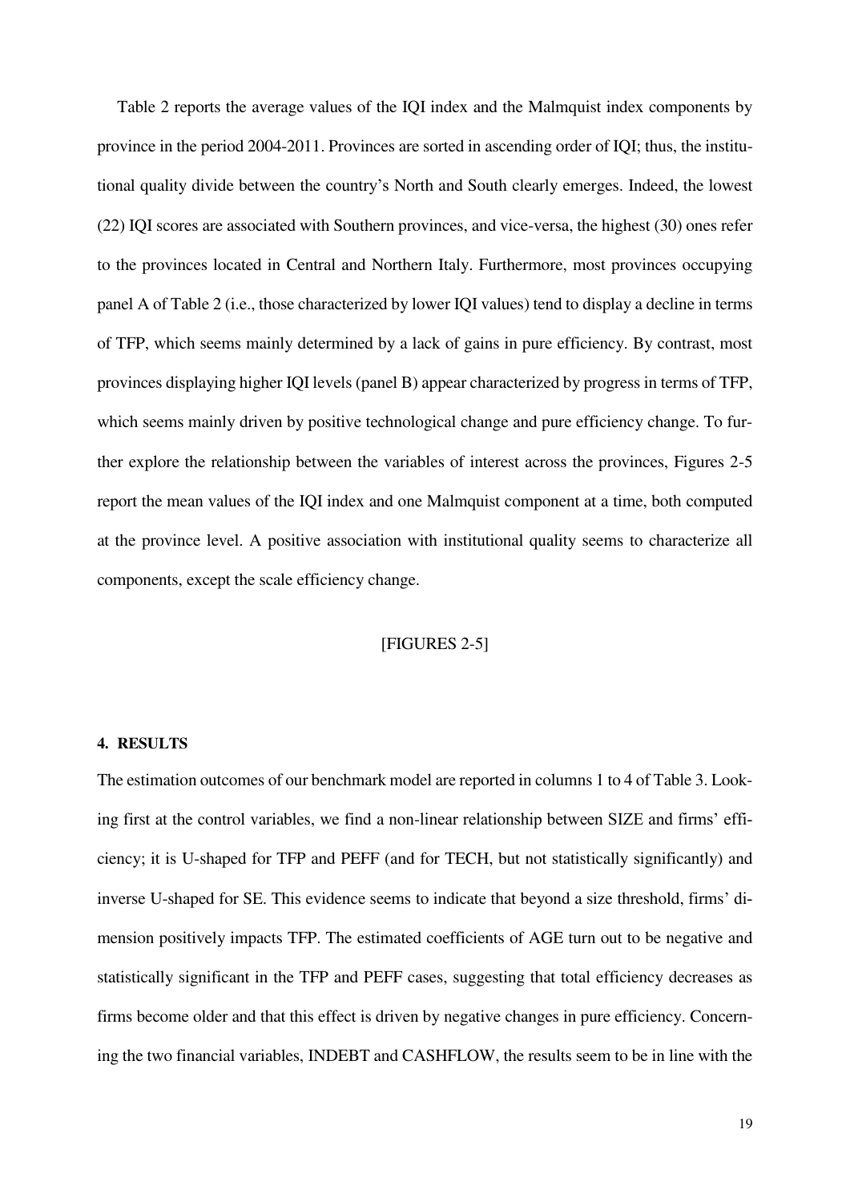Table 2 reports the average values of the IQI index and the Malmquist index components by province in the period 2004-2011. Provinces are sorted in ascending order of IQI; thus, the institutional quality divide between the country's North and South clearly emerges. Indeed, the lowest (22) IQI scores are associated with Southern provinces, and vice-versa, the highest (30) ones refer to the provinces located in Central and Northern Italy. Furthermore, most provinces occupying panel A of Table 2 (i.e., those characterized by lower IQI values) tend to display a decline in terms of TFP, which seems mainly determined by a lack of gains in pure efficiency. By contrast, most provinces displaying higher IQI levels (panel B) appear characterized by progress in terms of TFP, which seems mainly driven by positive technological change and pure efficiency change. To further explore the relationship between the variables of interest across the provinces, Figures 2-5 report the mean values of the IQI index and one Malmquist component at a time, both computed at the province level. A positive association with institutional quality seems to characterize all components, except the scale efficiency change.

[FIGURES 2-5]

## 4. RESULTS

The estimation outcomes of our benchmark model are reported in columns 1 to 4 of Table 3. Looking first at the control variables, we find a non-linear relationship between SIZE and firms' efficiency; it is U-shaped for TFP and PEFF (and for TECH, but not statistically significantly) and inverse U-shaped for SE. This evidence seems to indicate that beyond a size threshold, firms' dimension positively impacts TFP. The estimated coefficients of AGE turn out to be negative and statistically significant in the TFP and PEFF cases, suggesting that total efficiency decreases as firms become older and that this effect is driven by negative changes in pure efficiency. Concerning the two financial variables, INDEBT and CASHFLOW, the results seem to be in line with the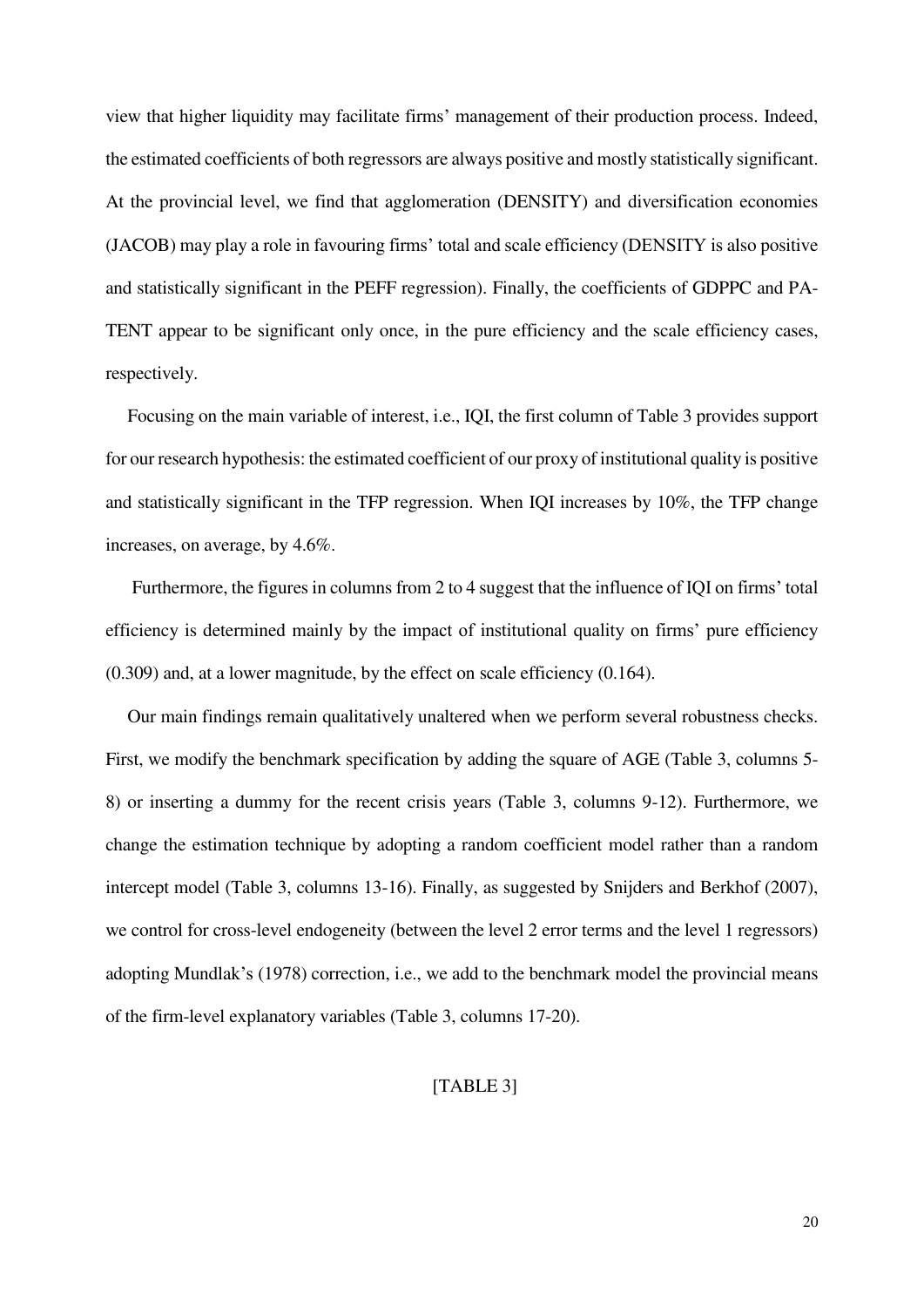view that higher liquidity may facilitate firms' management of their production process. Indeed, the estimated coefficients of both regressors are always positive and mostly statistically significant. At the provincial level, we find that agglomeration (DENSITY) and diversification economies (JACOB) may play a role in favouring firms' total and scale efficiency (DENSITY is also positive and statistically significant in the PEFF regression). Finally, the coefficients of GDPPC and PATENT appear to be significant only once, in the pure efficiency and the scale efficiency cases, respectively.

Focusing on the main variable of interest, i.e., IQI, the first column of Table 3 provides support for our research hypothesis: the estimated coefficient of our proxy of institutional quality is positive and statistically significant in the TFP regression. When IQI increases by 10%, the TFP change increases, on average, by 4.6%.

Furthermore, the figures in columns from 2 to 4 suggest that the influence of IQI on firms' total efficiency is determined mainly by the impact of institutional quality on firms' pure efficiency (0.309) and, at a lower magnitude, by the effect on scale efficiency (0.164).

Our main findings remain qualitatively unaltered when we perform several robustness checks. First, we modify the benchmark specification by adding the square of AGE (Table 3, columns 5-8) or inserting a dummy for the recent crisis years (Table 3, columns 9-12). Furthermore, we change the estimation technique by adopting a random coefficient model rather than a random intercept model (Table 3, columns 13-16). Finally, as suggested by Snijders and Berkhof (2007), we control for cross-level endogeneity (between the level 2 error terms and the level 1 regressors) adopting Mundlak's (1978) correction, i.e., we add to the benchmark model the provincial means of the firm-level explanatory variables (Table 3, columns 17-20).

[TABLE 3]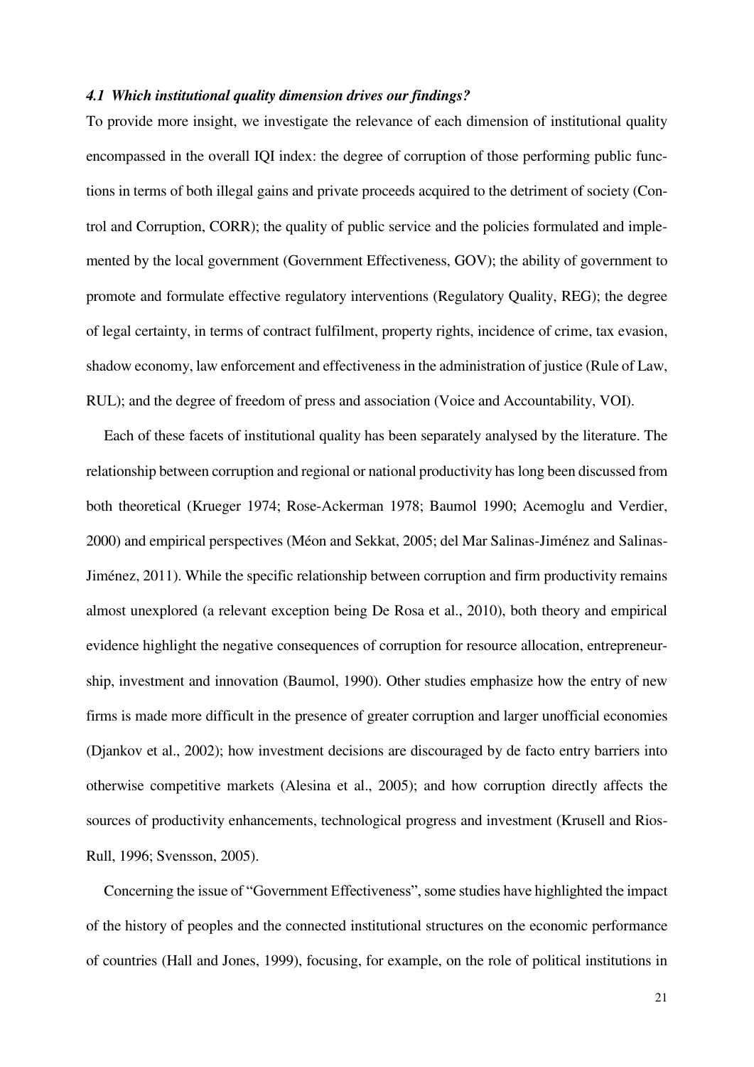### *4.1 Which institutional quality dimension drives our findings?*

To provide more insight, we investigate the relevance of each dimension of institutional quality encompassed in the overall IQI index: the degree of corruption of those performing public functions in terms of both illegal gains and private proceeds acquired to the detriment of society (Control and Corruption, CORR); the quality of public service and the policies formulated and implemented by the local government (Government Effectiveness, GOV); the ability of government to promote and formulate effective regulatory interventions (Regulatory Quality, REG); the degree of legal certainty, in terms of contract fulfilment, property rights, incidence of crime, tax evasion, shadow economy, law enforcement and effectiveness in the administration of justice (Rule of Law, RUL); and the degree of freedom of press and association (Voice and Accountability, VOI).

Each of these facets of institutional quality has been separately analysed by the literature. The relationship between corruption and regional or national productivity has long been discussed from both theoretical (Krueger 1974; Rose-Ackerman 1978; Baumol 1990; Acemoglu and Verdier, 2000) and empirical perspectives (Méon and Sekkat, 2005; del Mar Salinas-Jiménez and Salinas-Jiménez, 2011). While the specific relationship between corruption and firm productivity remains almost unexplored (a relevant exception being De Rosa et al., 2010), both theory and empirical evidence highlight the negative consequences of corruption for resource allocation, entrepreneurship, investment and innovation (Baumol, 1990). Other studies emphasize how the entry of new firms is made more difficult in the presence of greater corruption and larger unofficial economies (Djankov et al., 2002); how investment decisions are discouraged by de facto entry barriers into otherwise competitive markets (Alesina et al., 2005); and how corruption directly affects the sources of productivity enhancements, technological progress and investment (Krusell and Rios-Rull, 1996; Svensson, 2005).

Concerning the issue of "Government Effectiveness", some studies have highlighted the impact of the history of peoples and the connected institutional structures on the economic performance of countries (Hall and Jones, 1999), focusing, for example, on the role of political institutions in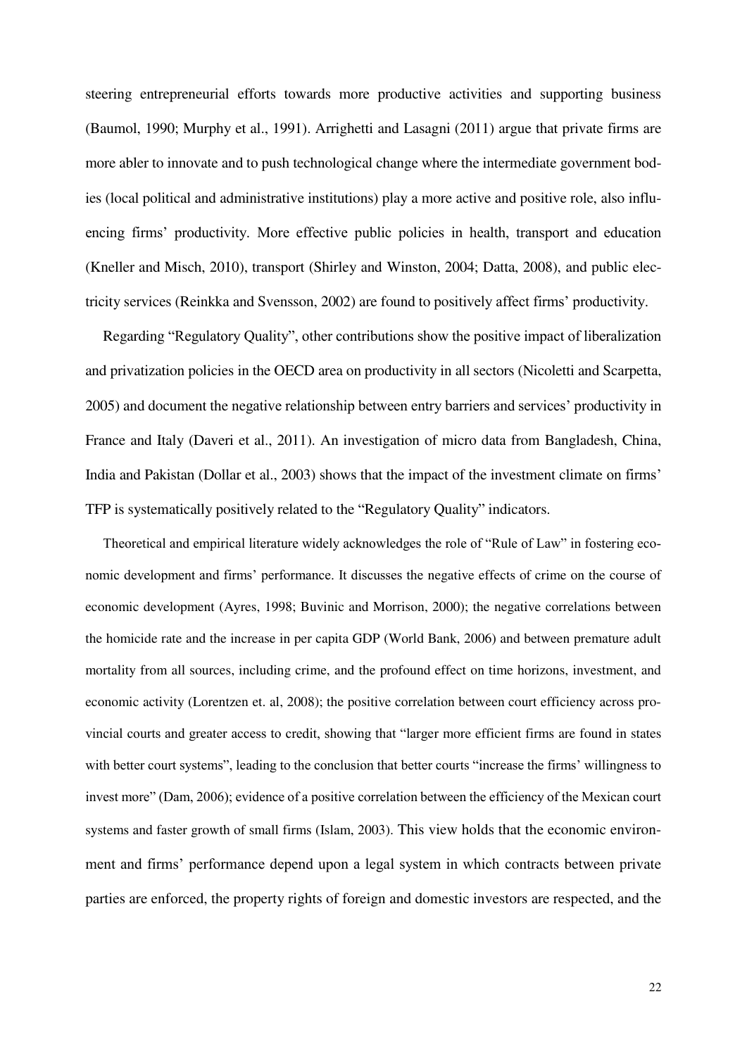steering entrepreneurial efforts towards more productive activities and supporting business (Baumol, 1990; Murphy et al., 1991). Arrighetti and Lasagni (2011) argue that private firms are more abler to innovate and to push technological change where the intermediate government bodies (local political and administrative institutions) play a more active and positive role, also influencing firms' productivity. More effective public policies in health, transport and education (Kneller and Misch, 2010), transport (Shirley and Winston, 2004; Datta, 2008), and public electricity services (Reinkka and Svensson, 2002) are found to positively affect firms' productivity.

Regarding "Regulatory Quality", other contributions show the positive impact of liberalization and privatization policies in the OECD area on productivity in all sectors (Nicoletti and Scarpetta, 2005) and document the negative relationship between entry barriers and services' productivity in France and Italy (Daveri et al., 2011). An investigation of micro data from Bangladesh, China, India and Pakistan (Dollar et al., 2003) shows that the impact of the investment climate on firms' TFP is systematically positively related to the "Regulatory Quality" indicators.

Theoretical and empirical literature widely acknowledges the role of "Rule of Law" in fostering economic development and firms' performance. It discusses the negative effects of crime on the course of economic development (Ayres, 1998; Buvinic and Morrison, 2000); the negative correlations between the homicide rate and the increase in per capita GDP (World Bank, 2006) and between premature adult mortality from all sources, including crime, and the profound effect on time horizons, investment, and economic activity (Lorentzen et. al, 2008); the positive correlation between court efficiency across provincial courts and greater access to credit, showing that "larger more efficient firms are found in states with better court systems", leading to the conclusion that better courts "increase the firms' willingness to invest more" (Dam, 2006); evidence of a positive correlation between the efficiency of the Mexican court systems and faster growth of small firms (Islam, 2003). This view holds that the economic environment and firms' performance depend upon a legal system in which contracts between private parties are enforced, the property rights of foreign and domestic investors are respected, and the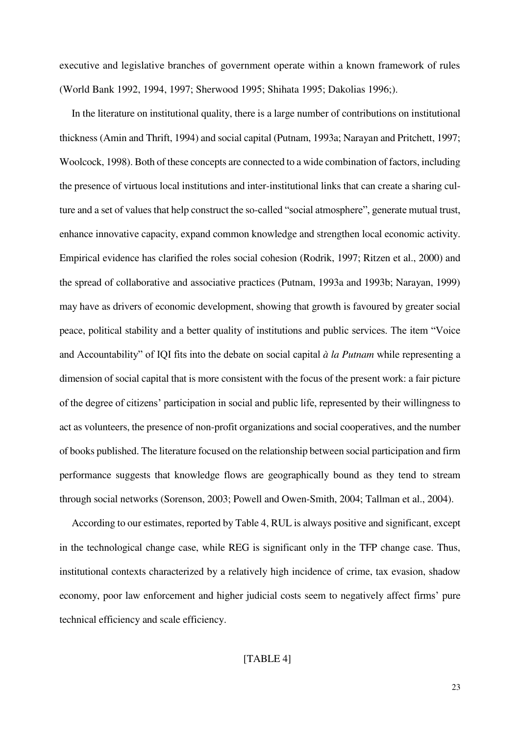executive and legislative branches of government operate within a known framework of rules (World Bank 1992, 1994, 1997; Sherwood 1995; Shihata 1995; Dakolias 1996;).

In the literature on institutional quality, there is a large number of contributions on institutional thickness (Amin and Thrift, 1994) and social capital (Putnam, 1993a; Narayan and Pritchett, 1997; Woolcock, 1998). Both of these concepts are connected to a wide combination of factors, including the presence of virtuous local institutions and inter-institutional links that can create a sharing culture and a set of values that help construct the so-called "social atmosphere", generate mutual trust, enhance innovative capacity, expand common knowledge and strengthen local economic activity. Empirical evidence has clarified the roles social cohesion (Rodrik, 1997; Ritzen et al., 2000) and the spread of collaborative and associative practices (Putnam, 1993a and 1993b; Narayan, 1999) may have as drivers of economic development, showing that growth is favoured by greater social peace, political stability and a better quality of institutions and public services. The item "Voice and Accountability" of IQI fits into the debate on social capital *à la Putnam* while representing a dimension of social capital that is more consistent with the focus of the present work: a fair picture of the degree of citizens' participation in social and public life, represented by their willingness to act as volunteers, the presence of non-profit organizations and social cooperatives, and the number of books published. The literature focused on the relationship between social participation and firm performance suggests that knowledge flows are geographically bound as they tend to stream through social networks (Sorenson, 2003; Powell and Owen-Smith, 2004; Tallman et al., 2004).

According to our estimates, reported by Table 4, RUL is always positive and significant, except in the technological change case, while REG is significant only in the TFP change case. Thus, institutional contexts characterized by a relatively high incidence of crime, tax evasion, shadow economy, poor law enforcement and higher judicial costs seem to negatively affect firms' pure technical efficiency and scale efficiency.

[TABLE 4]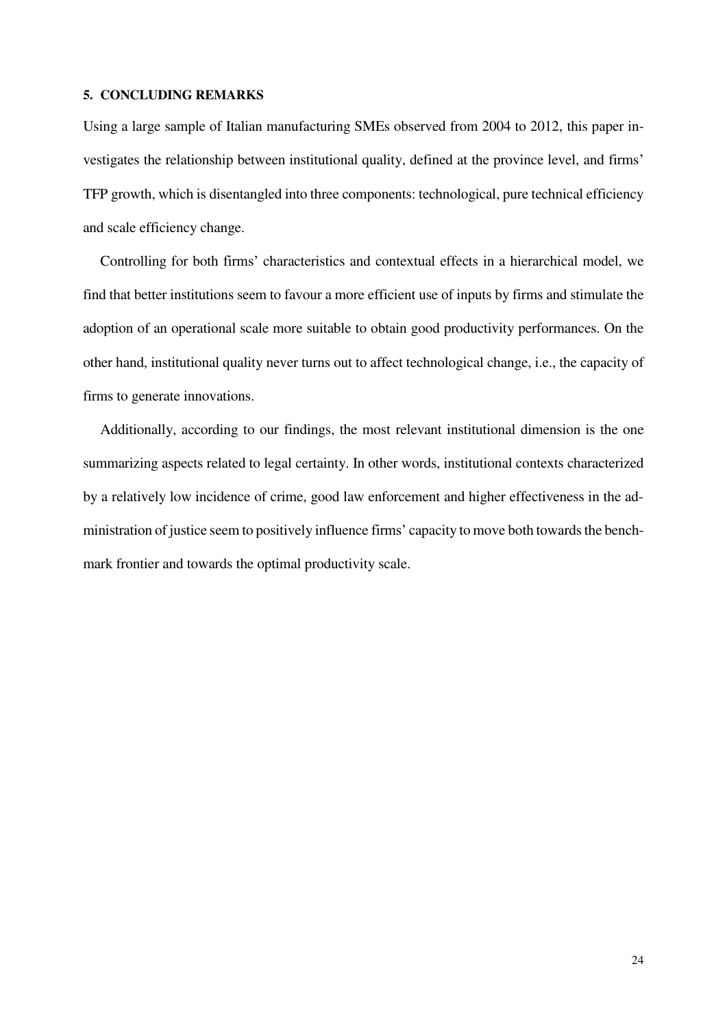## 5. CONCLUDING REMARKS

Using a large sample of Italian manufacturing SMEs observed from 2004 to 2012, this paper investigates the relationship between institutional quality, defined at the province level, and firms' TFP growth, which is disentangled into three components: technological, pure technical efficiency and scale efficiency change.

Controlling for both firms' characteristics and contextual effects in a hierarchical model, we find that better institutions seem to favour a more efficient use of inputs by firms and stimulate the adoption of an operational scale more suitable to obtain good productivity performances. On the other hand, institutional quality never turns out to affect technological change, i.e., the capacity of firms to generate innovations.

Additionally, according to our findings, the most relevant institutional dimension is the one summarizing aspects related to legal certainty. In other words, institutional contexts characterized by a relatively low incidence of crime, good law enforcement and higher effectiveness in the administration of justice seem to positively influence firms' capacity to move both towards the benchmark frontier and towards the optimal productivity scale.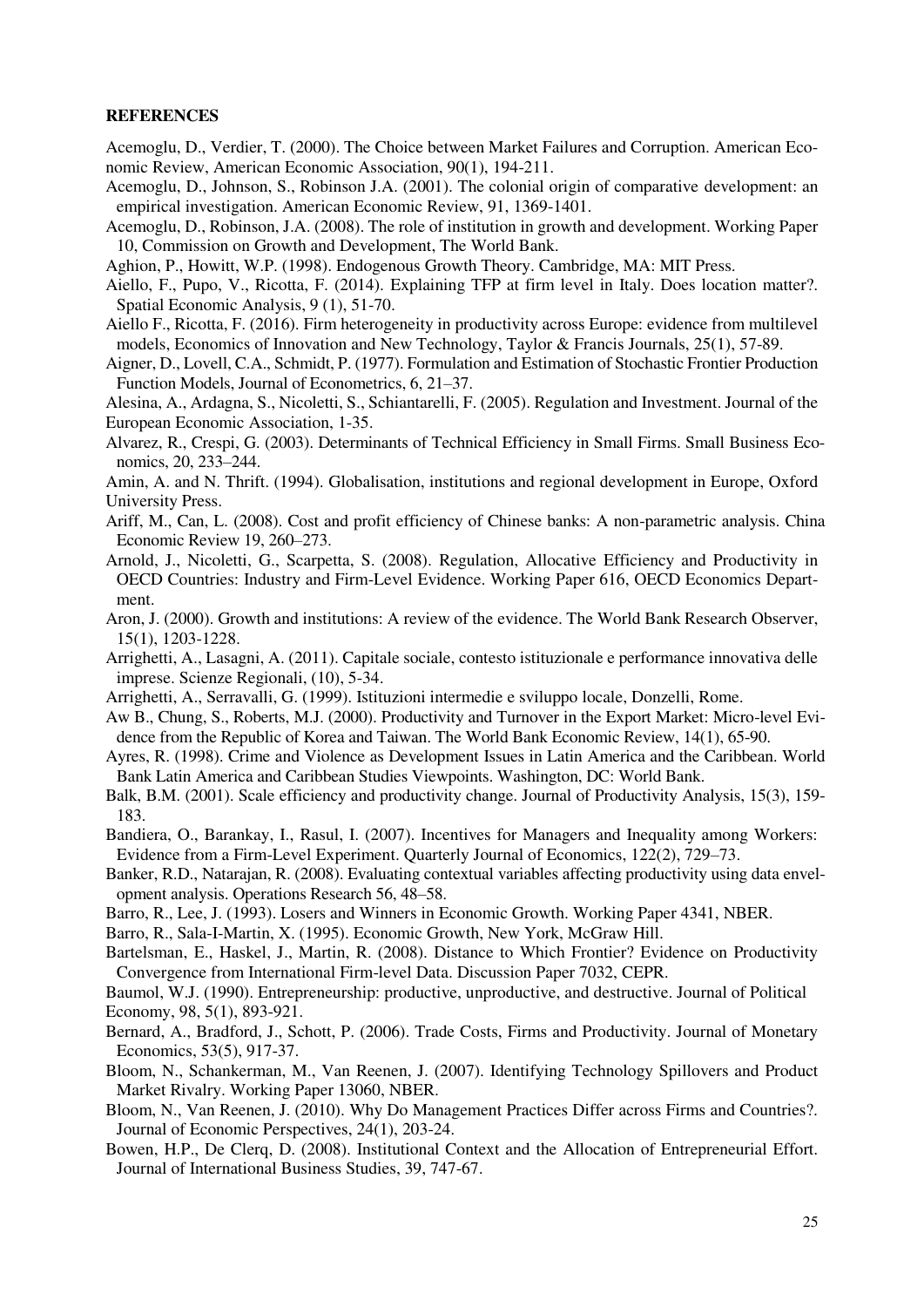**REFERENCES**

Acemoglu, D., Verdier, T. (2000). The Choice between Market Failures and Corruption. American Economic Review, American Economic Association, 90(1), 194-211.

Acemoglu, D., Johnson, S., Robinson J.A. (2001). The colonial origin of comparative development: an empirical investigation. American Economic Review, 91, 1369-1401.

Acemoglu, D., Robinson, J.A. (2008). The role of institution in growth and development. Working Paper 10, Commission on Growth and Development, The World Bank.

Aghion, P., Howitt, W.P. (1998). Endogenous Growth Theory. Cambridge, MA: MIT Press.

Aiello, F., Pupo, V., Ricotta, F. (2014). Explaining TFP at firm level in Italy. Does location matter?. Spatial Economic Analysis, 9 (1), 51-70.

Aiello F., Ricotta, F. (2016). Firm heterogeneity in productivity across Europe: evidence from multilevel models, Economics of Innovation and New Technology, Taylor & Francis Journals, 25(1), 57-89.

Aigner, D., Lovell, C.A., Schmidt, P. (1977). Formulation and Estimation of Stochastic Frontier Production Function Models, Journal of Econometrics, 6, 21–37.

Alesina, A., Ardagna, S., Nicoletti, S., Schiantarelli, F. (2005). Regulation and Investment. Journal of the European Economic Association, 1-35.

Alvarez, R., Crespi, G. (2003). Determinants of Technical Efficiency in Small Firms. Small Business Economics, 20, 233–244.

Amin, A. and N. Thrift. (1994). Globalisation, institutions and regional development in Europe, Oxford University Press.

Ariff, M., Can, L. (2008). Cost and profit efficiency of Chinese banks: A non-parametric analysis. China Economic Review 19, 260–273.

Arnold, J., Nicoletti, G., Scarpetta, S. (2008). Regulation, Allocative Efficiency and Productivity in OECD Countries: Industry and Firm-Level Evidence. Working Paper 616, OECD Economics Department.

Aron, J. (2000). Growth and institutions: A review of the evidence. The World Bank Research Observer, 15(1), 1203-1228.

Arrighetti, A., Lasagni, A. (2011). Capitale sociale, contesto istituzionale e performance innovativa delle imprese. Scienze Regionali, (10), 5-34.

Arrighetti, A., Serravalli, G. (1999). Istituzioni intermedie e sviluppo locale, Donzelli, Rome.

Aw B., Chung, S., Roberts, M.J. (2000). Productivity and Turnover in the Export Market: Micro-level Evidence from the Republic of Korea and Taiwan. The World Bank Economic Review, 14(1), 65-90.

Ayres, R. (1998). Crime and Violence as Development Issues in Latin America and the Caribbean. World Bank Latin America and Caribbean Studies Viewpoints. Washington, DC: World Bank.

Balk, B.M. (2001). Scale efficiency and productivity change. Journal of Productivity Analysis, 15(3), 159-183.

Bandiera, O., Barankay, I., Rasul, I. (2007). Incentives for Managers and Inequality among Workers: Evidence from a Firm-Level Experiment. Quarterly Journal of Economics, 122(2), 729–73.

Banker, R.D., Natarajan, R. (2008). Evaluating contextual variables affecting productivity using data envelopment analysis. Operations Research 56, 48–58.

Barro, R., Lee, J. (1993). Losers and Winners in Economic Growth. Working Paper 4341, NBER.

Barro, R., Sala-I-Martin, X. (1995). Economic Growth, New York, McGraw Hill.

Bartelsman, E., Haskel, J., Martin, R. (2008). Distance to Which Frontier? Evidence on Productivity Convergence from International Firm-level Data. Discussion Paper 7032, CEPR.

Baumol, W.J. (1990). Entrepreneurship: productive, unproductive, and destructive. Journal of Political Economy, 98, 5(1), 893-921.

Bernard, A., Bradford, J., Schott, P. (2006). Trade Costs, Firms and Productivity. Journal of Monetary Economics, 53(5), 917-37.

Bloom, N., Schankerman, M., Van Reenen, J. (2007). Identifying Technology Spillovers and Product Market Rivalry. Working Paper 13060, NBER.

Bloom, N., Van Reenen, J. (2010). Why Do Management Practices Differ across Firms and Countries?. Journal of Economic Perspectives, 24(1), 203-24.

Bowen, H.P., De Clerq, D. (2008). Institutional Context and the Allocation of Entrepreneurial Effort. Journal of International Business Studies, 39, 747-67.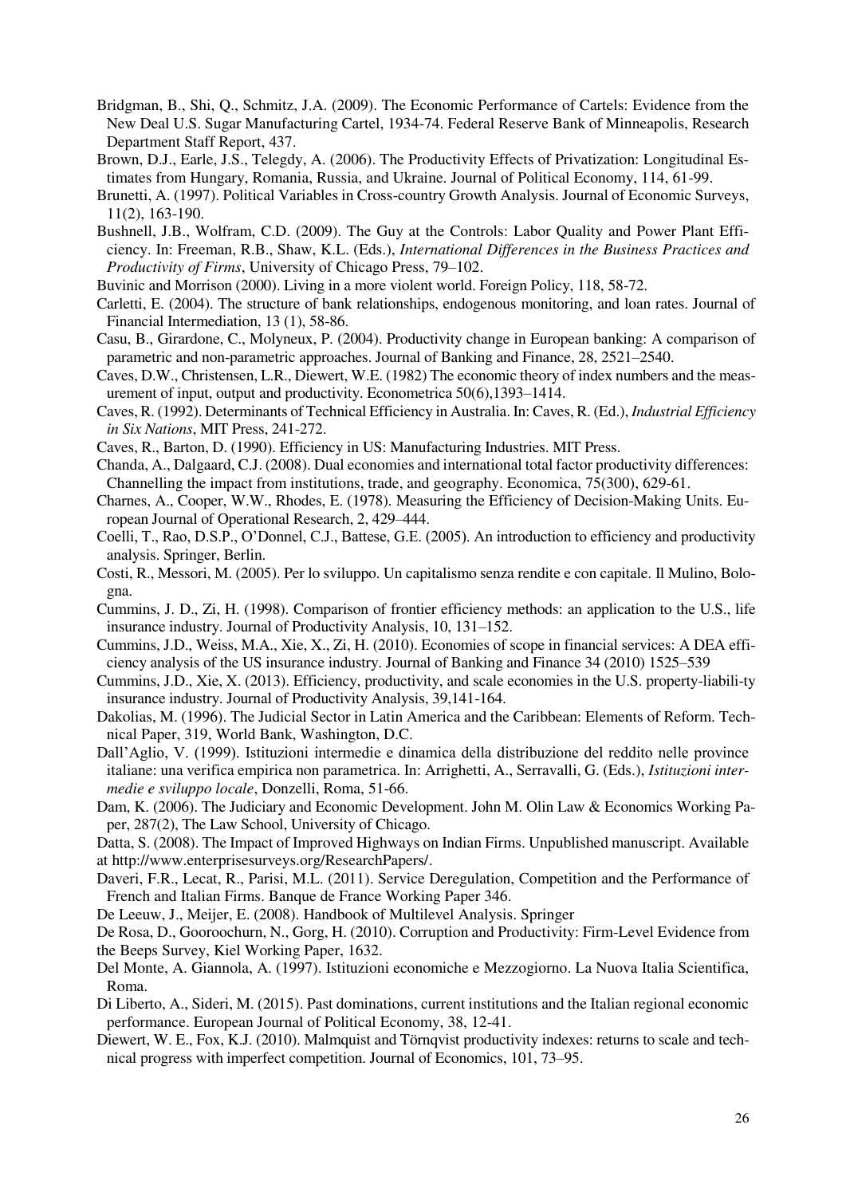Bridgman, B., Shi, Q., Schmitz, J.A. (2009). The Economic Performance of Cartels: Evidence from the New Deal U.S. Sugar Manufacturing Cartel, 1934-74. Federal Reserve Bank of Minneapolis, Research Department Staff Report, 437.

Brown, D.J., Earle, J.S., Telegdy, A. (2006). The Productivity Effects of Privatization: Longitudinal Estimates from Hungary, Romania, Russia, and Ukraine. Journal of Political Economy, 114, 61-99.

Brunetti, A. (1997). Political Variables in Cross-country Growth Analysis. Journal of Economic Surveys, 11(2), 163-190.

Bushnell, J.B., Wolfram, C.D. (2009). The Guy at the Controls: Labor Quality and Power Plant Efficiency. In: Freeman, R.B., Shaw, K.L. (Eds.), *International Differences in the Business Practices and Productivity of Firms*, University of Chicago Press, 79–102.

Buvinic and Morrison (2000). Living in a more violent world. Foreign Policy, 118, 58-72.

Carletti, E. (2004). The structure of bank relationships, endogenous monitoring, and loan rates. Journal of Financial Intermediation, 13 (1), 58-86.

Casu, B., Girardone, C., Molyneux, P. (2004). Productivity change in European banking: A comparison of parametric and non-parametric approaches. Journal of Banking and Finance, 28, 2521–2540.

Caves, D.W., Christensen, L.R., Diewert, W.E. (1982) The economic theory of index numbers and the measurement of input, output and productivity. Econometrica 50(6),1393–1414.

Caves, R. (1992). Determinants of Technical Efficiency in Australia. In: Caves, R. (Ed.), *Industrial Efficiency in Six Nations*, MIT Press, 241-272.

Caves, R., Barton, D. (1990). Efficiency in US: Manufacturing Industries. MIT Press.

Chanda, A., Dalgaard, C.J. (2008). Dual economies and international total factor productivity differences: Channelling the impact from institutions, trade, and geography. Economica, 75(300), 629-61.

Charnes, A., Cooper, W.W., Rhodes, E. (1978). Measuring the Efficiency of Decision-Making Units. European Journal of Operational Research, 2, 429–444.

Coelli, T., Rao, D.S.P., O'Donnel, C.J., Battese, G.E. (2005). An introduction to efficiency and productivity analysis. Springer, Berlin.

Costi, R., Messori, M. (2005). Per lo sviluppo. Un capitalismo senza rendite e con capitale. Il Mulino, Bologna.

Cummins, J. D., Zi, H. (1998). Comparison of frontier efficiency methods: an application to the U.S., life insurance industry. Journal of Productivity Analysis, 10, 131–152.

Cummins, J.D., Weiss, M.A., Xie, X., Zi, H. (2010). Economies of scope in financial services: A DEA efficiency analysis of the US insurance industry. Journal of Banking and Finance 34 (2010) 1525–539

Cummins, J.D., Xie, X. (2013). Efficiency, productivity, and scale economies in the U.S. property-liabili-ty insurance industry. Journal of Productivity Analysis, 39,141-164.

Dakolias, M. (1996). The Judicial Sector in Latin America and the Caribbean: Elements of Reform. Technical Paper, 319, World Bank, Washington, D.C.

Dall'Aglio, V. (1999). Istituzioni intermedie e dinamica della distribuzione del reddito nelle province italiane: una verifica empirica non parametrica. In: Arrighetti, A., Serravalli, G. (Eds.), *Istituzioni intermedie e sviluppo locale*, Donzelli, Roma, 51-66.

Dam, K. (2006). The Judiciary and Economic Development. John M. Olin Law & Economics Working Paper, 287(2), The Law School, University of Chicago.

Datta, S. (2008). The Impact of Improved Highways on Indian Firms. Unpublished manuscript. Available at http://www.enterprisesurveys.org/ResearchPapers/.

Daveri, F.R., Lecat, R., Parisi, M.L. (2011). Service Deregulation, Competition and the Performance of French and Italian Firms. Banque de France Working Paper 346.

De Leeuw, J., Meijer, E. (2008). Handbook of Multilevel Analysis. Springer

De Rosa, D., Gooroochurn, N., Gorg, H. (2010). Corruption and Productivity: Firm-Level Evidence from the Beeps Survey, Kiel Working Paper, 1632.

Del Monte, A. Giannola, A. (1997). Istituzioni economiche e Mezzogiorno. La Nuova Italia Scientifica, Roma.

Di Liberto, A., Sideri, M. (2015). Past dominations, current institutions and the Italian regional economic performance. European Journal of Political Economy, 38, 12-41.

Diewert, W. E., Fox, K.J. (2010). Malmquist and Törnqvist productivity indexes: returns to scale and technical progress with imperfect competition. Journal of Economics, 101, 73–95.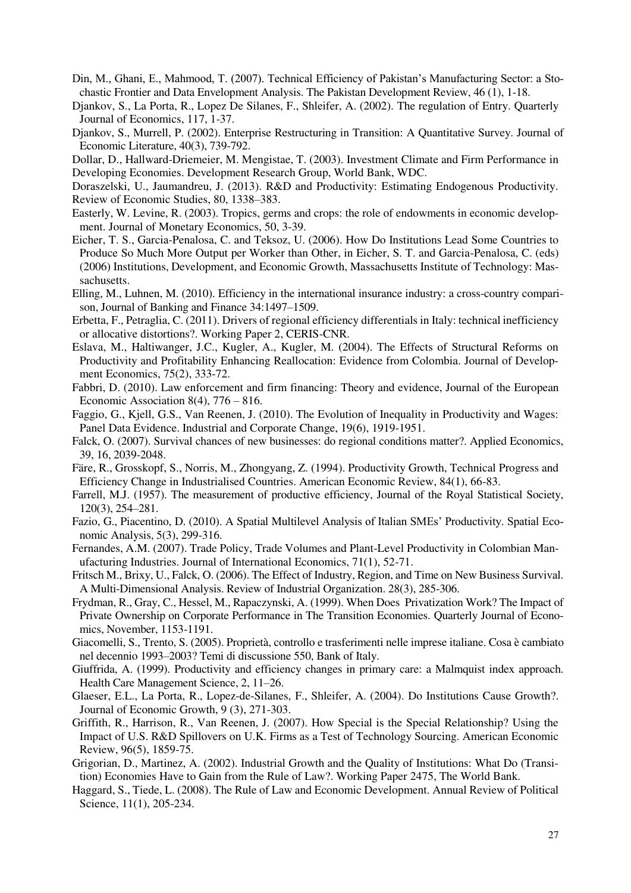Din, M., Ghani, E., Mahmood, T. (2007). Technical Efficiency of Pakistan's Manufacturing Sector: a Stochastic Frontier and Data Envelopment Analysis. The Pakistan Development Review, 46 (1), 1-18.

Djankov, S., La Porta, R., Lopez De Silanes, F., Shleifer, A. (2002). The regulation of Entry. Quarterly Journal of Economics, 117, 1-37.

Djankov, S., Murrell, P. (2002). Enterprise Restructuring in Transition: A Quantitative Survey. Journal of Economic Literature, 40(3), 739-792.

Dollar, D., Hallward-Driemeier, M. Mengistae, T. (2003). Investment Climate and Firm Performance in Developing Economies. Development Research Group, World Bank, WDC.

Doraszelski, U., Jaumandreu, J. (2013). R&D and Productivity: Estimating Endogenous Productivity. Review of Economic Studies, 80, 1338–383.

Easterly, W. Levine, R. (2003). Tropics, germs and crops: the role of endowments in economic development. Journal of Monetary Economics, 50, 3-39.

Eicher, T. S., Garcia-Penalosa, C. and Teksoz, U. (2006). How Do Institutions Lead Some Countries to Produce So Much More Output per Worker than Other, in Eicher, S. T. and Garcia-Penalosa, C. (eds) (2006) Institutions, Development, and Economic Growth, Massachusetts Institute of Technology: Massachusetts.

Elling, M., Luhnen, M. (2010). Efficiency in the international insurance industry: a cross-country comparison, Journal of Banking and Finance 34:1497–1509.

Erbetta, F., Petraglia, C. (2011). Drivers of regional efficiency differentials in Italy: technical inefficiency or allocative distortions?. Working Paper 2, CERIS-CNR.

Eslava, M., Haltiwanger, J.C., Kugler, A., Kugler, M. (2004). The Effects of Structural Reforms on Productivity and Profitability Enhancing Reallocation: Evidence from Colombia. Journal of Development Economics, 75(2), 333-72.

Fabbri, D. (2010). Law enforcement and firm financing: Theory and evidence, Journal of the European Economic Association 8(4), 776 – 816.

Faggio, G., Kjell, G.S., Van Reenen, J. (2010). The Evolution of Inequality in Productivity and Wages: Panel Data Evidence. Industrial and Corporate Change, 19(6), 1919-1951.

Falck, O. (2007). Survival chances of new businesses: do regional conditions matter?. Applied Economics, 39, 16, 2039-2048.

Färe, R., Grosskopf, S., Norris, M., Zhongyang, Z. (1994). Productivity Growth, Technical Progress and Efficiency Change in Industrialised Countries. American Economic Review, 84(1), 66-83.

Farrell, M.J. (1957). The measurement of productive efficiency, Journal of the Royal Statistical Society, 120(3), 254–281.

Fazio, G., Piacentino, D. (2010). A Spatial Multilevel Analysis of Italian SMEs' Productivity. Spatial Economic Analysis, 5(3), 299-316.

Fernandes, A.M. (2007). Trade Policy, Trade Volumes and Plant-Level Productivity in Colombian Manufacturing Industries. Journal of International Economics, 71(1), 52-71.

Fritsch M., Brixy, U., Falck, O. (2006). The Effect of Industry, Region, and Time on New Business Survival. A Multi-Dimensional Analysis. Review of Industrial Organization. 28(3), 285-306.

Frydman, R., Gray, C., Hessel, M., Rapaczynski, A. (1999). When Does Privatization Work? The Impact of Private Ownership on Corporate Performance in The Transition Economies. Quarterly Journal of Economics, November, 1153-1191.

Giacomelli, S., Trento, S. (2005). Proprietà, controllo e trasferimenti nelle imprese italiane. Cosa è cambiato nel decennio 1993–2003? Temi di discussione 550, Bank of Italy.

Giuffrida, A. (1999). Productivity and efficiency changes in primary care: a Malmquist index approach. Health Care Management Science, 2, 11–26.

Glaeser, E.L., La Porta, R., Lopez-de-Silanes, F., Shleifer, A. (2004). Do Institutions Cause Growth?. Journal of Economic Growth, 9 (3), 271-303.

Griffith, R., Harrison, R., Van Reenen, J. (2007). How Special is the Special Relationship? Using the Impact of U.S. R&D Spillovers on U.K. Firms as a Test of Technology Sourcing. American Economic Review, 96(5), 1859-75.

Grigorian, D., Martinez, A. (2002). Industrial Growth and the Quality of Institutions: What Do (Transition) Economies Have to Gain from the Rule of Law?. Working Paper 2475, The World Bank.

Haggard, S., Tiede, L. (2008). The Rule of Law and Economic Development. Annual Review of Political Science, 11(1), 205-234.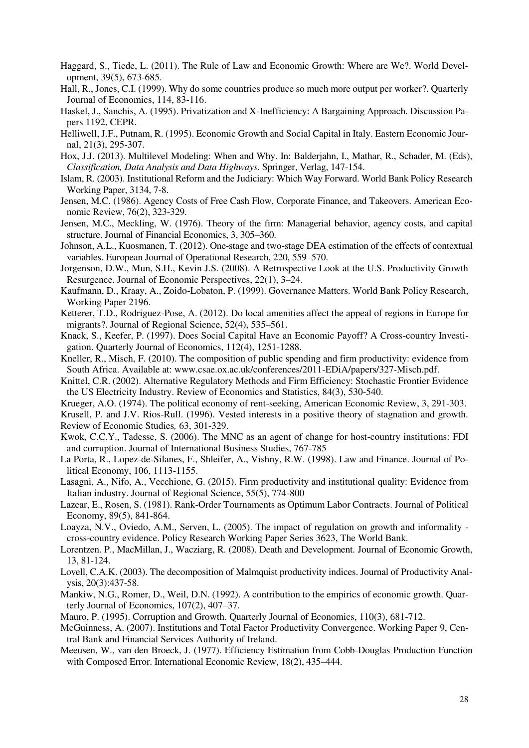Haggard, S., Tiede, L. (2011). The Rule of Law and Economic Growth: Where are We?. World Development, 39(5), 673-685.

Hall, R., Jones, C.I. (1999). Why do some countries produce so much more output per worker?. Quarterly Journal of Economics, 114, 83-116.

Haskel, J., Sanchis, A. (1995). Privatization and X-Inefficiency: A Bargaining Approach. Discussion Papers 1192, CEPR.

Helliwell, J.F., Putnam, R. (1995). Economic Growth and Social Capital in Italy. Eastern Economic Journal, 21(3), 295-307.

Hox, J.J. (2013). Multilevel Modeling: When and Why. In: Balderjahn, I., Mathar, R., Schader, M. (Eds), *Classification, Data Analysis and Data Highways*. Springer, Verlag, 147-154.

Islam, R. (2003). Institutional Reform and the Judiciary: Which Way Forward. World Bank Policy Research Working Paper, 3134, 7-8.

Jensen, M.C. (1986). Agency Costs of Free Cash Flow, Corporate Finance, and Takeovers. American Economic Review, 76(2), 323-329.

Jensen, M.C., Meckling, W. (1976). Theory of the firm: Managerial behavior, agency costs, and capital structure. Journal of Financial Economics, 3, 305–360.

Johnson, A.L., Kuosmanen, T. (2012). One-stage and two-stage DEA estimation of the effects of contextual variables. European Journal of Operational Research, 220, 559–570.

Jorgenson, D.W., Mun, S.H., Kevin J.S. (2008). A Retrospective Look at the U.S. Productivity Growth Resurgence. Journal of Economic Perspectives, 22(1), 3–24.

Kaufmann, D., Kraay, A., Zoido-Lobaton, P. (1999). Governance Matters. World Bank Policy Research, Working Paper 2196.

Ketterer, T.D., Rodriguez-Pose, A. (2012). Do local amenities affect the appeal of regions in Europe for migrants?. Journal of Regional Science, 52(4), 535–561.

Knack, S., Keefer, P. (1997). Does Social Capital Have an Economic Payoff? A Cross-country Investigation. Quarterly Journal of Economics, 112(4), 1251-1288.

Kneller, R., Misch, F. (2010). The composition of public spending and firm productivity: evidence from South Africa. Available at: www.csae.ox.ac.uk/conferences/2011-EDiA/papers/327-Misch.pdf.

Knittel, C.R. (2002). Alternative Regulatory Methods and Firm Efficiency: Stochastic Frontier Evidence the US Electricity Industry. Review of Economics and Statistics, 84(3), 530-540.

Krueger, A.O. (1974). The political economy of rent-seeking, American Economic Review, 3, 291-303.

Krusell, P. and J.V. Rios-Rull. (1996). Vested interests in a positive theory of stagnation and growth. Review of Economic Studies*,* 63, 301-329.

Kwok, C.C.Y., Tadesse, S. (2006). The MNC as an agent of change for host-country institutions: FDI and corruption. Journal of International Business Studies, 767-785

La Porta, R., Lopez-de-Silanes, F., Shleifer, A., Vishny, R.W. (1998). Law and Finance. Journal of Political Economy, 106, 1113-1155.

Lasagni, A., Nifo, A., Vecchione, G. (2015). Firm productivity and institutional quality: Evidence from Italian industry. Journal of Regional Science, 55(5), 774-800

Lazear, E., Rosen, S. (1981). Rank-Order Tournaments as Optimum Labor Contracts. Journal of Political Economy, 89(5), 841-864.

Loayza, N.V., Oviedo, A.M., Serven, L. (2005). The impact of regulation on growth and informality - cross-country evidence. Policy Research Working Paper Series 3623, The World Bank.

Lorentzen. P., MacMillan, J., Wacziarg, R. (2008). Death and Development. Journal of Economic Growth, 13, 81-124.

Lovell, C.A.K. (2003). The decomposition of Malmquist productivity indices. Journal of Productivity Analysis, 20(3):437-58.

Mankiw, N.G., Romer, D., Weil, D.N. (1992). A contribution to the empirics of economic growth. Quarterly Journal of Economics, 107(2), 407–37.

Mauro, P. (1995). Corruption and Growth. Quarterly Journal of Economics, 110(3), 681-712.

McGuinness, A. (2007). Institutions and Total Factor Productivity Convergence. Working Paper 9, Central Bank and Financial Services Authority of Ireland.

Meeusen, W., van den Broeck, J. (1977). Efficiency Estimation from Cobb-Douglas Production Function with Composed Error. International Economic Review, 18(2), 435–444.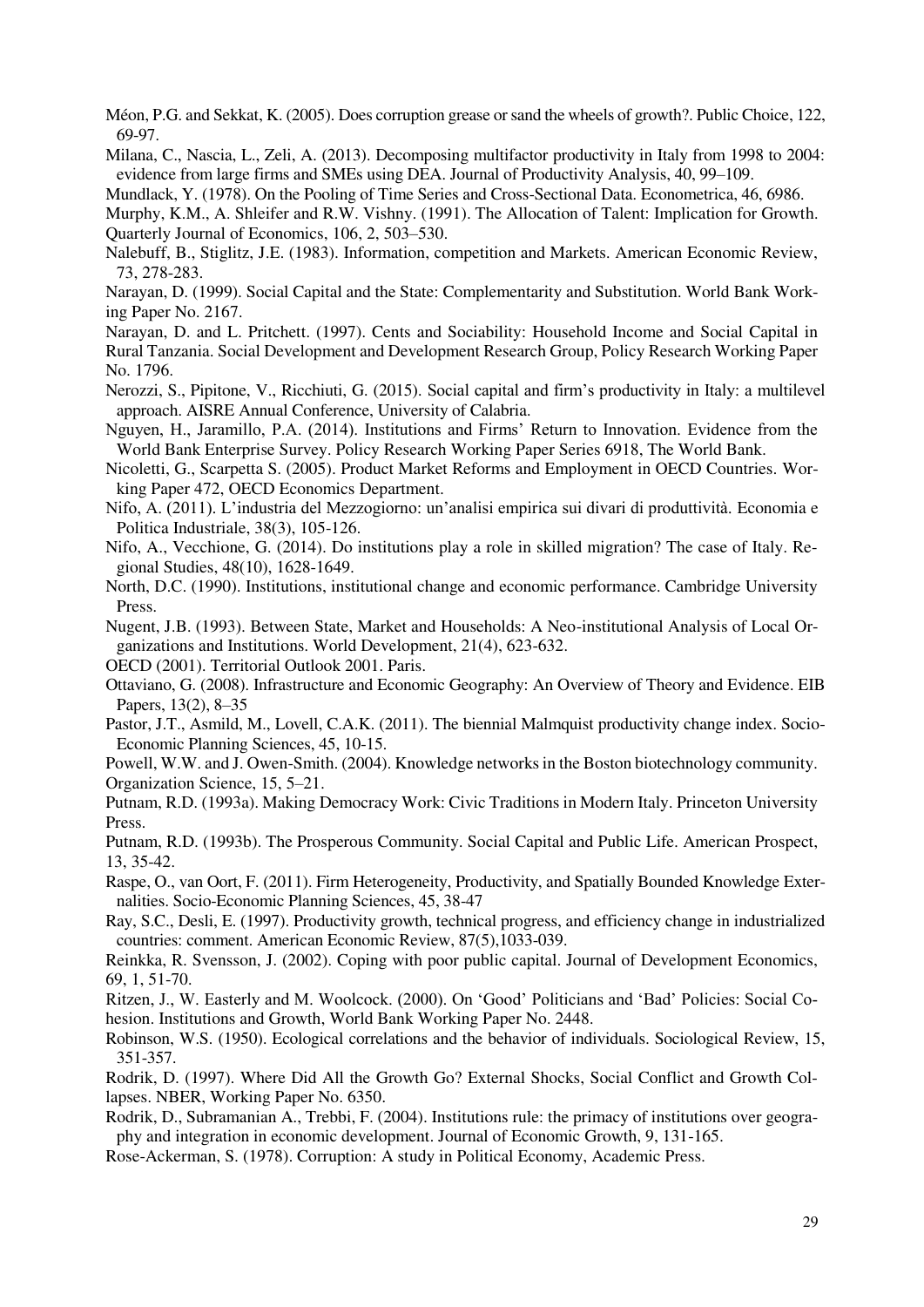Méon, P.G. and Sekkat, K. (2005). Does corruption grease or sand the wheels of growth?. Public Choice, 122, 69-97.

Milana, C., Nascia, L., Zeli, A. (2013). Decomposing multifactor productivity in Italy from 1998 to 2004: evidence from large firms and SMEs using DEA. Journal of Productivity Analysis, 40, 99–109.

Mundlack, Y. (1978). On the Pooling of Time Series and Cross-Sectional Data. Econometrica, 46, 6986.

Murphy, K.M., A. Shleifer and R.W. Vishny. (1991). The Allocation of Talent: Implication for Growth. Quarterly Journal of Economics, 106, 2, 503–530.

Nalebuff, B., Stiglitz, J.E. (1983). Information, competition and Markets. American Economic Review, 73, 278-283.

Narayan, D. (1999). Social Capital and the State: Complementarity and Substitution. World Bank Working Paper No. 2167.

Narayan, D. and L. Pritchett. (1997). Cents and Sociability: Household Income and Social Capital in Rural Tanzania. Social Development and Development Research Group, Policy Research Working Paper No. 1796.

Nerozzi, S., Pipitone, V., Ricchiuti, G. (2015). Social capital and firm's productivity in Italy: a multilevel approach. AISRE Annual Conference, University of Calabria.

Nguyen, H., Jaramillo, P.A. (2014). Institutions and Firms' Return to Innovation. Evidence from the World Bank Enterprise Survey. Policy Research Working Paper Series 6918, The World Bank.

Nicoletti, G., Scarpetta S. (2005). Product Market Reforms and Employment in OECD Countries. Working Paper 472, OECD Economics Department.

Nifo, A. (2011). L'industria del Mezzogiorno: un'analisi empirica sui divari di produttività. Economia e Politica Industriale, 38(3), 105-126.

Nifo, A., Vecchione, G. (2014). Do institutions play a role in skilled migration? The case of Italy. Regional Studies, 48(10), 1628-1649.

North, D.C. (1990). Institutions, institutional change and economic performance. Cambridge University Press.

Nugent, J.B. (1993). Between State, Market and Households: A Neo-institutional Analysis of Local Organizations and Institutions. World Development, 21(4), 623-632.

OECD (2001). Territorial Outlook 2001. Paris.

Ottaviano, G. (2008). Infrastructure and Economic Geography: An Overview of Theory and Evidence. EIB Papers, 13(2), 8–35

Pastor, J.T., Asmild, M., Lovell, C.A.K. (2011). The biennial Malmquist productivity change index. Socio-Economic Planning Sciences, 45, 10-15.

Powell, W.W. and J. Owen-Smith. (2004). Knowledge networks in the Boston biotechnology community. Organization Science, 15, 5–21.

Putnam, R.D. (1993a). Making Democracy Work: Civic Traditions in Modern Italy. Princeton University Press.

Putnam, R.D. (1993b). The Prosperous Community. Social Capital and Public Life. American Prospect, 13, 35-42.

Raspe, O., van Oort, F. (2011). Firm Heterogeneity, Productivity, and Spatially Bounded Knowledge Externalities. Socio-Economic Planning Sciences, 45, 38-47

Ray, S.C., Desli, E. (1997). Productivity growth, technical progress, and efficiency change in industrialized countries: comment. American Economic Review, 87(5),1033-039.

Reinkka, R. Svensson, J. (2002). Coping with poor public capital. Journal of Development Economics, 69, 1, 51-70.

Ritzen, J., W. Easterly and M. Woolcock. (2000). On 'Good' Politicians and 'Bad' Policies: Social Cohesion. Institutions and Growth, World Bank Working Paper No. 2448.

Robinson, W.S. (1950). Ecological correlations and the behavior of individuals. Sociological Review, 15, 351-357.

Rodrik, D. (1997). Where Did All the Growth Go? External Shocks, Social Conflict and Growth Collapses. NBER, Working Paper No. 6350.

Rodrik, D., Subramanian A., Trebbi, F. (2004). Institutions rule: the primacy of institutions over geography and integration in economic development. Journal of Economic Growth, 9, 131-165.

Rose-Ackerman, S. (1978). Corruption: A study in Political Economy, Academic Press.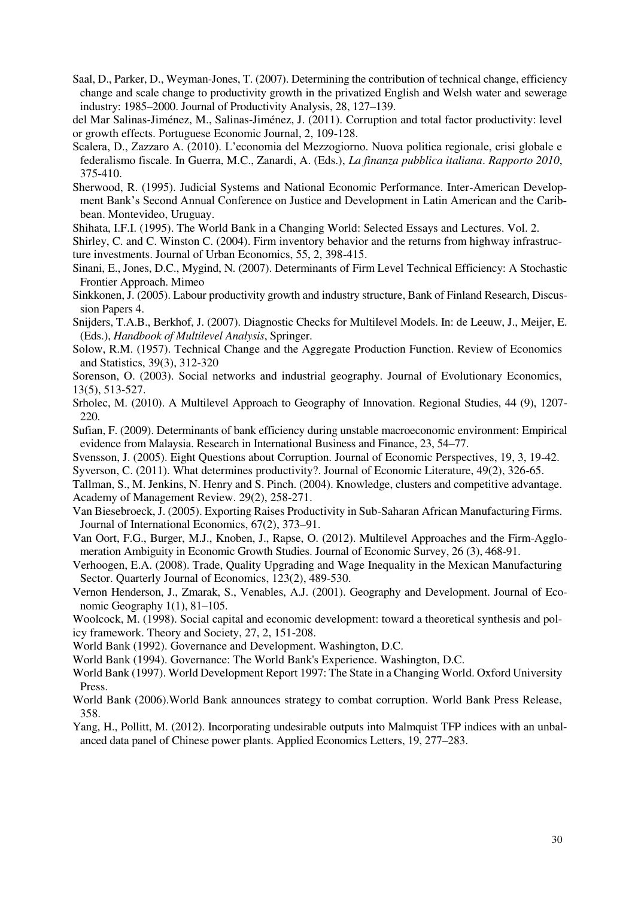Saal, D., Parker, D., Weyman-Jones, T. (2007). Determining the contribution of technical change, efficiency change and scale change to productivity growth in the privatized English and Welsh water and sewerage industry: 1985–2000. Journal of Productivity Analysis, 28, 127–139.

del Mar Salinas-Jiménez, M., Salinas-Jiménez, J. (2011). Corruption and total factor productivity: level or growth effects. Portuguese Economic Journal, 2, 109-128.

Scalera, D., Zazzaro A. (2010). L'economia del Mezzogiorno. Nuova politica regionale, crisi globale e federalismo fiscale. In Guerra, M.C., Zanardi, A. (Eds.), *La finanza pubblica italiana*. *Rapporto 2010*, 375-410.

Sherwood, R. (1995). Judicial Systems and National Economic Performance. Inter-American Development Bank's Second Annual Conference on Justice and Development in Latin American and the Caribbean. Montevideo, Uruguay.

Shihata, I.F.I. (1995). The World Bank in a Changing World: Selected Essays and Lectures. Vol. 2.

Shirley, C. and C. Winston C. (2004). Firm inventory behavior and the returns from highway infrastructure investments. Journal of Urban Economics, 55, 2, 398-415.

Sinani, E., Jones, D.C., Mygind, N. (2007). Determinants of Firm Level Technical Efficiency: A Stochastic Frontier Approach. Mimeo

Sinkkonen, J. (2005). Labour productivity growth and industry structure, Bank of Finland Research, Discussion Papers 4.

Snijders, T.A.B., Berkhof, J. (2007). Diagnostic Checks for Multilevel Models. In: de Leeuw, J., Meijer, E. (Eds.), *Handbook of Multilevel Analysis*, Springer.

Solow, R.M. (1957). Technical Change and the Aggregate Production Function. Review of Economics and Statistics, 39(3), 312-320

Sorenson, O. (2003). Social networks and industrial geography. Journal of Evolutionary Economics, 13(5), 513-527.

Srholec, M. (2010). A Multilevel Approach to Geography of Innovation. Regional Studies, 44 (9), 1207-220.

Sufian, F. (2009). Determinants of bank efficiency during unstable macroeconomic environment: Empirical evidence from Malaysia. Research in International Business and Finance, 23, 54–77.

Svensson, J. (2005). Eight Questions about Corruption. Journal of Economic Perspectives, 19, 3, 19-42.

Syverson, C. (2011). What determines productivity?. Journal of Economic Literature, 49(2), 326-65.

Tallman, S., M. Jenkins, N. Henry and S. Pinch. (2004). Knowledge, clusters and competitive advantage. Academy of Management Review. 29(2), 258-271.

Van Biesebroeck, J. (2005). Exporting Raises Productivity in Sub-Saharan African Manufacturing Firms. Journal of International Economics, 67(2), 373–91.

Van Oort, F.G., Burger, M.J., Knoben, J., Rapse, O. (2012). Multilevel Approaches and the Firm-Agglomeration Ambiguity in Economic Growth Studies. Journal of Economic Survey, 26 (3), 468-91.

Verhoogen, E.A. (2008). Trade, Quality Upgrading and Wage Inequality in the Mexican Manufacturing Sector. Quarterly Journal of Economics, 123(2), 489-530.

Vernon Henderson, J., Zmarak, S., Venables, A.J. (2001). Geography and Development. Journal of Economic Geography 1(1), 81–105.

Woolcock, M. (1998). Social capital and economic development: toward a theoretical synthesis and policy framework. Theory and Society, 27, 2, 151-208.

World Bank (1992). Governance and Development. Washington, D.C.

World Bank (1994). Governance: The World Bank's Experience. Washington, D.C.

World Bank (1997). World Development Report 1997: The State in a Changing World. Oxford University Press.

World Bank (2006).World Bank announces strategy to combat corruption. World Bank Press Release, 358.

Yang, H., Pollitt, M. (2012). Incorporating undesirable outputs into Malmquist TFP indices with an unbalanced data panel of Chinese power plants. Applied Economics Letters, 19, 277–283.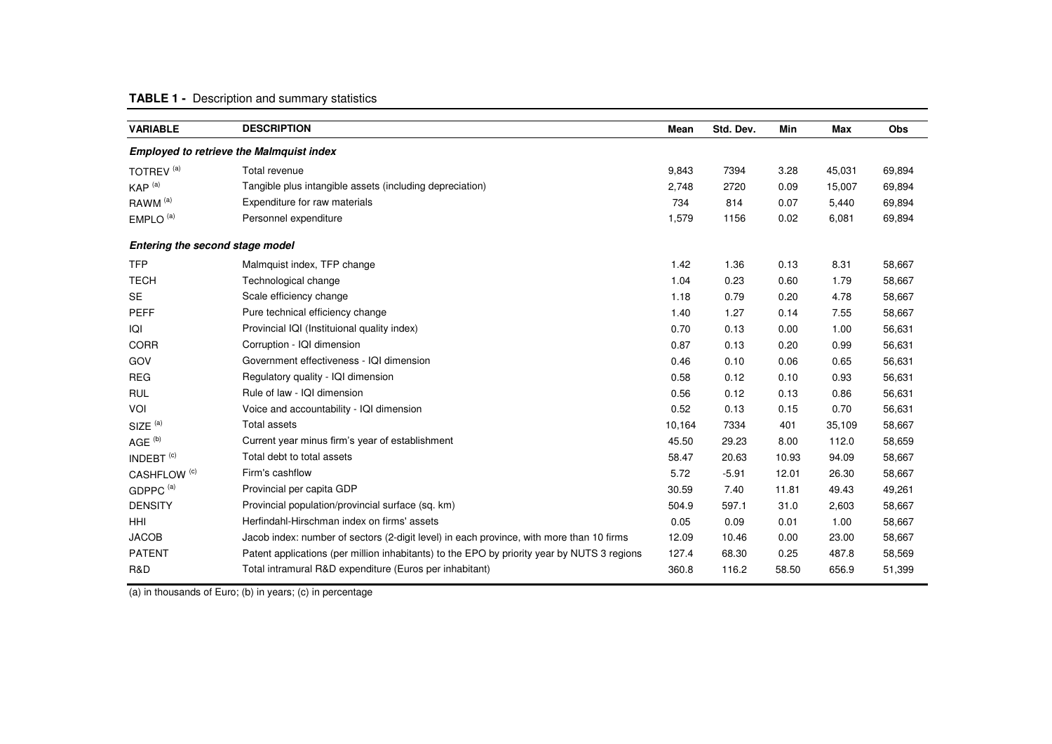**TABLE 1 -** Description and summary statistics

| VARIABLE | DESCRIPTION | Mean | Std. Dev. | Min | Max | Obs |
|---|---|---|---|---|---|---|
| ***Employed to retrieve the Malmquist index*** | | | | | | |
| TOTREV [(a)] | Total revenue | 9,843 | 7394 | 3.28 | 45,031 | 69,894 |
| KAP [(a)] | Tangible plus intangible assets (including depreciation) | 2,748 | 2720 | 0.09 | 15,007 | 69,894 |
| RAWM [(a)] | Expenditure for raw materials | 734 | 814 | 0.07 | 5,440 | 69,894 |
| EMPLO [(a)] | Personnel expenditure | 1,579 | 1156 | 0.02 | 6,081 | 69,894 |
| ***Entering the second stage model*** | | | | | | |
| TFP | Malmquist index, TFP change | 1.42 | 1.36 | 0.13 | 8.31 | 58,667 |
| TECH | Technological change | 1.04 | 0.23 | 0.60 | 1.79 | 58,667 |
| SE | Scale efficiency change | 1.18 | 0.79 | 0.20 | 4.78 | 58,667 |
| PEFF | Pure technical efficiency change | 1.40 | 1.27 | 0.14 | 7.55 | 58,667 |
| IQI | Provincial IQI (Instituional quality index) | 0.70 | 0.13 | 0.00 | 1.00 | 56,631 |
| CORR | Corruption - IQI dimension | 0.87 | 0.13 | 0.20 | 0.99 | 56,631 |
| GOV | Government effectiveness - IQI dimension | 0.46 | 0.10 | 0.06 | 0.65 | 56,631 |
| REG | Regulatory quality - IQI dimension | 0.58 | 0.12 | 0.10 | 0.93 | 56,631 |
| RUL | Rule of law - IQI dimension | 0.56 | 0.12 | 0.13 | 0.86 | 56,631 |
| VOI | Voice and accountability - IQI dimension | 0.52 | 0.13 | 0.15 | 0.70 | 56,631 |
| SIZE [(a)] | Total assets | 10,164 | 7334 | 401 | 35,109 | 58,667 |
| AGE [(b)] | Current year minus firm's year of establishment | 45.50 | 29.23 | 8.00 | 112.0 | 58,659 |
| INDEBT [(c)] | Total debt to total assets | 58.47 | 20.63 | 10.93 | 94.09 | 58,667 |
| CASHFLOW [(c)] | Firm's cashflow | 5.72 | -5.91 | 12.01 | 26.30 | 58,667 |
| GDPPC [(a)] | Provincial per capita GDP | 30.59 | 7.40 | 11.81 | 49.43 | 49,261 |
| DENSITY | Provincial population/provincial surface (sq. km) | 504.9 | 597.1 | 31.0 | 2,603 | 58,667 |
| HHI | Herfindahl-Hirschman index on firms' assets | 0.05 | 0.09 | 0.01 | 1.00 | 58,667 |
| JACOB | Jacob index: number of sectors (2-digit level) in each province, with more than 10 firms | 12.09 | 10.46 | 0.00 | 23.00 | 58,667 |
| PATENT | Patent applications (per million inhabitants) to the EPO by priority year by NUTS 3 regions | 127.4 | 68.30 | 0.25 | 487.8 | 58,569 |
| R&D | Total intramural R&D expenditure (Euros per inhabitant) | 360.8 | 116.2 | 58.50 | 656.9 | 51,399 |

(a) in thousands of Euro; (b) in years; (c) in percentage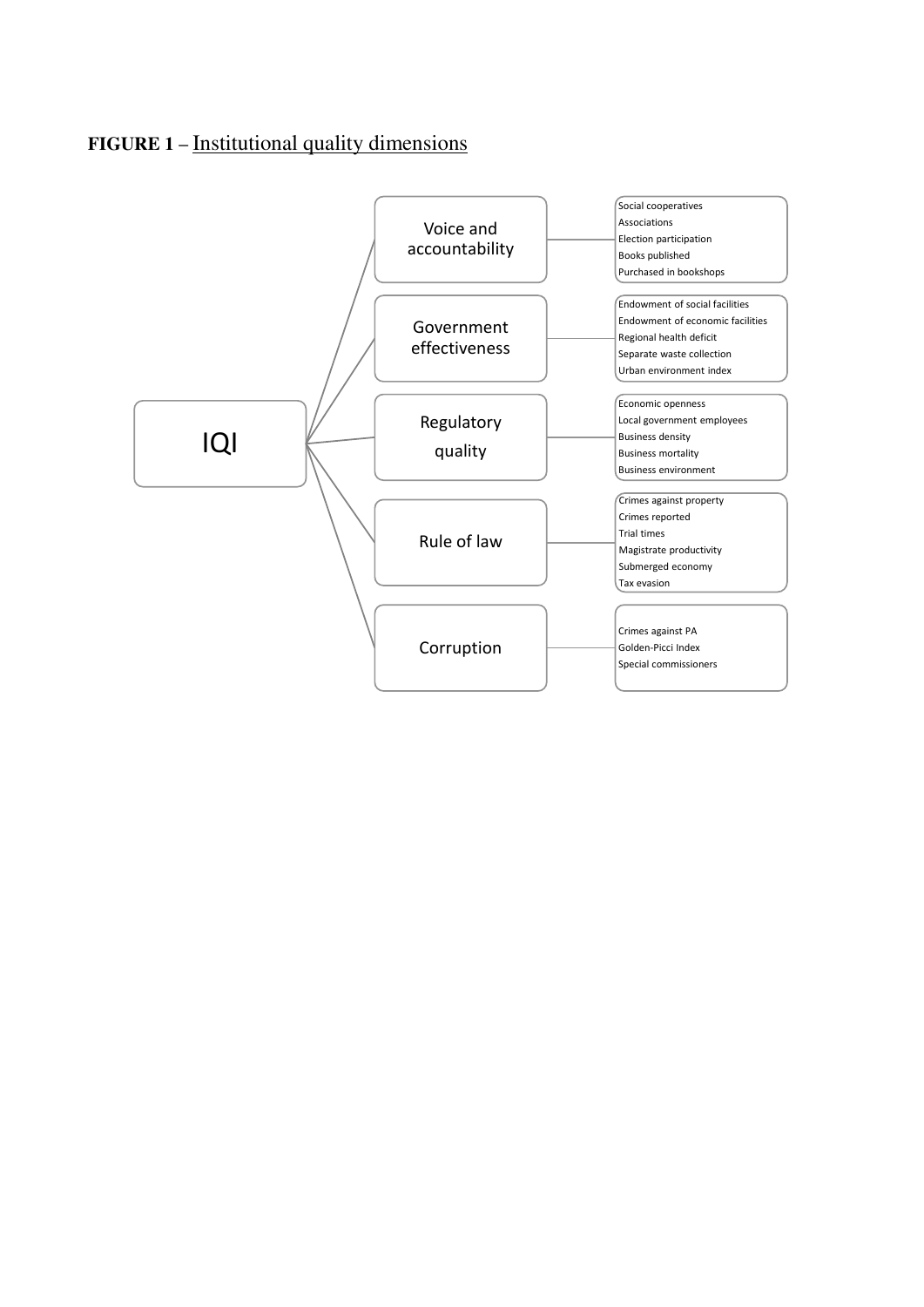**FIGURE 1** – Institutional quality dimensions

- IQI
  - Voice and accountability
    - Social cooperatives
    - Associations
    - Election participation
    - Books published
    - Purchased in bookshops
  - Government effectiveness
    - Endowment of social facilities
    - Endowment of economic facilities
    - Regional health deficit
    - Separate waste collection
    - Urban environment index
  - Regulatory quality
    - Economic openness
    - Local government employees
    - Business density
    - Business mortality
    - Business environment
  - Rule of law
    - Crimes against property
    - Crimes reported
    - Trial times
    - Magistrate productivity
    - Submerged economy
    - Tax evasion
  - Corruption
    - Crimes against PA
    - Golden-Picci Index
    - Special commissioners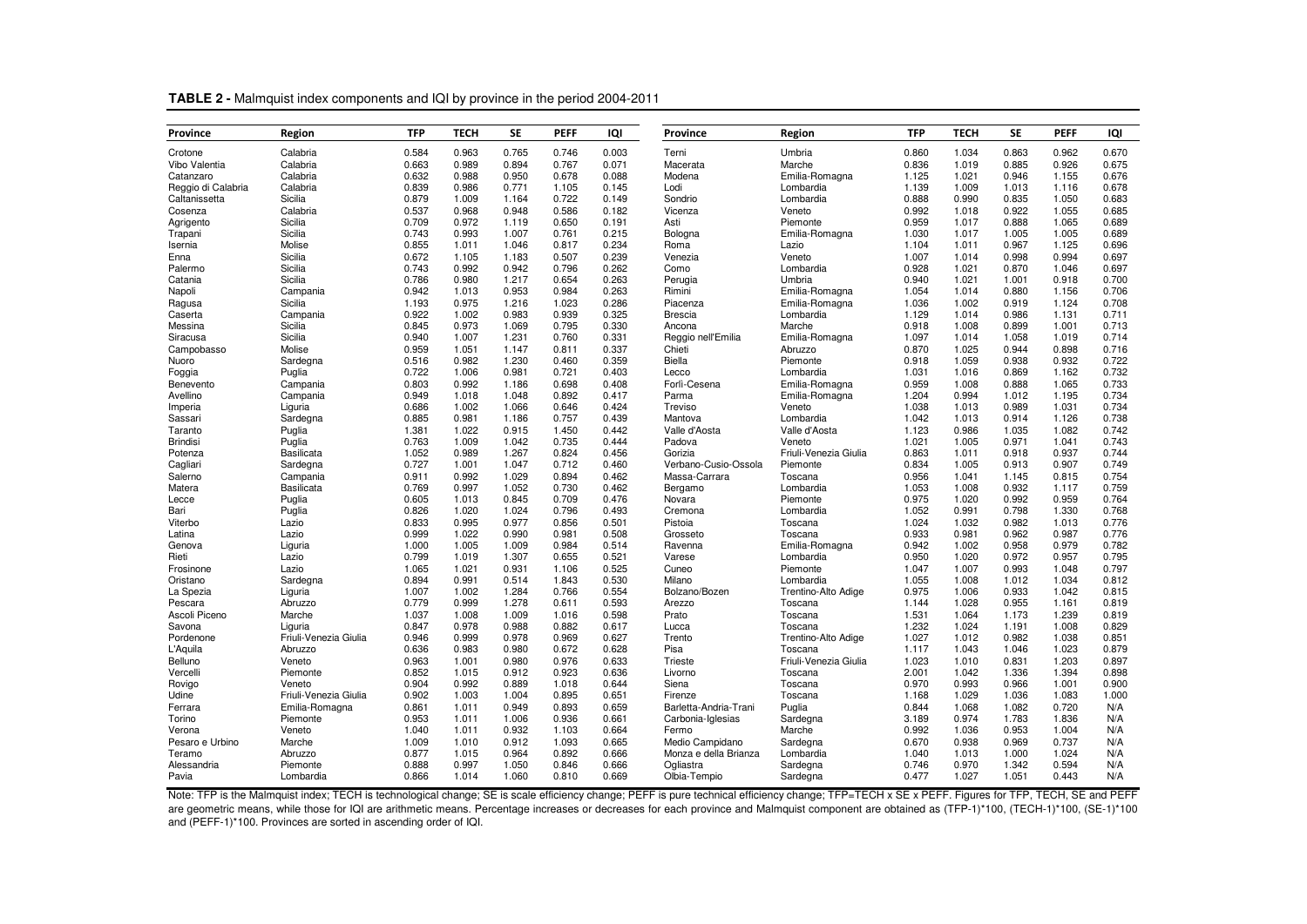**TABLE 2 -** Malmquist index components and IQI by province in the period 2004-2011

| Province | Region | TFP | TECH | SE | PEFF | IQI | Province | Region | TFP | TECH | SE | PEFF | IQI |
|---|---|---|---|---|---|---|---|---|---|---|---|---|---|
| Crotone | Calabria | 0.584 | 0.963 | 0.765 | 0.746 | 0.003 | Terni | Umbria | 0.860 | 1.034 | 0.863 | 0.962 | 0.670 |
| Vibo Valentia | Calabria | 0.663 | 0.989 | 0.894 | 0.767 | 0.071 | Macerata | Marche | 0.836 | 1.019 | 0.885 | 0.926 | 0.675 |
| Catanzaro | Calabria | 0.632 | 0.988 | 0.950 | 0.678 | 0.088 | Modena | Emilia-Romagna | 1.125 | 1.021 | 0.946 | 1.155 | 0.676 |
| Reggio di Calabria | Calabria | 0.839 | 0.986 | 0.771 | 1.105 | 0.145 | Lodi | Lombardia | 1.139 | 1.009 | 1.013 | 1.116 | 0.678 |
| Caltanissetta | Sicilia | 0.879 | 1.009 | 1.164 | 0.722 | 0.149 | Sondrio | Lombardia | 0.888 | 0.990 | 0.835 | 1.050 | 0.683 |
| Cosenza | Calabria | 0.537 | 0.968 | 0.948 | 0.586 | 0.182 | Vicenza | Veneto | 0.992 | 1.018 | 0.922 | 1.055 | 0.685 |
| Agrigento | Sicilia | 0.709 | 0.972 | 1.119 | 0.650 | 0.191 | Asti | Piemonte | 0.959 | 1.017 | 0.888 | 1.065 | 0.689 |
| Trapani | Sicilia | 0.743 | 0.993 | 1.007 | 0.761 | 0.215 | Bologna | Emilia-Romagna | 1.030 | 1.017 | 1.005 | 1.005 | 0.689 |
| Isernia | Molise | 0.855 | 1.011 | 1.046 | 0.817 | 0.234 | Roma | Lazio | 1.104 | 1.011 | 0.967 | 1.125 | 0.696 |
| Enna | Sicilia | 0.672 | 1.105 | 1.183 | 0.507 | 0.239 | Venezia | Veneto | 1.007 | 1.014 | 0.998 | 0.994 | 0.697 |
| Palermo | Sicilia | 0.743 | 0.992 | 0.942 | 0.796 | 0.262 | Como | Lombardia | 0.928 | 1.021 | 0.870 | 1.046 | 0.697 |
| Catania | Sicilia | 0.786 | 0.980 | 1.217 | 0.654 | 0.263 | Perugia | Umbria | 0.940 | 1.021 | 1.001 | 0.918 | 0.700 |
| Napoli | Campania | 0.942 | 1.013 | 0.953 | 0.984 | 0.263 | Rimini | Emilia-Romagna | 1.054 | 1.014 | 0.880 | 1.156 | 0.706 |
| Ragusa | Sicilia | 1.193 | 0.975 | 1.216 | 1.023 | 0.286 | Piacenza | Emilia-Romagna | 1.036 | 1.002 | 0.919 | 1.124 | 0.708 |
| Caserta | Campania | 0.922 | 1.002 | 0.983 | 0.939 | 0.325 | Brescia | Lombardia | 1.129 | 1.014 | 0.986 | 1.131 | 0.711 |
| Messina | Sicilia | 0.845 | 0.973 | 1.069 | 0.795 | 0.330 | Ancona | Marche | 0.918 | 1.008 | 0.899 | 1.001 | 0.713 |
| Siracusa | Sicilia | 0.940 | 1.007 | 1.231 | 0.760 | 0.331 | Reggio nell'Emilia | Emilia-Romagna | 1.097 | 1.014 | 1.058 | 1.019 | 0.714 |
| Campobasso | Molise | 0.959 | 1.051 | 1.147 | 0.811 | 0.337 | Chieti | Abruzzo | 0.870 | 1.025 | 0.944 | 0.898 | 0.716 |
| Nuoro | Sardegna | 0.516 | 0.982 | 1.230 | 0.460 | 0.359 | Biella | Piemonte | 0.918 | 1.059 | 0.938 | 0.932 | 0.722 |
| Foggia | Puglia | 0.722 | 1.006 | 0.981 | 0.721 | 0.403 | Lecco | Lombardia | 1.031 | 1.016 | 0.869 | 1.162 | 0.732 |
| Benevento | Campania | 0.803 | 0.992 | 1.186 | 0.698 | 0.408 | Forlì-Cesena | Emilia-Romagna | 0.959 | 1.008 | 0.888 | 1.065 | 0.733 |
| Avellino | Campania | 0.949 | 1.018 | 1.048 | 0.892 | 0.417 | Parma | Emilia-Romagna | 1.204 | 0.994 | 1.012 | 1.195 | 0.734 |
| Imperia | Liguria | 0.686 | 1.002 | 1.066 | 0.646 | 0.424 | Treviso | Veneto | 1.038 | 1.013 | 0.989 | 1.031 | 0.734 |
| Sassari | Sardegna | 0.885 | 0.981 | 1.186 | 0.757 | 0.439 | Mantova | Lombardia | 1.042 | 1.013 | 0.914 | 1.126 | 0.738 |
| Taranto | Puglia | 1.381 | 1.022 | 0.915 | 1.450 | 0.442 | Valle d'Aosta | Valle d'Aosta | 1.123 | 0.986 | 1.035 | 1.082 | 0.742 |
| Brindisi | Puglia | 0.763 | 1.009 | 1.042 | 0.735 | 0.444 | Padova | Veneto | 1.021 | 1.005 | 0.971 | 1.041 | 0.743 |
| Potenza | Basilicata | 1.052 | 0.989 | 1.267 | 0.824 | 0.456 | Gorizia | Friuli-Venezia Giulia | 0.863 | 1.011 | 0.918 | 0.937 | 0.744 |
| Cagliari | Sardegna | 0.727 | 1.001 | 1.047 | 0.712 | 0.460 | Verbano-Cusio-Ossola | Piemonte | 0.834 | 1.005 | 0.913 | 0.907 | 0.749 |
| Salerno | Campania | 0.911 | 0.992 | 1.029 | 0.894 | 0.462 | Massa-Carrara | Toscana | 0.956 | 1.041 | 1.145 | 0.815 | 0.754 |
| Matera | Basilicata | 0.769 | 0.997 | 1.052 | 0.730 | 0.462 | Bergamo | Lombardia | 1.053 | 1.008 | 0.932 | 1.117 | 0.759 |
| Lecce | Puglia | 0.605 | 1.013 | 0.845 | 0.709 | 0.476 | Novara | Piemonte | 0.975 | 1.020 | 0.992 | 0.959 | 0.764 |
| Bari | Puglia | 0.826 | 1.020 | 1.024 | 0.796 | 0.493 | Cremona | Lombardia | 1.052 | 0.991 | 0.798 | 1.330 | 0.768 |
| Viterbo | Lazio | 0.833 | 0.995 | 0.977 | 0.856 | 0.501 | Pistoia | Toscana | 1.024 | 1.032 | 0.982 | 1.013 | 0.776 |
| Latina | Lazio | 0.999 | 1.022 | 0.990 | 0.981 | 0.508 | Grosseto | Toscana | 0.933 | 0.981 | 0.962 | 0.987 | 0.776 |
| Genova | Liguria | 1.000 | 1.005 | 1.009 | 0.984 | 0.514 | Ravenna | Emilia-Romagna | 0.942 | 1.002 | 0.958 | 0.979 | 0.782 |
| Rieti | Lazio | 0.799 | 1.019 | 1.307 | 0.655 | 0.521 | Varese | Lombardia | 0.950 | 1.020 | 0.972 | 0.957 | 0.795 |
| Frosinone | Lazio | 1.065 | 1.021 | 0.931 | 1.106 | 0.525 | Cuneo | Piemonte | 1.047 | 1.007 | 0.993 | 1.048 | 0.797 |
| Oristano | Sardegna | 0.894 | 0.991 | 0.514 | 1.843 | 0.530 | Milano | Lombardia | 1.055 | 1.008 | 1.012 | 1.034 | 0.812 |
| La Spezia | Liguria | 1.007 | 1.002 | 1.284 | 0.766 | 0.554 | Bolzano/Bozen | Trentino-Alto Adige | 0.975 | 1.006 | 0.933 | 1.042 | 0.815 |
| Pescara | Abruzzo | 0.779 | 0.999 | 1.278 | 0.611 | 0.593 | Arezzo | Toscana | 1.144 | 1.028 | 0.955 | 1.161 | 0.819 |
| Ascoli Piceno | Marche | 1.037 | 1.008 | 1.009 | 1.016 | 0.598 | Prato | Toscana | 1.531 | 1.064 | 1.173 | 1.239 | 0.819 |
| Savona | Liguria | 0.847 | 0.978 | 0.988 | 0.882 | 0.617 | Lucca | Toscana | 1.232 | 1.024 | 1.191 | 1.008 | 0.829 |
| Pordenone | Friuli-Venezia Giulia | 0.946 | 0.999 | 0.978 | 0.969 | 0.627 | Trento | Trentino-Alto Adige | 1.027 | 1.012 | 0.982 | 1.038 | 0.851 |
| L'Aquila | Abruzzo | 0.636 | 0.983 | 0.980 | 0.672 | 0.628 | Pisa | Toscana | 1.117 | 1.043 | 1.046 | 1.023 | 0.879 |
| Belluno | Veneto | 0.963 | 1.001 | 0.980 | 0.976 | 0.633 | Trieste | Friuli-Venezia Giulia | 1.023 | 1.010 | 0.831 | 1.203 | 0.897 |
| Vercelli | Piemonte | 0.852 | 1.015 | 0.912 | 0.923 | 0.636 | Livorno | Toscana | 2.001 | 1.042 | 1.336 | 1.394 | 0.898 |
| Rovigo | Veneto | 0.904 | 0.992 | 0.889 | 1.018 | 0.644 | Siena | Toscana | 0.970 | 0.993 | 0.966 | 1.001 | 0.900 |
| Udine | Friuli-Venezia Giulia | 0.902 | 1.003 | 1.004 | 0.895 | 0.651 | Firenze | Toscana | 1.168 | 1.029 | 1.036 | 1.083 | 1.000 |
| Ferrara | Emilia-Romagna | 0.861 | 1.011 | 0.949 | 0.893 | 0.659 | Barletta-Andria-Trani | Puglia | 0.844 | 1.068 | 1.082 | 0.720 | N/A |
| Torino | Piemonte | 0.953 | 1.011 | 1.006 | 0.936 | 0.661 | Carbonia-Iglesias | Sardegna | 3.189 | 0.974 | 1.783 | 1.836 | N/A |
| Verona | Veneto | 1.040 | 1.011 | 0.932 | 1.103 | 0.664 | Fermo | Marche | 0.992 | 1.036 | 0.953 | 1.004 | N/A |
| Pesaro e Urbino | Marche | 1.009 | 1.010 | 0.912 | 1.093 | 0.665 | Medio Campidano | Sardegna | 0.670 | 0.938 | 0.969 | 0.737 | N/A |
| Teramo | Abruzzo | 0.877 | 1.015 | 0.964 | 0.892 | 0.666 | Monza e della Brianza | Lombardia | 1.040 | 1.013 | 1.000 | 1.024 | N/A |
| Alessandria | Piemonte | 0.888 | 0.997 | 1.050 | 0.846 | 0.666 | Ogliastra | Sardegna | 0.746 | 0.970 | 1.342 | 0.594 | N/A |
| Pavia | Lombardia | 0.866 | 1.014 | 1.060 | 0.810 | 0.669 | Olbia-Tempio | Sardegna | 0.477 | 1.027 | 1.051 | 0.443 | N/A |

Note: TFP is the Malmquist index; TECH is technological change; SE is scale efficiency change; PEFF is pure technical efficiency change; TFP=TECH x SE x PEFF. Figures for TFP, TECH, SE and PEFF are geometric means, while those for IQI are arithmetic means. Percentage increases or decreases for each province and Malmquist component are obtained as (TFP-1)*100, (TECH-1)*100, (SE-1)*100 and (PEFF-1)*100. Provinces are sorted in ascending order of IQI.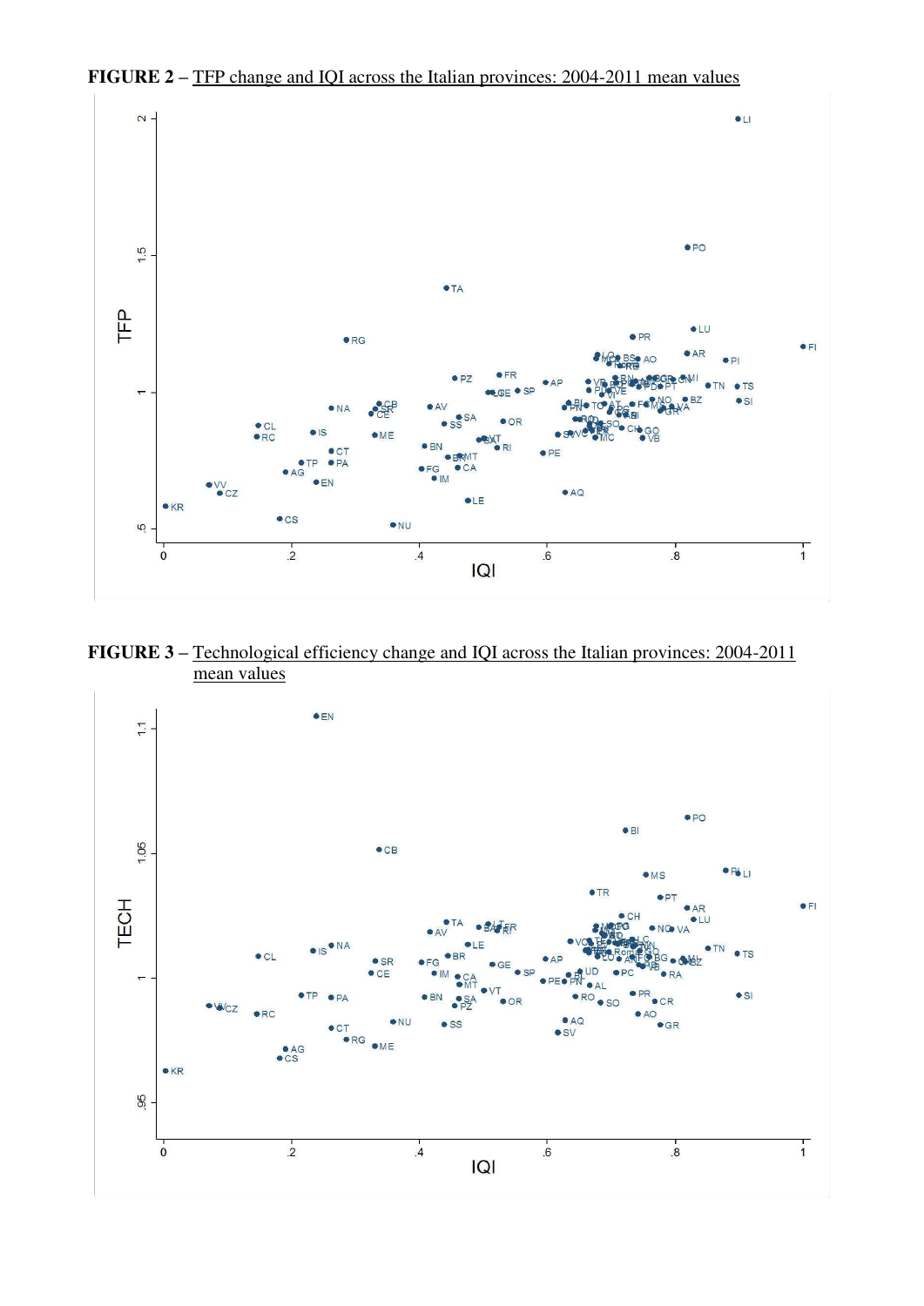**FIGURE 2** – Technological efficiency change and IQI across the Italian provinces: 2004-2011 mean values

**FIGURE 2** – TFP change and IQI across the Italian provinces: 2004-2011 mean values

**FIGURE 3** – Technological efficiency change and IQI across the Italian provinces: 2004-2011 mean values

**FIGURE 2** – TFP change and IQI across the Italian provinces: 2004-2011 mean values

**FIGURE 3** – Technological efficiency change and IQI across the Italian provinces: 2004-2011 mean values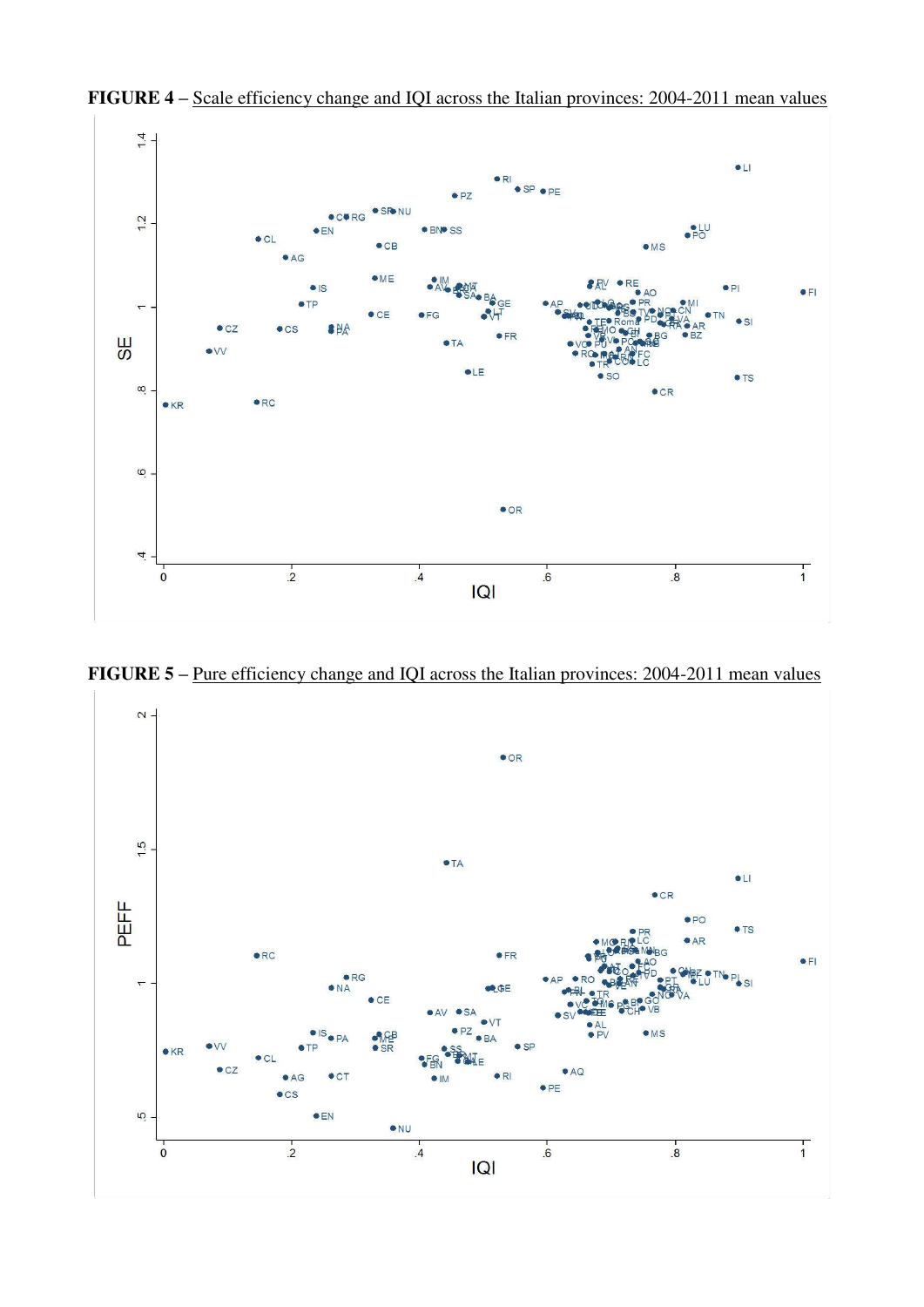**FIGURE 4 –** Scale efficiency change and IQI across the Italian provinces: 2004-2011 mean values

**FIGURE 5 –** Pure efficiency change and IQI across the Italian provinces: 2004-2011 mean values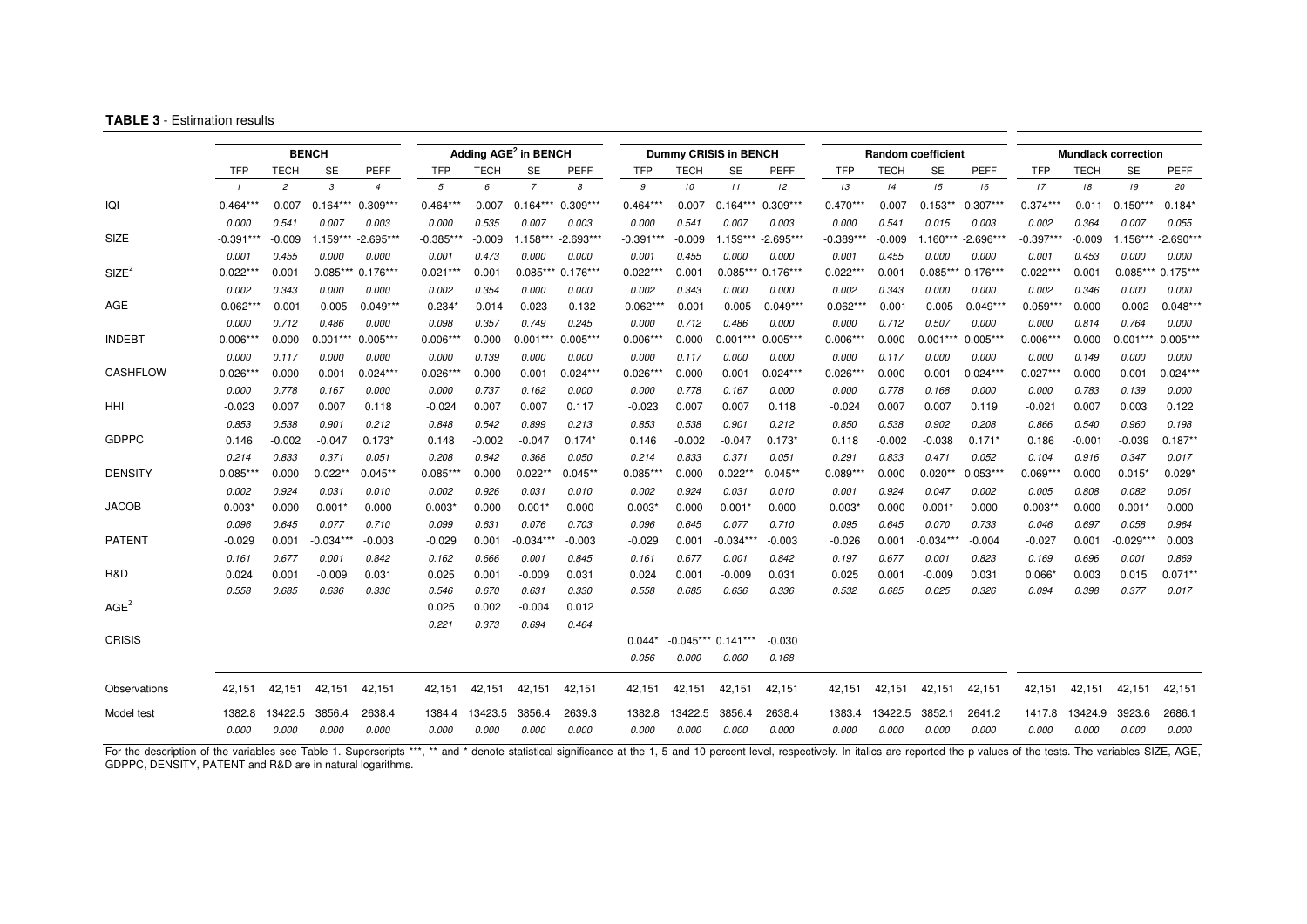**TABLE 3** - Estimation results

| | BENCH | | | | Adding $AGE^2$ in BENCH | | | | Dummy CRISIS in BENCH | | | | Random coefficient | | | | Mundlack correction | | | |
|---|---|---|---|---|---|---|---|---|---|---|---|---|---|---|---|---|---|---|---|---|
| | TFP | TECH | SE | PEFF | TFP | TECH | SE | PEFF | TFP | TECH | SE | PEFF | TFP | TECH | SE | PEFF | TFP | TECH | SE | PEFF |
| | *1* | *2* | *3* | *4* | *5* | *6* | *7* | *8* | *9* | *10* | *11* | *12* | *13* | *14* | *15* | *16* | *17* | *18* | *19* | *20* |
| IQI | 0.464*** | -0.007 | 0.164*** | 0.309*** | 0.464*** | -0.007 | 0.164*** | 0.309*** | 0.464*** | -0.007 | 0.164*** | 0.309*** | 0.470*** | -0.007 | 0.153** | 0.307*** | 0.374*** | -0.011 | 0.150*** | 0.184* |
| | *0.000* | *0.541* | *0.007* | *0.003* | *0.000* | *0.535* | *0.007* | *0.003* | *0.000* | *0.541* | *0.007* | *0.003* | *0.000* | *0.541* | *0.015* | *0.003* | *0.002* | *0.364* | *0.007* | *0.055* |
| SIZE | -0.391*** | -0.009 | 1.159*** | -2.695*** | -0.385*** | -0.009 | 1.158*** | -2.693*** | -0.391*** | -0.009 | 1.159*** | -2.695*** | -0.389*** | -0.009 | 1.160*** | -2.696*** | -0.397*** | -0.009 | 1.156*** | -2.690*** |
| | *0.001* | *0.455* | *0.000* | *0.000* | *0.001* | *0.473* | *0.000* | *0.000* | *0.001* | *0.455* | *0.000* | *0.000* | *0.001* | *0.455* | *0.000* | *0.000* | *0.001* | *0.453* | *0.000* | *0.000* |
| $SIZE^2$ | 0.022*** | 0.001 | -0.085*** | 0.176*** | 0.021*** | 0.001 | -0.085*** | 0.176*** | 0.022*** | 0.001 | -0.085*** | 0.176*** | 0.022*** | 0.001 | -0.085*** | 0.176*** | 0.022*** | 0.001 | -0.085*** | 0.175*** |
| | *0.002* | *0.343* | *0.000* | *0.000* | *0.002* | *0.354* | *0.000* | *0.000* | *0.002* | *0.343* | *0.000* | *0.000* | *0.002* | *0.343* | *0.000* | *0.000* | *0.002* | *0.346* | *0.000* | *0.000* |
| AGE | -0.062*** | -0.001 | -0.005 | -0.049*** | -0.234* | -0.014 | 0.023 | -0.132 | -0.062*** | -0.001 | -0.005 | -0.049*** | -0.062*** | -0.001 | -0.005 | -0.049*** | -0.059*** | 0.000 | -0.002 | -0.048*** |
| | *0.000* | *0.712* | *0.486* | *0.000* | *0.098* | *0.357* | *0.749* | *0.245* | *0.000* | *0.712* | *0.486* | *0.000* | *0.000* | *0.712* | *0.507* | *0.000* | *0.000* | *0.814* | *0.764* | *0.000* |
| INDEBT | 0.006*** | 0.000 | 0.001*** | 0.005*** | 0.006*** | 0.000 | 0.001*** | 0.005*** | 0.006*** | 0.000 | 0.001*** | 0.005*** | 0.006*** | 0.000 | 0.001*** | 0.005*** | 0.006*** | 0.000 | 0.001*** | 0.005*** |
| | *0.000* | *0.117* | *0.000* | *0.000* | *0.000* | *0.139* | *0.000* | *0.000* | *0.000* | *0.117* | *0.000* | *0.000* | *0.000* | *0.117* | *0.000* | *0.000* | *0.000* | *0.149* | *0.000* | *0.000* |
| CASHFLOW | 0.026*** | 0.000 | 0.001 | 0.024*** | 0.026*** | 0.000 | 0.001 | 0.024*** | 0.026*** | 0.000 | 0.001 | 0.024*** | 0.026*** | 0.000 | 0.001 | 0.024*** | 0.027*** | 0.000 | 0.001 | 0.024*** |
| | *0.000* | *0.778* | *0.167* | *0.000* | *0.000* | *0.737* | *0.162* | *0.000* | *0.000* | *0.778* | *0.167* | *0.000* | *0.000* | *0.778* | *0.168* | *0.000* | *0.000* | *0.783* | *0.139* | *0.000* |
| HHI | -0.023 | 0.007 | 0.007 | 0.118 | -0.024 | 0.007 | 0.007 | 0.117 | -0.023 | 0.007 | 0.007 | 0.118 | -0.024 | 0.007 | 0.007 | 0.119 | -0.021 | 0.007 | 0.003 | 0.122 |
| | *0.853* | *0.538* | *0.901* | *0.212* | *0.848* | *0.542* | *0.899* | *0.213* | *0.853* | *0.538* | *0.901* | *0.212* | *0.850* | *0.538* | *0.902* | *0.208* | *0.866* | *0.540* | *0.960* | *0.198* |
| GDPPC | 0.146 | -0.002 | -0.047 | 0.173* | 0.148 | -0.002 | -0.047 | 0.174* | 0.146 | -0.002 | -0.047 | 0.173* | 0.118 | -0.002 | -0.038 | 0.171* | 0.186 | -0.001 | -0.039 | 0.187** |
| | *0.214* | *0.833* | *0.371* | *0.051* | *0.208* | *0.842* | *0.368* | *0.050* | *0.214* | *0.833* | *0.371* | *0.051* | *0.291* | *0.833* | *0.471* | *0.052* | *0.104* | *0.916* | *0.347* | *0.017* |
| DENSITY | 0.085*** | 0.000 | 0.022** | 0.045** | 0.085*** | 0.000 | 0.022** | 0.045** | 0.085*** | 0.000 | 0.022** | 0.045** | 0.089*** | 0.000 | 0.020** | 0.053*** | 0.069*** | 0.000 | 0.015* | 0.029* |
| | *0.002* | *0.924* | *0.031* | *0.010* | *0.002* | *0.926* | *0.031* | *0.010* | *0.002* | *0.924* | *0.031* | *0.010* | *0.001* | *0.924* | *0.047* | *0.002* | *0.005* | *0.808* | *0.082* | *0.061* |
| JACOB | 0.003* | 0.000 | 0.001* | 0.000 | 0.003* | 0.000 | 0.001* | 0.000 | 0.003* | 0.000 | 0.001* | 0.000 | 0.003* | 0.000 | 0.001* | 0.000 | 0.003** | 0.000 | 0.001* | 0.000 |
| | *0.096* | *0.645* | *0.077* | *0.710* | *0.099* | *0.631* | *0.076* | *0.703* | *0.096* | *0.645* | *0.077* | *0.710* | *0.095* | *0.645* | *0.070* | *0.733* | *0.046* | *0.697* | *0.058* | *0.964* |
| PATENT | -0.029 | 0.001 | -0.034*** | -0.003 | -0.029 | 0.001 | -0.034*** | -0.003 | -0.029 | 0.001 | -0.034*** | -0.003 | -0.026 | 0.001 | -0.034*** | -0.004 | -0.027 | 0.001 | -0.029*** | 0.003 |
| | *0.161* | *0.677* | *0.001* | *0.842* | *0.162* | *0.666* | *0.001* | *0.845* | *0.161* | *0.677* | *0.001* | *0.842* | *0.197* | *0.677* | *0.001* | *0.823* | *0.169* | *0.696* | *0.001* | *0.869* |
| R&D | 0.024 | 0.001 | -0.009 | 0.031 | 0.025 | 0.001 | -0.009 | 0.031 | 0.024 | 0.001 | -0.009 | 0.031 | 0.025 | 0.001 | -0.009 | 0.031 | 0.066* | 0.003 | 0.015 | 0.071** |
| | *0.558* | *0.685* | *0.636* | *0.336* | *0.546* | *0.670* | *0.631* | *0.330* | *0.558* | *0.685* | *0.636* | *0.336* | *0.532* | *0.685* | *0.625* | *0.326* | *0.094* | *0.398* | *0.377* | *0.017* |
| $AGE^2$ | | | | | 0.025 | 0.002 | -0.004 | 0.012 | | | | | | | | | | | | |
| | | | | | *0.221* | *0.373* | *0.694* | *0.464* | | | | | | | | | | | | |
| CRISIS | | | | | | | | | 0.044* | -0.045*** | 0.141*** | -0.030 | | | | | | | | |
| | | | | | | | | | *0.056* | *0.000* | *0.000* | *0.168* | | | | | | | | |
| Observations | 42,151 | 42,151 | 42,151 | 42,151 | 42,151 | 42,151 | 42,151 | 42,151 | 42,151 | 42,151 | 42,151 | 42,151 | 42,151 | 42,151 | 42,151 | 42,151 | 42,151 | 42,151 | 42,151 | 42,151 |
| Model test | 1382.8 | 13422.5 | 3856.4 | 2638.4 | 1384.4 | 13423.5 | 3856.4 | 2639.3 | 1382.8 | 13422.5 | 3856.4 | 2638.4 | 1383.4 | 13422.5 | 3852.1 | 2641.2 | 1417.8 | 13424.9 | 3923.6 | 2686.1 |
| | *0.000* | *0.000* | *0.000* | *0.000* | *0.000* | *0.000* | *0.000* | *0.000* | *0.000* | *0.000* | *0.000* | *0.000* | *0.000* | *0.000* | *0.000* | *0.000* | *0.000* | *0.000* | *0.000* | *0.000* |

For the description of the variables see Table 1. Superscripts ***, ** and * denote statistical significance at the 1, 5 and 10 percent level, respectively. In italics are reported the p-values of the tests. The variables SIZE, AGE, GDPPC, DENSITY, PATENT and R&D are in natural logarithms.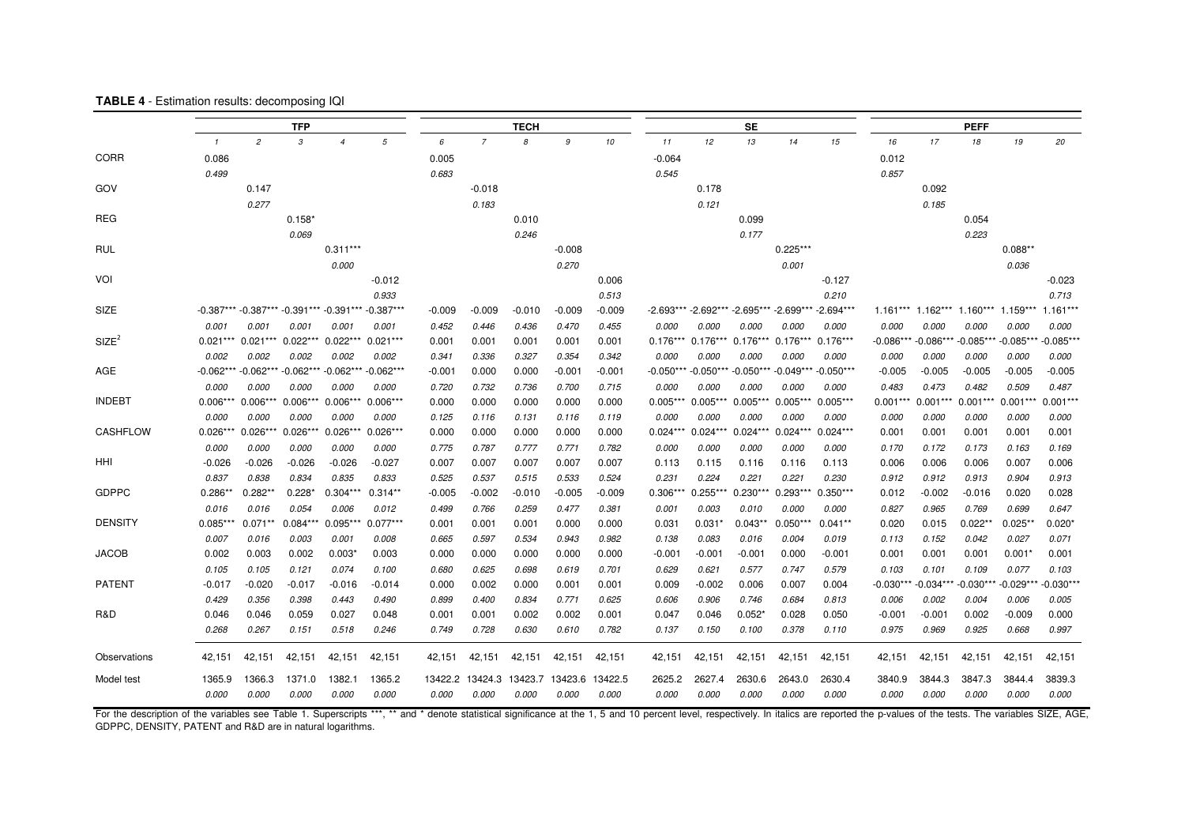**TABLE 4** - Estimation results: decomposing IQI

| | TFP | | | | | TECH | | | | | SE | | | | | PEFF | | | | |
|---|---|---|---|---|---|---|---|---|---|---|---|---|---|---|---|---|---|---|---|---|
| | *1* | *2* | *3* | *4* | *5* | *6* | *7* | *8* | *9* | *10* | *11* | *12* | *13* | *14* | *15* | *16* | *17* | *18* | *19* | *20* |
| CORR | 0.086 | | | | | 0.005 | | | | | -0.064 | | | | | 0.012 | | | | |
| | *0.499* | | | | | *0.683* | | | | | *0.545* | | | | | *0.857* | | | | |
| GOV | | 0.147 | | | | | -0.018 | | | | | 0.178 | | | | | 0.092 | | | |
| | | *0.277* | | | | | *0.183* | | | | | *0.121* | | | | | *0.185* | | | |
| REG | | | 0.158* | | | | | 0.010 | | | | | 0.099 | | | | | 0.054 | | |
| | | | *0.069* | | | | | *0.246* | | | | | *0.177* | | | | | *0.223* | | |
| RUL | | | | 0.311*** | | | | | -0.008 | | | | | 0.225*** | | | | | 0.088** | |
| | | | | *0.000* | | | | | *0.270* | | | | | *0.001* | | | | | *0.036* | |
| VOI | | | | | -0.012 | | | | | 0.006 | | | | | -0.127 | | | | | -0.023 |
| | | | | | *0.933* | | | | | *0.513* | | | | | *0.210* | | | | | *0.713* |
| SIZE | -0.387*** | -0.387*** | -0.391*** | -0.391*** | -0.387*** | -0.009 | -0.009 | -0.010 | -0.009 | -0.009 | -2.693*** | -2.692*** | -2.695*** | -2.699*** | -2.694*** | 1.161*** | 1.162*** | 1.160*** | 1.159*** | 1.161*** |
| | *0.001* | *0.001* | *0.001* | *0.001* | *0.001* | *0.452* | *0.446* | *0.436* | *0.470* | *0.455* | *0.000* | *0.000* | *0.000* | *0.000* | *0.000* | *0.000* | *0.000* | *0.000* | *0.000* | *0.000* |
| $SIZE^2$ | 0.021*** | 0.021*** | 0.022*** | 0.022*** | 0.021*** | 0.001 | 0.001 | 0.001 | 0.001 | 0.001 | 0.176*** | 0.176*** | 0.176*** | 0.176*** | 0.176*** | -0.086*** | -0.086*** | -0.085*** | -0.085*** | -0.085*** |
| | *0.002* | *0.002* | *0.002* | *0.002* | *0.002* | *0.341* | *0.336* | *0.327* | *0.354* | *0.342* | *0.000* | *0.000* | *0.000* | *0.000* | *0.000* | *0.000* | *0.000* | *0.000* | *0.000* | *0.000* |
| AGE | -0.062*** | -0.062*** | -0.062*** | -0.062*** | -0.062*** | -0.001 | 0.000 | 0.000 | -0.001 | -0.001 | -0.050*** | -0.050*** | -0.050*** | -0.049*** | -0.050*** | -0.005 | -0.005 | -0.005 | -0.005 | -0.005 |
| | *0.000* | *0.000* | *0.000* | *0.000* | *0.000* | *0.720* | *0.732* | *0.736* | *0.700* | *0.715* | *0.000* | *0.000* | *0.000* | *0.000* | *0.000* | *0.483* | *0.473* | *0.482* | *0.509* | *0.487* |
| INDEBT | 0.006*** | 0.006*** | 0.006*** | 0.006*** | 0.006*** | 0.000 | 0.000 | 0.000 | 0.000 | 0.000 | 0.005*** | 0.005*** | 0.005*** | 0.005*** | 0.005*** | 0.001*** | 0.001*** | 0.001*** | 0.001*** | 0.001*** |
| | *0.000* | *0.000* | *0.000* | *0.000* | *0.000* | *0.125* | *0.116* | *0.131* | *0.116* | *0.119* | *0.000* | *0.000* | *0.000* | *0.000* | *0.000* | *0.000* | *0.000* | *0.000* | *0.000* | *0.000* |
| CASHFLOW | 0.026*** | 0.026*** | 0.026*** | 0.026*** | 0.026*** | 0.000 | 0.000 | 0.000 | 0.000 | 0.000 | 0.024*** | 0.024*** | 0.024*** | 0.024*** | 0.024*** | 0.001 | 0.001 | 0.001 | 0.001 | 0.001 |
| | *0.000* | *0.000* | *0.000* | *0.000* | *0.000* | *0.775* | *0.787* | *0.777* | *0.771* | *0.782* | *0.000* | *0.000* | *0.000* | *0.000* | *0.000* | *0.170* | *0.172* | *0.173* | *0.163* | *0.169* |
| HHI | -0.026 | -0.026 | -0.026 | -0.026 | -0.027 | 0.007 | 0.007 | 0.007 | 0.007 | 0.007 | 0.113 | 0.115 | 0.116 | 0.116 | 0.113 | 0.006 | 0.006 | 0.006 | 0.007 | 0.006 |
| | *0.837* | *0.838* | *0.834* | *0.835* | *0.833* | *0.525* | *0.537* | *0.515* | *0.533* | *0.524* | *0.231* | *0.224* | *0.221* | *0.221* | *0.230* | *0.912* | *0.912* | *0.913* | *0.904* | *0.913* |
| GDPPC | 0.286** | 0.282** | 0.228* | 0.304*** | 0.314** | -0.005 | -0.002 | -0.010 | -0.005 | -0.009 | 0.306*** | 0.255*** | 0.230*** | 0.293*** | 0.350*** | 0.012 | -0.002 | -0.016 | 0.020 | 0.028 |
| | *0.016* | *0.016* | *0.054* | *0.006* | *0.012* | *0.499* | *0.766* | *0.259* | *0.477* | *0.381* | *0.001* | *0.003* | *0.010* | *0.000* | *0.000* | *0.827* | *0.965* | *0.769* | *0.699* | *0.647* |
| DENSITY | 0.085*** | 0.071** | 0.084*** | 0.095*** | 0.077*** | 0.001 | 0.001 | 0.001 | 0.000 | 0.000 | 0.031 | 0.031* | 0.043** | 0.050*** | 0.041** | 0.020 | 0.015 | 0.022** | 0.025** | 0.020* |
| | *0.007* | *0.016* | *0.003* | *0.001* | *0.008* | *0.665* | *0.597* | *0.534* | *0.943* | *0.982* | *0.138* | *0.083* | *0.016* | *0.004* | *0.019* | *0.113* | *0.152* | *0.042* | *0.027* | *0.071* |
| JACOB | 0.002 | 0.003 | 0.002 | 0.003* | 0.003 | 0.000 | 0.000 | 0.000 | 0.000 | 0.000 | -0.001 | -0.001 | -0.001 | 0.000 | -0.001 | 0.001 | 0.001 | 0.001 | 0.001* | 0.001 |
| | *0.105* | *0.105* | *0.121* | *0.074* | *0.100* | *0.680* | *0.625* | *0.698* | *0.619* | *0.701* | *0.629* | *0.621* | *0.577* | *0.747* | *0.579* | *0.103* | *0.101* | *0.109* | *0.077* | *0.103* |
| PATENT | -0.017 | -0.020 | -0.017 | -0.016 | -0.014 | 0.000 | 0.002 | 0.000 | 0.001 | 0.001 | 0.009 | -0.002 | 0.006 | 0.007 | 0.004 | -0.030*** | -0.034*** | -0.030*** | -0.029*** | -0.030*** |
| | *0.429* | *0.356* | *0.398* | *0.443* | *0.490* | *0.899* | *0.400* | *0.834* | *0.771* | *0.625* | *0.606* | *0.906* | *0.746* | *0.684* | *0.813* | *0.006* | *0.002* | *0.004* | *0.006* | *0.005* |
| R&D | 0.046 | 0.046 | 0.059 | 0.027 | 0.048 | 0.001 | 0.001 | 0.002 | 0.002 | 0.001 | 0.047 | 0.046 | 0.052* | 0.028 | 0.050 | -0.001 | -0.001 | 0.002 | -0.009 | 0.000 |
| | *0.268* | *0.267* | *0.151* | *0.518* | *0.246* | *0.749* | *0.728* | *0.630* | *0.610* | *0.782* | *0.137* | *0.150* | *0.100* | *0.378* | *0.110* | *0.975* | *0.969* | *0.925* | *0.668* | *0.997* |
| Observations | 42,151 | 42,151 | 42,151 | 42,151 | 42,151 | 42,151 | 42,151 | 42,151 | 42,151 | 42,151 | 42,151 | 42,151 | 42,151 | 42,151 | 42,151 | 42,151 | 42,151 | 42,151 | 42,151 | 42,151 |
| Model test | 1365.9 | 1366.3 | 1371.0 | 1382.1 | 1365.2 | 13422.2 | 13424.3 | 13423.7 | 13423.6 | 13422.5 | 2625.2 | 2627.4 | 2630.6 | 2643.0 | 2630.4 | 3840.9 | 3844.3 | 3847.3 | 3844.4 | 3839.3 |
| | *0.000* | *0.000* | *0.000* | *0.000* | *0.000* | *0.000* | *0.000* | *0.000* | *0.000* | *0.000* | *0.000* | *0.000* | *0.000* | *0.000* | *0.000* | *0.000* | *0.000* | *0.000* | *0.000* | *0.000* |

For the description of the variables see Table 1. Superscripts ***, ** and * denote statistical significance at the 1, 5 and 10 percent level, respectively. In italics are reported the p-values of the tests. The variables SIZE, AGE, GDPPC, DENSITY, PATENT and R&D are in natural logarithms.